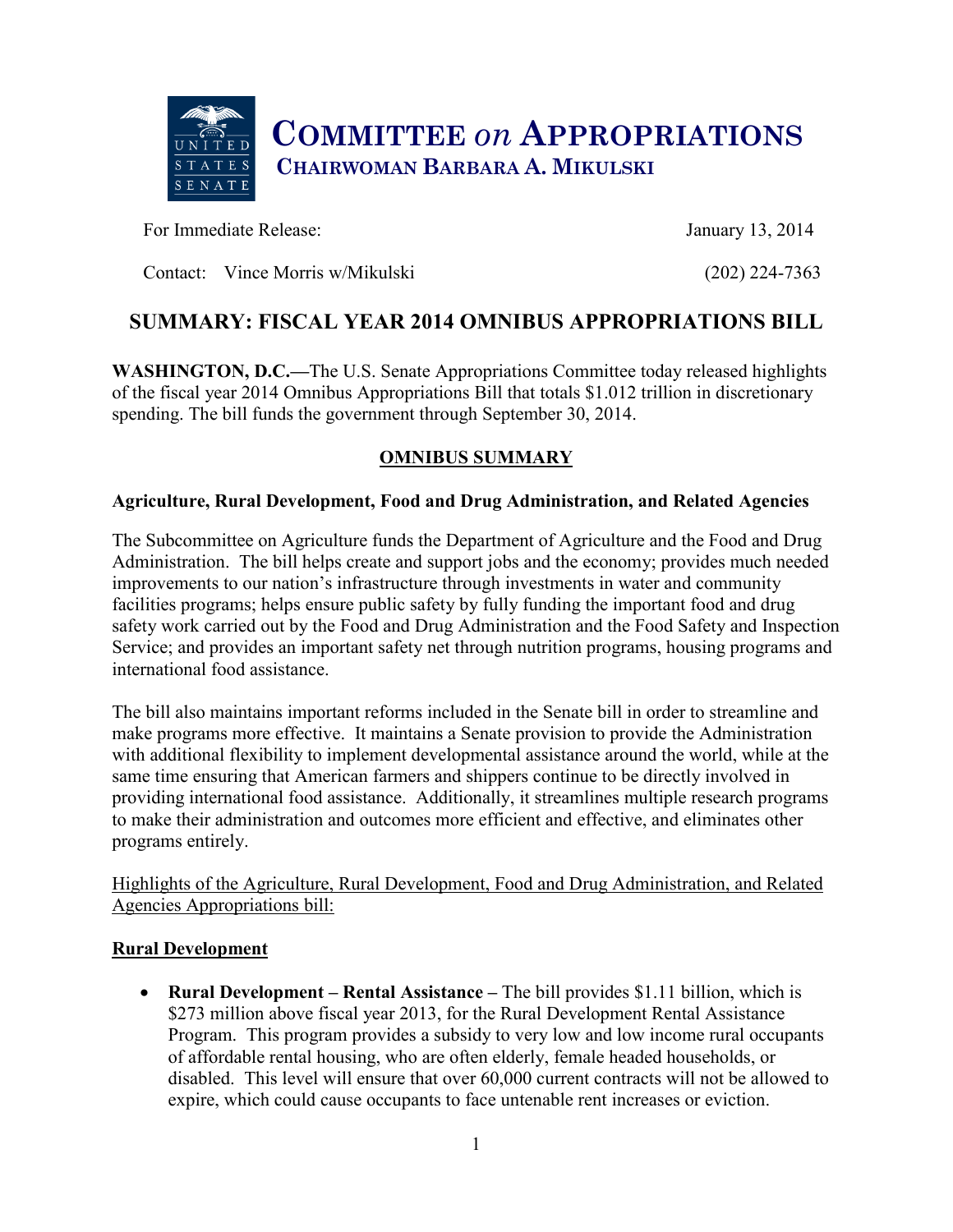# COMMITTEE *on* APPROPRIATIONS

**CHAIRWOMAN BARBARA A. MIKULSKI**

For Immediate Release: January 13, 2014

Contact: Vince Morris w/Mikulski (202) 224-7363

## SUMMARY: FISCAL YEAR 2014 OMNIBUS APPROPRIATIONS BILL

**WASHINGTON, D.C.—**The U.S. Senate Appropriations Committee today released highlights of the fiscal year 2014 Omnibus Appropriations Bill that totals $1.012 trillion in discretionary spending. The bill funds the government through September 30, 2014.

### OMNIBUS SUMMARY

**Agriculture, Rural Development, Food and Drug Administration, and Related Agencies**

The Subcommittee on Agriculture funds the Department of Agriculture and the Food and Drug Administration. The bill helps create and support jobs and the economy; provides much needed improvements to our nation's infrastructure through investments in water and community facilities programs; helps ensure public safety by fully funding the important food and drug safety work carried out by the Food and Drug Administration and the Food Safety and Inspection Service; and provides an important safety net through nutrition programs, housing programs and international food assistance.

The bill also maintains important reforms included in the Senate bill in order to streamline and make programs more effective. It maintains a Senate provision to provide the Administration with additional flexibility to implement developmental assistance around the world, while at the same time ensuring that American farmers and shippers continue to be directly involved in providing international food assistance. Additionally, it streamlines multiple research programs to make their administration and outcomes more efficient and effective, and eliminates other programs entirely.

Highlights of the Agriculture, Rural Development, Food and Drug Administration, and Related Agencies Appropriations bill:

**Rural Development**

- **Rural Development – Rental Assistance –** The bill provides $1.11 billion, which is $273 million above fiscal year 2013, for the Rural Development Rental Assistance Program. This program provides a subsidy to very low and low income rural occupants of affordable rental housing, who are often elderly, female headed households, or disabled. This level will ensure that over 60,000 current contracts will not be allowed to expire, which could cause occupants to face untenable rent increases or eviction.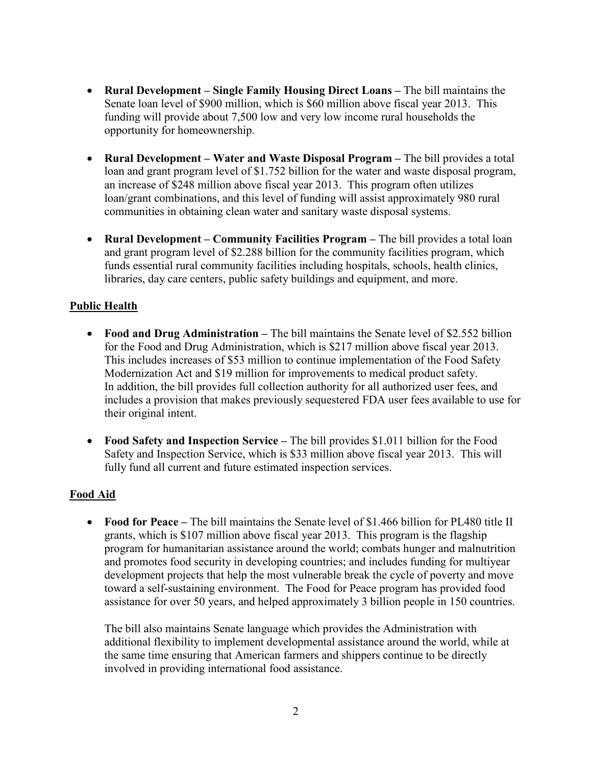- **Rural Development – Single Family Housing Direct Loans –** The bill maintains the Senate loan level of $900 million, which is $60 million above fiscal year 2013. This funding will provide about 7,500 low and very low income rural households the opportunity for homeownership.

- **Rural Development – Water and Waste Disposal Program –** The bill provides a total loan and grant program level of $1.752 billion for the water and waste disposal program, an increase of $248 million above fiscal year 2013. This program often utilizes loan/grant combinations, and this level of funding will assist approximately 980 rural communities in obtaining clean water and sanitary waste disposal systems.

- **Rural Development – Community Facilities Program –** The bill provides a total loan and grant program level of $2.288 billion for the community facilities program, which funds essential rural community facilities including hospitals, schools, health clinics, libraries, day care centers, public safety buildings and equipment, and more.

**Public Health**

- **Food and Drug Administration –** The bill maintains the Senate level of $2.552 billion for the Food and Drug Administration, which is $217 million above fiscal year 2013. This includes increases of $53 million to continue implementation of the Food Safety Modernization Act and $19 million for improvements to medical product safety. In addition, the bill provides full collection authority for all authorized user fees, and includes a provision that makes previously sequestered FDA user fees available to use for their original intent.

- **Food Safety and Inspection Service –** The bill provides $1.011 billion for the Food Safety and Inspection Service, which is $33 million above fiscal year 2013. This will fully fund all current and future estimated inspection services.

**Food Aid**

- **Food for Peace –** The bill maintains the Senate level of $1.466 billion for PL480 title II grants, which is $107 million above fiscal year 2013. This program is the flagship program for humanitarian assistance around the world; combats hunger and malnutrition and promotes food security in developing countries; and includes funding for multiyear development projects that help the most vulnerable break the cycle of poverty and move toward a self-sustaining environment. The Food for Peace program has provided food assistance for over 50 years, and helped approximately 3 billion people in 150 countries.

  The bill also maintains Senate language which provides the Administration with additional flexibility to implement developmental assistance around the world, while at the same time ensuring that American farmers and shippers continue to be directly involved in providing international food assistance.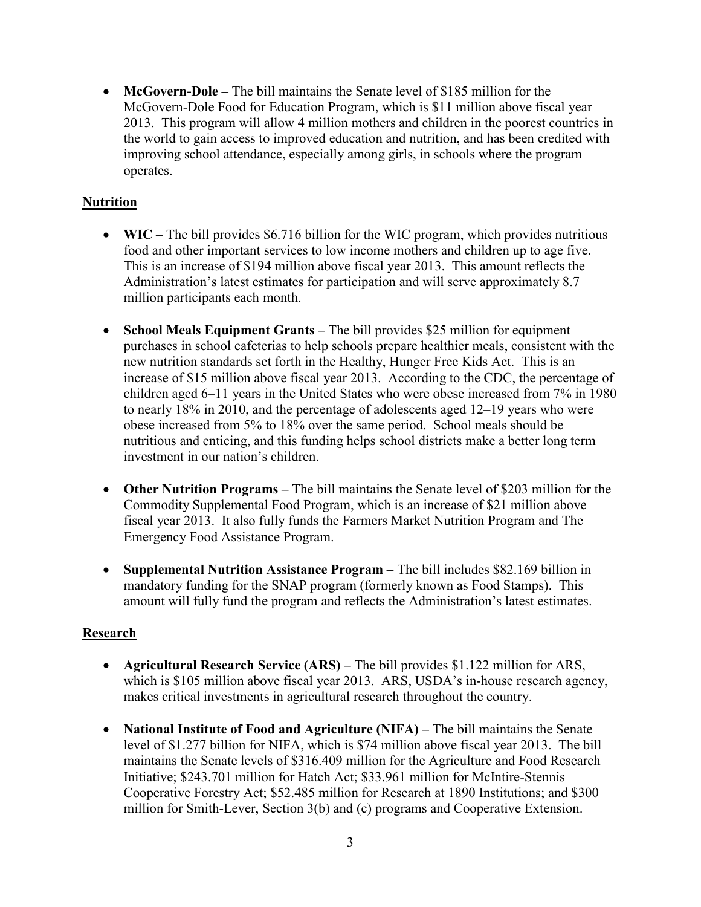- **McGovern-Dole –** The bill maintains the Senate level of $185 million for the McGovern-Dole Food for Education Program, which is $11 million above fiscal year 2013. This program will allow 4 million mothers and children in the poorest countries in the world to gain access to improved education and nutrition, and has been credited with improving school attendance, especially among girls, in schools where the program operates.

## Nutrition

- **WIC –** The bill provides $6.716 billion for the WIC program, which provides nutritious food and other important services to low income mothers and children up to age five. This is an increase of $194 million above fiscal year 2013. This amount reflects the Administration's latest estimates for participation and will serve approximately 8.7 million participants each month.

- **School Meals Equipment Grants –** The bill provides $25 million for equipment purchases in school cafeterias to help schools prepare healthier meals, consistent with the new nutrition standards set forth in the Healthy, Hunger Free Kids Act. This is an increase of $15 million above fiscal year 2013. According to the CDC, the percentage of children aged 6–11 years in the United States who were obese increased from 7% in 1980 to nearly 18% in 2010, and the percentage of adolescents aged 12–19 years who were obese increased from 5% to 18% over the same period. School meals should be nutritious and enticing, and this funding helps school districts make a better long term investment in our nation's children.

- **Other Nutrition Programs –** The bill maintains the Senate level of $203 million for the Commodity Supplemental Food Program, which is an increase of $21 million above fiscal year 2013. It also fully funds the Farmers Market Nutrition Program and The Emergency Food Assistance Program.

- **Supplemental Nutrition Assistance Program –** The bill includes $82.169 billion in mandatory funding for the SNAP program (formerly known as Food Stamps). This amount will fully fund the program and reflects the Administration's latest estimates.

## Research

- **Agricultural Research Service (ARS) –** The bill provides $1.122 million for ARS, which is $105 million above fiscal year 2013. ARS, USDA's in-house research agency, makes critical investments in agricultural research throughout the country.

- **National Institute of Food and Agriculture (NIFA) –** The bill maintains the Senate level of $1.277 billion for NIFA, which is $74 million above fiscal year 2013. The bill maintains the Senate levels of $316.409 million for the Agriculture and Food Research Initiative; $243.701 million for Hatch Act; $33.961 million for McIntire-Stennis Cooperative Forestry Act; $52.485 million for Research at 1890 Institutions; and $300 million for Smith-Lever, Section 3(b) and (c) programs and Cooperative Extension.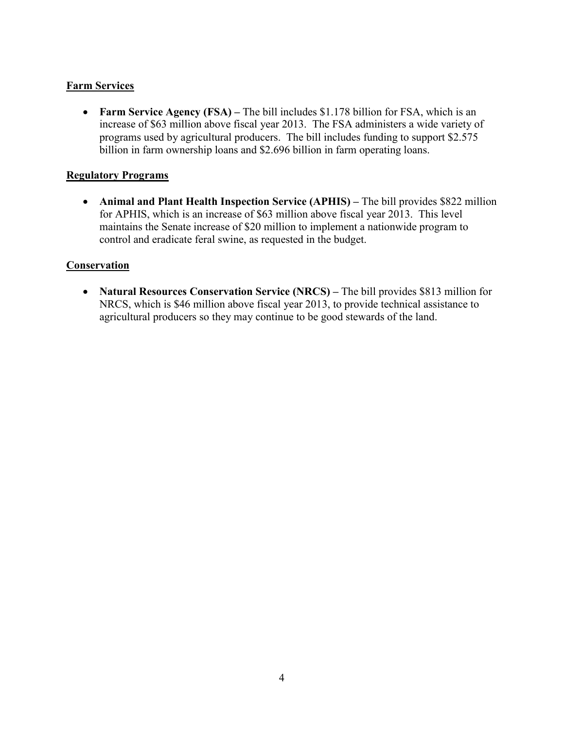## Farm Services

- **Farm Service Agency (FSA) –** The bill includes $1.178 billion for FSA, which is an increase of $63 million above fiscal year 2013. The FSA administers a wide variety of programs used by agricultural producers. The bill includes funding to support $2.575 billion in farm ownership loans and $2.696 billion in farm operating loans.

## Regulatory Programs

- **Animal and Plant Health Inspection Service (APHIS) –** The bill provides $822 million for APHIS, which is an increase of $63 million above fiscal year 2013. This level maintains the Senate increase of $20 million to implement a nationwide program to control and eradicate feral swine, as requested in the budget.

## Conservation

- **Natural Resources Conservation Service (NRCS) –** The bill provides $813 million for NRCS, which is $46 million above fiscal year 2013, to provide technical assistance to agricultural producers so they may continue to be good stewards of the land.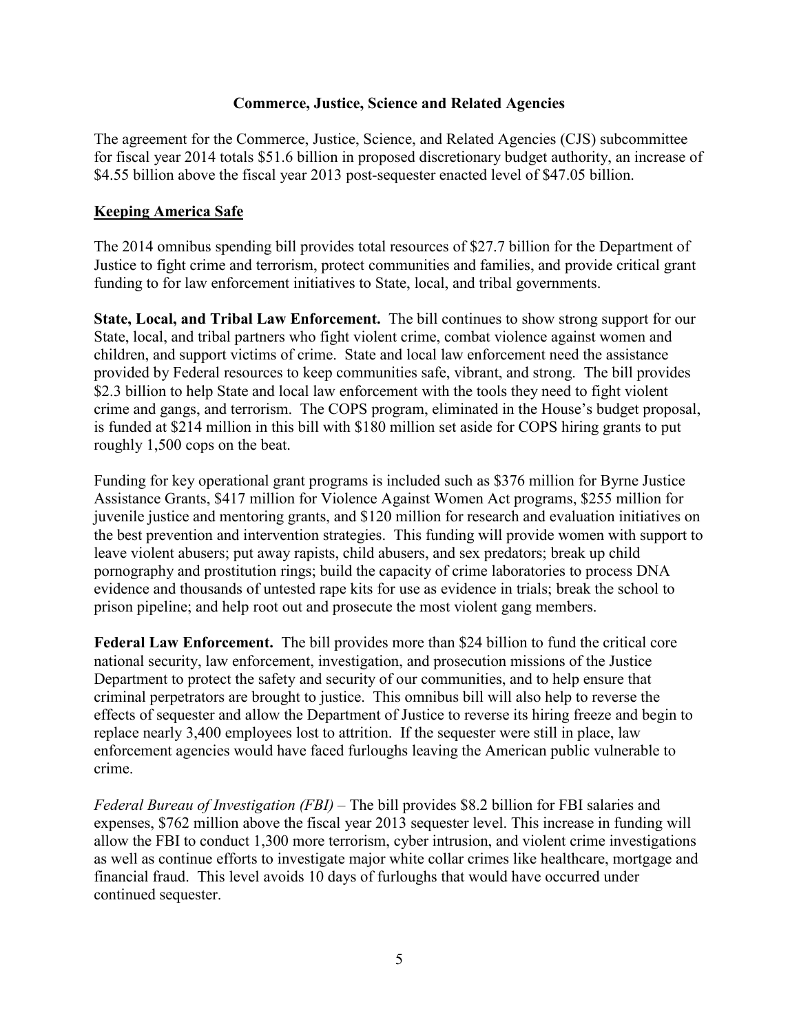## Commerce, Justice, Science and Related Agencies

The agreement for the Commerce, Justice, Science, and Related Agencies (CJS) subcommittee for fiscal year 2014 totals $51.6 billion in proposed discretionary budget authority, an increase of $4.55 billion above the fiscal year 2013 post-sequester enacted level of $47.05 billion.

### Keeping America Safe

The 2014 omnibus spending bill provides total resources of $27.7 billion for the Department of Justice to fight crime and terrorism, protect communities and families, and provide critical grant funding to for law enforcement initiatives to State, local, and tribal governments.

**State, Local, and Tribal Law Enforcement.** The bill continues to show strong support for our State, local, and tribal partners who fight violent crime, combat violence against women and children, and support victims of crime. State and local law enforcement need the assistance provided by Federal resources to keep communities safe, vibrant, and strong. The bill provides $2.3 billion to help State and local law enforcement with the tools they need to fight violent crime and gangs, and terrorism. The COPS program, eliminated in the House's budget proposal, is funded at $214 million in this bill with $180 million set aside for COPS hiring grants to put roughly 1,500 cops on the beat.

Funding for key operational grant programs is included such as $376 million for Byrne Justice Assistance Grants, $417 million for Violence Against Women Act programs, $255 million for juvenile justice and mentoring grants, and $120 million for research and evaluation initiatives on the best prevention and intervention strategies. This funding will provide women with support to leave violent abusers; put away rapists, child abusers, and sex predators; break up child pornography and prostitution rings; build the capacity of crime laboratories to process DNA evidence and thousands of untested rape kits for use as evidence in trials; break the school to prison pipeline; and help root out and prosecute the most violent gang members.

**Federal Law Enforcement.** The bill provides more than $24 billion to fund the critical core national security, law enforcement, investigation, and prosecution missions of the Justice Department to protect the safety and security of our communities, and to help ensure that criminal perpetrators are brought to justice. This omnibus bill will also help to reverse the effects of sequester and allow the Department of Justice to reverse its hiring freeze and begin to replace nearly 3,400 employees lost to attrition. If the sequester were still in place, law enforcement agencies would have faced furloughs leaving the American public vulnerable to crime.

*Federal Bureau of Investigation (FBI)* – The bill provides $8.2 billion for FBI salaries and expenses, $762 million above the fiscal year 2013 sequester level. This increase in funding will allow the FBI to conduct 1,300 more terrorism, cyber intrusion, and violent crime investigations as well as continue efforts to investigate major white collar crimes like healthcare, mortgage and financial fraud. This level avoids 10 days of furloughs that would have occurred under continued sequester.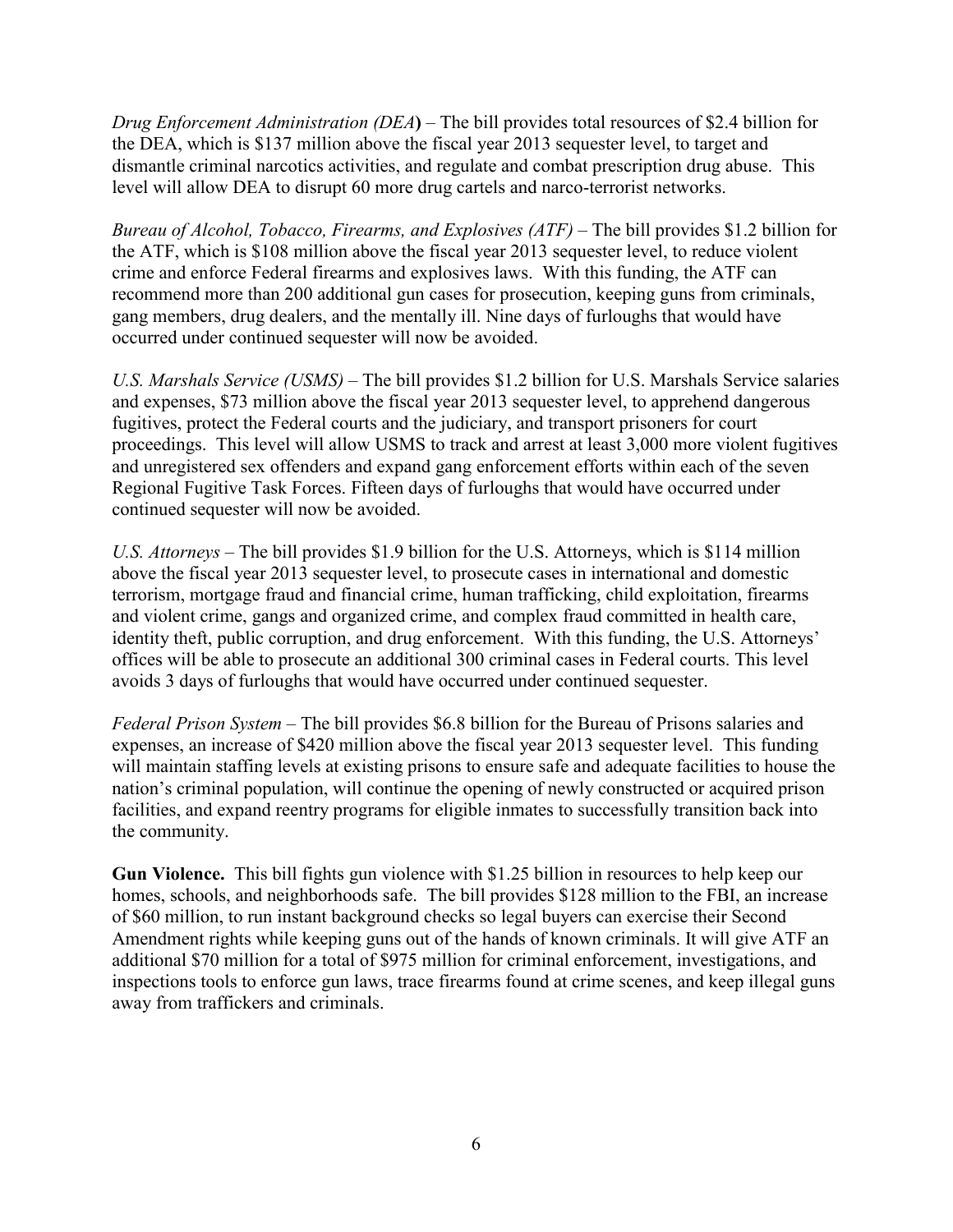*Drug Enforcement Administration (DEA)* – The bill provides total resources of $2.4 billion for the DEA, which is $137 million above the fiscal year 2013 sequester level, to target and dismantle criminal narcotics activities, and regulate and combat prescription drug abuse. This level will allow DEA to disrupt 60 more drug cartels and narco-terrorist networks.

*Bureau of Alcohol, Tobacco, Firearms, and Explosives (ATF)* – The bill provides $1.2 billion for the ATF, which is $108 million above the fiscal year 2013 sequester level, to reduce violent crime and enforce Federal firearms and explosives laws. With this funding, the ATF can recommend more than 200 additional gun cases for prosecution, keeping guns from criminals, gang members, drug dealers, and the mentally ill. Nine days of furloughs that would have occurred under continued sequester will now be avoided.

*U.S. Marshals Service (USMS)* – The bill provides $1.2 billion for U.S. Marshals Service salaries and expenses, $73 million above the fiscal year 2013 sequester level, to apprehend dangerous fugitives, protect the Federal courts and the judiciary, and transport prisoners for court proceedings. This level will allow USMS to track and arrest at least 3,000 more violent fugitives and unregistered sex offenders and expand gang enforcement efforts within each of the seven Regional Fugitive Task Forces. Fifteen days of furloughs that would have occurred under continued sequester will now be avoided.

*U.S. Attorneys* – The bill provides $1.9 billion for the U.S. Attorneys, which is $114 million above the fiscal year 2013 sequester level, to prosecute cases in international and domestic terrorism, mortgage fraud and financial crime, human trafficking, child exploitation, firearms and violent crime, gangs and organized crime, and complex fraud committed in health care, identity theft, public corruption, and drug enforcement. With this funding, the U.S. Attorneys' offices will be able to prosecute an additional 300 criminal cases in Federal courts. This level avoids 3 days of furloughs that would have occurred under continued sequester.

*Federal Prison System* – The bill provides $6.8 billion for the Bureau of Prisons salaries and expenses, an increase of $420 million above the fiscal year 2013 sequester level. This funding will maintain staffing levels at existing prisons to ensure safe and adequate facilities to house the nation's criminal population, will continue the opening of newly constructed or acquired prison facilities, and expand reentry programs for eligible inmates to successfully transition back into the community.

**Gun Violence.** This bill fights gun violence with $1.25 billion in resources to help keep our homes, schools, and neighborhoods safe. The bill provides $128 million to the FBI, an increase of $60 million, to run instant background checks so legal buyers can exercise their Second Amendment rights while keeping guns out of the hands of known criminals. It will give ATF an additional $70 million for a total of $975 million for criminal enforcement, investigations, and inspections tools to enforce gun laws, trace firearms found at crime scenes, and keep illegal guns away from traffickers and criminals.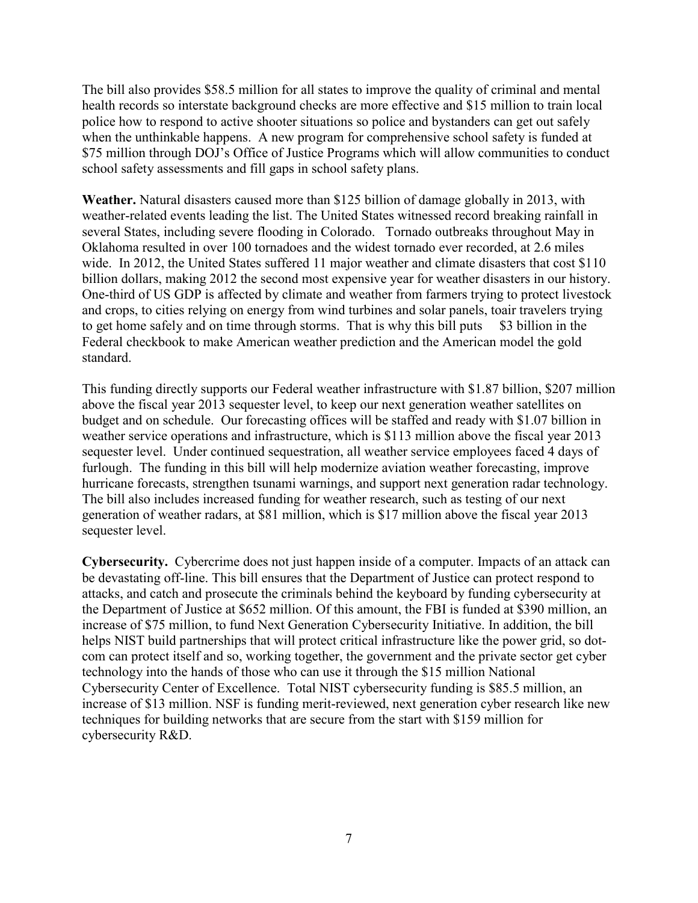The bill also provides $58.5 million for all states to improve the quality of criminal and mental health records so interstate background checks are more effective and $15 million to train local police how to respond to active shooter situations so police and bystanders can get out safely when the unthinkable happens. A new program for comprehensive school safety is funded at $75 million through DOJ's Office of Justice Programs which will allow communities to conduct school safety assessments and fill gaps in school safety plans.

**Weather.** Natural disasters caused more than $125 billion of damage globally in 2013, with weather-related events leading the list. The United States witnessed record breaking rainfall in several States, including severe flooding in Colorado. Tornado outbreaks throughout May in Oklahoma resulted in over 100 tornadoes and the widest tornado ever recorded, at 2.6 miles wide. In 2012, the United States suffered 11 major weather and climate disasters that cost $110 billion dollars, making 2012 the second most expensive year for weather disasters in our history. One-third of US GDP is affected by climate and weather from farmers trying to protect livestock and crops, to cities relying on energy from wind turbines and solar panels, toair travelers trying to get home safely and on time through storms. That is why this bill puts $3 billion in the Federal checkbook to make American weather prediction and the American model the gold standard.

This funding directly supports our Federal weather infrastructure with $1.87 billion, $207 million above the fiscal year 2013 sequester level, to keep our next generation weather satellites on budget and on schedule. Our forecasting offices will be staffed and ready with $1.07 billion in weather service operations and infrastructure, which is $113 million above the fiscal year 2013 sequester level. Under continued sequestration, all weather service employees faced 4 days of furlough. The funding in this bill will help modernize aviation weather forecasting, improve hurricane forecasts, strengthen tsunami warnings, and support next generation radar technology. The bill also includes increased funding for weather research, such as testing of our next generation of weather radars, at $81 million, which is $17 million above the fiscal year 2013 sequester level.

**Cybersecurity.** Cybercrime does not just happen inside of a computer. Impacts of an attack can be devastating off-line. This bill ensures that the Department of Justice can protect respond to attacks, and catch and prosecute the criminals behind the keyboard by funding cybersecurity at the Department of Justice at $652 million. Of this amount, the FBI is funded at $390 million, an increase of $75 million, to fund Next Generation Cybersecurity Initiative. In addition, the bill helps NIST build partnerships that will protect critical infrastructure like the power grid, so dot-com can protect itself and so, working together, the government and the private sector get cyber technology into the hands of those who can use it through the $15 million National Cybersecurity Center of Excellence. Total NIST cybersecurity funding is $85.5 million, an increase of $13 million. NSF is funding merit-reviewed, next generation cyber research like new techniques for building networks that are secure from the start with $159 million for cybersecurity R&D.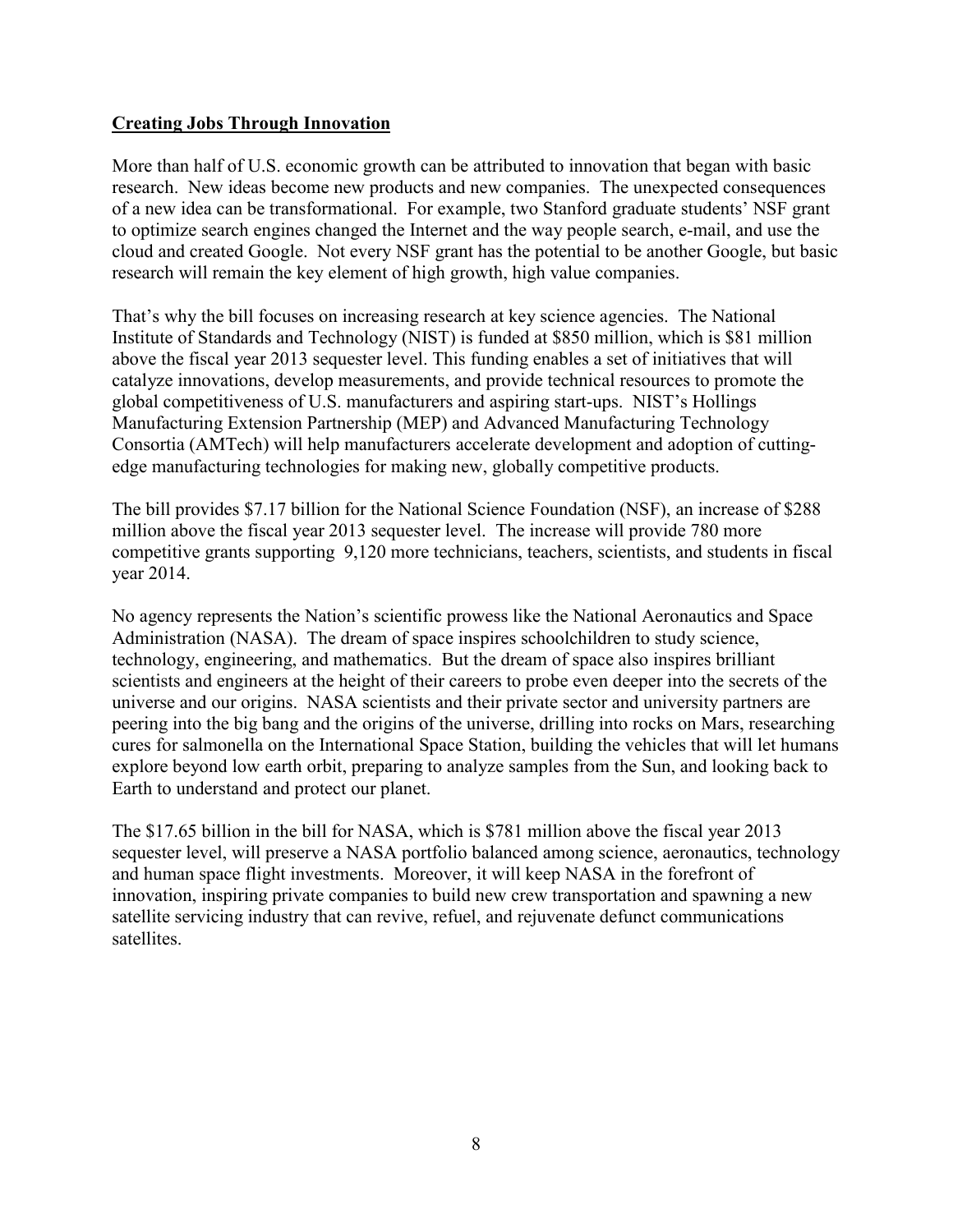**Creating Jobs Through Innovation**

More than half of U.S. economic growth can be attributed to innovation that began with basic research. New ideas become new products and new companies. The unexpected consequences of a new idea can be transformational. For example, two Stanford graduate students' NSF grant to optimize search engines changed the Internet and the way people search, e-mail, and use the cloud and created Google. Not every NSF grant has the potential to be another Google, but basic research will remain the key element of high growth, high value companies.

That's why the bill focuses on increasing research at key science agencies. The National Institute of Standards and Technology (NIST) is funded at $850 million, which is $81 million above the fiscal year 2013 sequester level. This funding enables a set of initiatives that will catalyze innovations, develop measurements, and provide technical resources to promote the global competitiveness of U.S. manufacturers and aspiring start-ups. NIST's Hollings Manufacturing Extension Partnership (MEP) and Advanced Manufacturing Technology Consortia (AMTech) will help manufacturers accelerate development and adoption of cutting-edge manufacturing technologies for making new, globally competitive products.

The bill provides $7.17 billion for the National Science Foundation (NSF), an increase of $288 million above the fiscal year 2013 sequester level. The increase will provide 780 more competitive grants supporting 9,120 more technicians, teachers, scientists, and students in fiscal year 2014.

No agency represents the Nation's scientific prowess like the National Aeronautics and Space Administration (NASA). The dream of space inspires schoolchildren to study science, technology, engineering, and mathematics. But the dream of space also inspires brilliant scientists and engineers at the height of their careers to probe even deeper into the secrets of the universe and our origins. NASA scientists and their private sector and university partners are peering into the big bang and the origins of the universe, drilling into rocks on Mars, researching cures for salmonella on the International Space Station, building the vehicles that will let humans explore beyond low earth orbit, preparing to analyze samples from the Sun, and looking back to Earth to understand and protect our planet.

The $17.65 billion in the bill for NASA, which is $781 million above the fiscal year 2013 sequester level, will preserve a NASA portfolio balanced among science, aeronautics, technology and human space flight investments. Moreover, it will keep NASA in the forefront of innovation, inspiring private companies to build new crew transportation and spawning a new satellite servicing industry that can revive, refuel, and rejuvenate defunct communications satellites.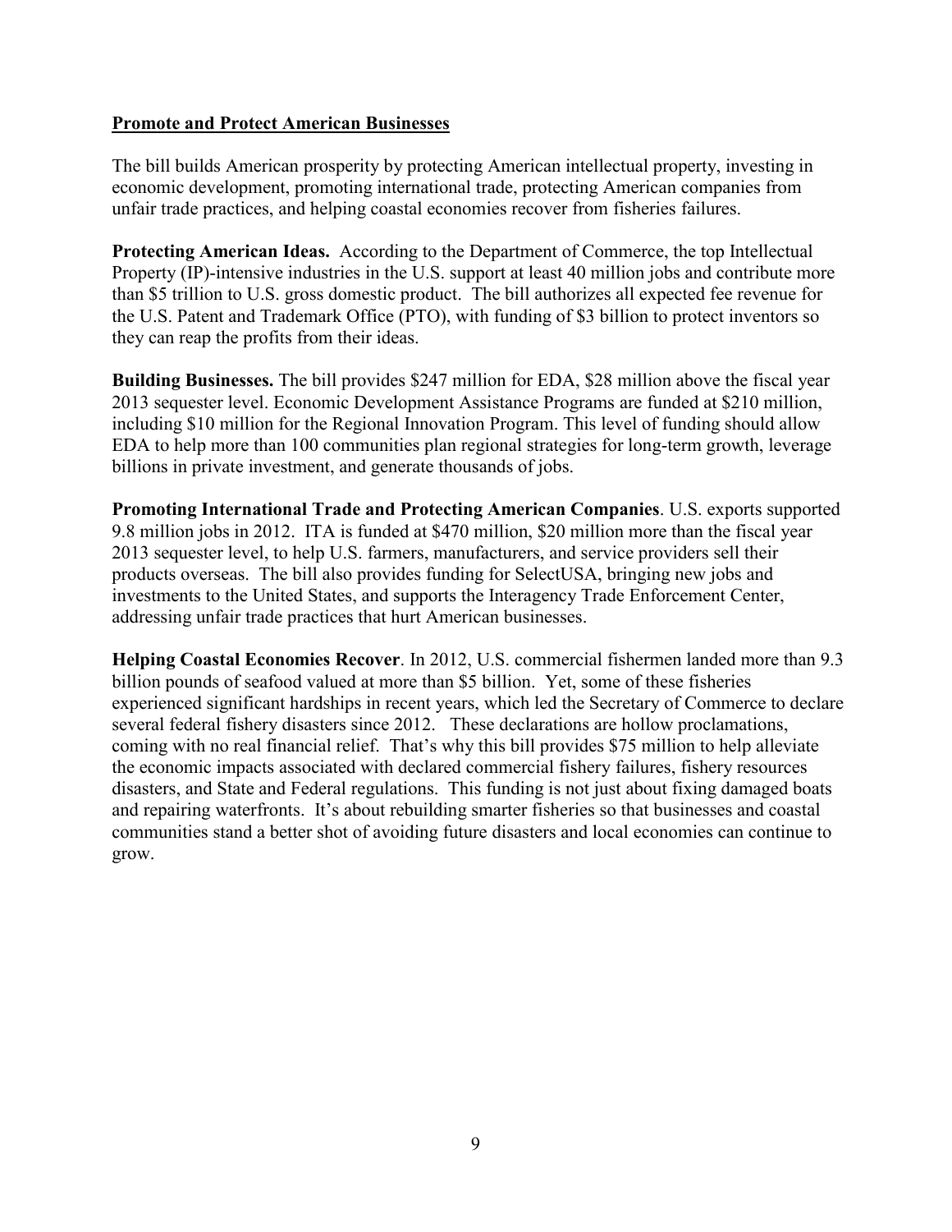## Promote and Protect American Businesses

The bill builds American prosperity by protecting American intellectual property, investing in economic development, promoting international trade, protecting American companies from unfair trade practices, and helping coastal economies recover from fisheries failures.

**Protecting American Ideas.** According to the Department of Commerce, the top Intellectual Property (IP)-intensive industries in the U.S. support at least 40 million jobs and contribute more than $5 trillion to U.S. gross domestic product. The bill authorizes all expected fee revenue for the U.S. Patent and Trademark Office (PTO), with funding of $3 billion to protect inventors so they can reap the profits from their ideas.

**Building Businesses.** The bill provides $247 million for EDA, $28 million above the fiscal year 2013 sequester level. Economic Development Assistance Programs are funded at $210 million, including $10 million for the Regional Innovation Program. This level of funding should allow EDA to help more than 100 communities plan regional strategies for long-term growth, leverage billions in private investment, and generate thousands of jobs.

**Promoting International Trade and Protecting American Companies**. U.S. exports supported 9.8 million jobs in 2012. ITA is funded at $470 million, $20 million more than the fiscal year 2013 sequester level, to help U.S. farmers, manufacturers, and service providers sell their products overseas. The bill also provides funding for SelectUSA, bringing new jobs and investments to the United States, and supports the Interagency Trade Enforcement Center, addressing unfair trade practices that hurt American businesses.

**Helping Coastal Economies Recover**. In 2012, U.S. commercial fishermen landed more than 9.3 billion pounds of seafood valued at more than $5 billion. Yet, some of these fisheries experienced significant hardships in recent years, which led the Secretary of Commerce to declare several federal fishery disasters since 2012. These declarations are hollow proclamations, coming with no real financial relief. That's why this bill provides $75 million to help alleviate the economic impacts associated with declared commercial fishery failures, fishery resources disasters, and State and Federal regulations. This funding is not just about fixing damaged boats and repairing waterfronts. It's about rebuilding smarter fisheries so that businesses and coastal communities stand a better shot of avoiding future disasters and local economies can continue to grow.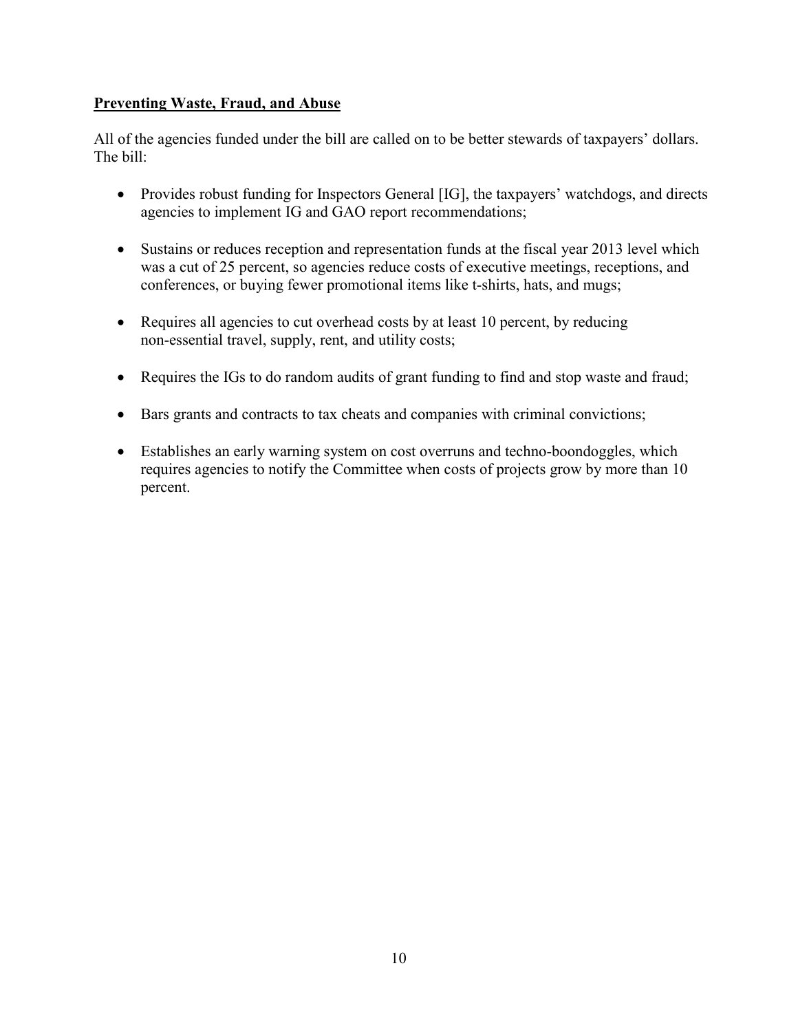## Preventing Waste, Fraud, and Abuse

All of the agencies funded under the bill are called on to be better stewards of taxpayers' dollars. The bill:

- Provides robust funding for Inspectors General [IG], the taxpayers' watchdogs, and directs agencies to implement IG and GAO report recommendations;
- Sustains or reduces reception and representation funds at the fiscal year 2013 level which was a cut of 25 percent, so agencies reduce costs of executive meetings, receptions, and conferences, or buying fewer promotional items like t-shirts, hats, and mugs;
- Requires all agencies to cut overhead costs by at least 10 percent, by reducing non-essential travel, supply, rent, and utility costs;
- Requires the IGs to do random audits of grant funding to find and stop waste and fraud;
- Bars grants and contracts to tax cheats and companies with criminal convictions;
- Establishes an early warning system on cost overruns and techno-boondoggles, which requires agencies to notify the Committee when costs of projects grow by more than 10 percent.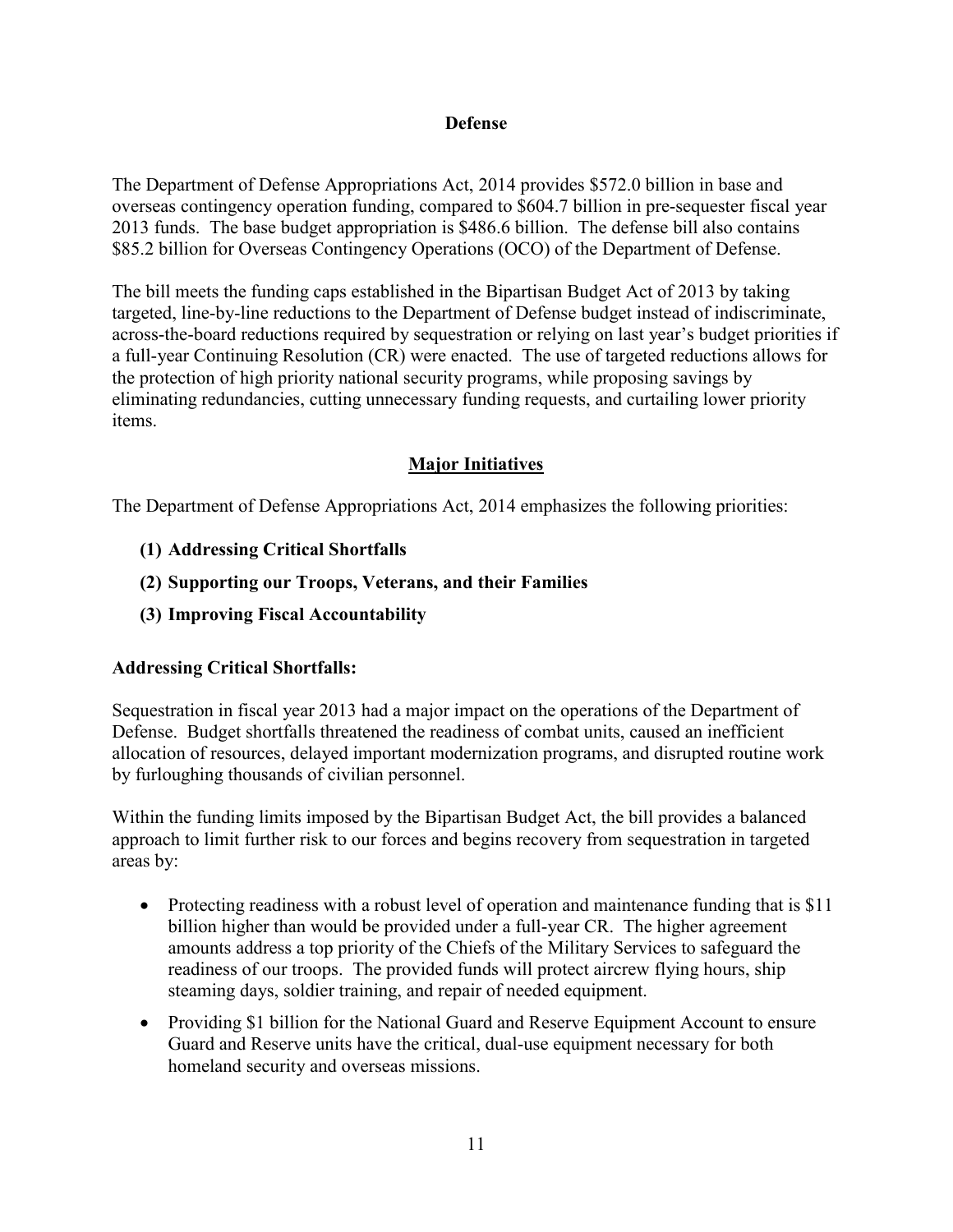## Defense

The Department of Defense Appropriations Act, 2014 provides $572.0 billion in base and overseas contingency operation funding, compared to $604.7 billion in pre-sequester fiscal year 2013 funds. The base budget appropriation is $486.6 billion. The defense bill also contains $85.2 billion for Overseas Contingency Operations (OCO) of the Department of Defense.

The bill meets the funding caps established in the Bipartisan Budget Act of 2013 by taking targeted, line-by-line reductions to the Department of Defense budget instead of indiscriminate, across-the-board reductions required by sequestration or relying on last year's budget priorities if a full-year Continuing Resolution (CR) were enacted. The use of targeted reductions allows for the protection of high priority national security programs, while proposing savings by eliminating redundancies, cutting unnecessary funding requests, and curtailing lower priority items.

### Major Initiatives

The Department of Defense Appropriations Act, 2014 emphasizes the following priorities:

**(1) Addressing Critical Shortfalls**

**(2) Supporting our Troops, Veterans, and their Families**

**(3) Improving Fiscal Accountability**

**Addressing Critical Shortfalls:**

Sequestration in fiscal year 2013 had a major impact on the operations of the Department of Defense. Budget shortfalls threatened the readiness of combat units, caused an inefficient allocation of resources, delayed important modernization programs, and disrupted routine work by furloughing thousands of civilian personnel.

Within the funding limits imposed by the Bipartisan Budget Act, the bill provides a balanced approach to limit further risk to our forces and begins recovery from sequestration in targeted areas by:

- Protecting readiness with a robust level of operation and maintenance funding that is $11 billion higher than would be provided under a full-year CR. The higher agreement amounts address a top priority of the Chiefs of the Military Services to safeguard the readiness of our troops. The provided funds will protect aircrew flying hours, ship steaming days, soldier training, and repair of needed equipment.
- Providing $1 billion for the National Guard and Reserve Equipment Account to ensure Guard and Reserve units have the critical, dual-use equipment necessary for both homeland security and overseas missions.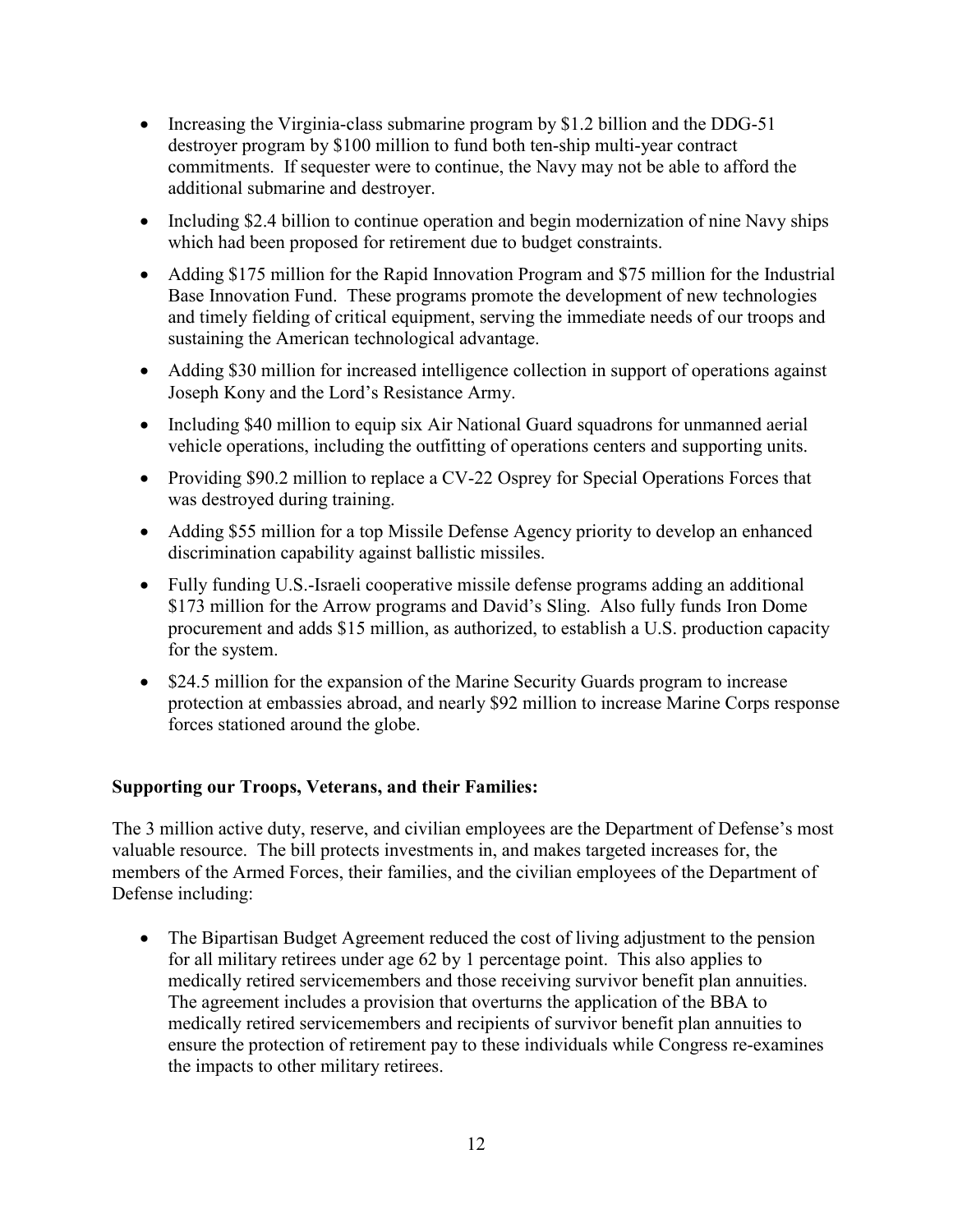- Increasing the Virginia-class submarine program by $1.2 billion and the DDG-51 destroyer program by $100 million to fund both ten-ship multi-year contract commitments. If sequester were to continue, the Navy may not be able to afford the additional submarine and destroyer.
- Including $2.4 billion to continue operation and begin modernization of nine Navy ships which had been proposed for retirement due to budget constraints.
- Adding $175 million for the Rapid Innovation Program and $75 million for the Industrial Base Innovation Fund. These programs promote the development of new technologies and timely fielding of critical equipment, serving the immediate needs of our troops and sustaining the American technological advantage.
- Adding $30 million for increased intelligence collection in support of operations against Joseph Kony and the Lord's Resistance Army.
- Including $40 million to equip six Air National Guard squadrons for unmanned aerial vehicle operations, including the outfitting of operations centers and supporting units.
- Providing $90.2 million to replace a CV-22 Osprey for Special Operations Forces that was destroyed during training.
- Adding $55 million for a top Missile Defense Agency priority to develop an enhanced discrimination capability against ballistic missiles.
- Fully funding U.S.-Israeli cooperative missile defense programs adding an additional $173 million for the Arrow programs and David's Sling. Also fully funds Iron Dome procurement and adds $15 million, as authorized, to establish a U.S. production capacity for the system.
- $24.5 million for the expansion of the Marine Security Guards program to increase protection at embassies abroad, and nearly $92 million to increase Marine Corps response forces stationed around the globe.

**Supporting our Troops, Veterans, and their Families:**

The 3 million active duty, reserve, and civilian employees are the Department of Defense's most valuable resource. The bill protects investments in, and makes targeted increases for, the members of the Armed Forces, their families, and the civilian employees of the Department of Defense including:

- The Bipartisan Budget Agreement reduced the cost of living adjustment to the pension for all military retirees under age 62 by 1 percentage point. This also applies to medically retired servicemembers and those receiving survivor benefit plan annuities. The agreement includes a provision that overturns the application of the BBA to medically retired servicemembers and recipients of survivor benefit plan annuities to ensure the protection of retirement pay to these individuals while Congress re-examines the impacts to other military retirees.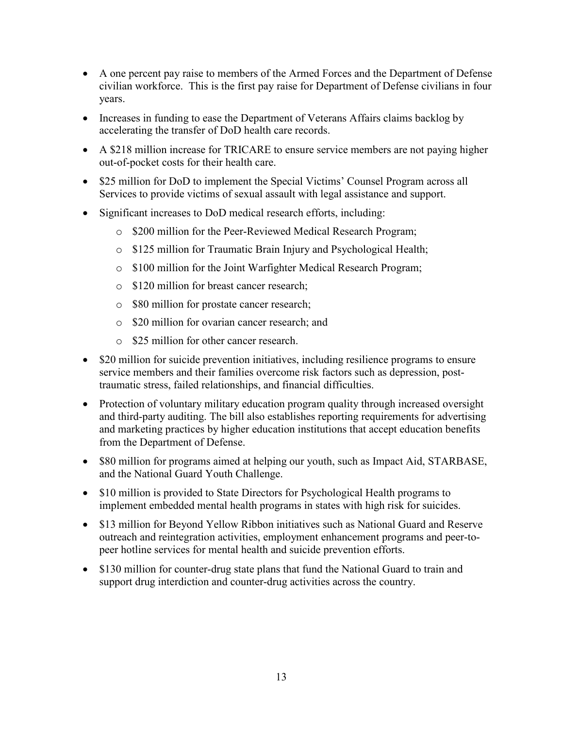- A one percent pay raise to members of the Armed Forces and the Department of Defense civilian workforce. This is the first pay raise for Department of Defense civilians in four years.
- Increases in funding to ease the Department of Veterans Affairs claims backlog by accelerating the transfer of DoD health care records.
- A $218 million increase for TRICARE to ensure service members are not paying higher out-of-pocket costs for their health care.
- $25 million for DoD to implement the Special Victims' Counsel Program across all Services to provide victims of sexual assault with legal assistance and support.
- Significant increases to DoD medical research efforts, including:
  - $200 million for the Peer-Reviewed Medical Research Program;
  - $125 million for Traumatic Brain Injury and Psychological Health;
  - $100 million for the Joint Warfighter Medical Research Program;
  - $120 million for breast cancer research;
  - $80 million for prostate cancer research;
  - $20 million for ovarian cancer research; and
  - $25 million for other cancer research.
- $20 million for suicide prevention initiatives, including resilience programs to ensure service members and their families overcome risk factors such as depression, post-traumatic stress, failed relationships, and financial difficulties.
- Protection of voluntary military education program quality through increased oversight and third-party auditing. The bill also establishes reporting requirements for advertising and marketing practices by higher education institutions that accept education benefits from the Department of Defense.
- $80 million for programs aimed at helping our youth, such as Impact Aid, STARBASE, and the National Guard Youth Challenge.
- $10 million is provided to State Directors for Psychological Health programs to implement embedded mental health programs in states with high risk for suicides.
- $13 million for Beyond Yellow Ribbon initiatives such as National Guard and Reserve outreach and reintegration activities, employment enhancement programs and peer-to-peer hotline services for mental health and suicide prevention efforts.
- $130 million for counter-drug state plans that fund the National Guard to train and support drug interdiction and counter-drug activities across the country.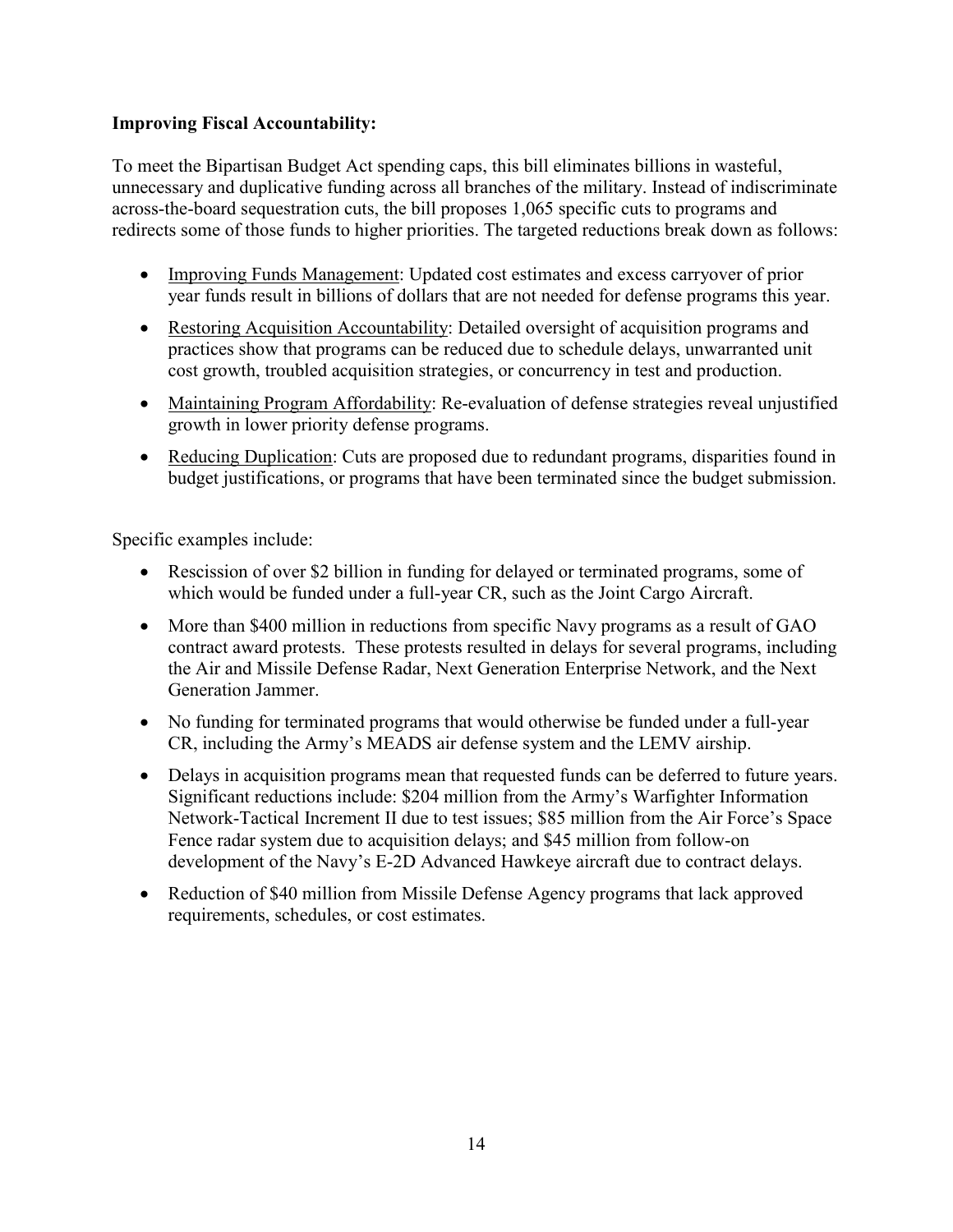**Improving Fiscal Accountability:**

To meet the Bipartisan Budget Act spending caps, this bill eliminates billions in wasteful, unnecessary and duplicative funding across all branches of the military. Instead of indiscriminate across-the-board sequestration cuts, the bill proposes 1,065 specific cuts to programs and redirects some of those funds to higher priorities. The targeted reductions break down as follows:

- Improving Funds Management: Updated cost estimates and excess carryover of prior year funds result in billions of dollars that are not needed for defense programs this year.
- Restoring Acquisition Accountability: Detailed oversight of acquisition programs and practices show that programs can be reduced due to schedule delays, unwarranted unit cost growth, troubled acquisition strategies, or concurrency in test and production.
- Maintaining Program Affordability: Re-evaluation of defense strategies reveal unjustified growth in lower priority defense programs.
- Reducing Duplication: Cuts are proposed due to redundant programs, disparities found in budget justifications, or programs that have been terminated since the budget submission.

Specific examples include:

- Rescission of over $2 billion in funding for delayed or terminated programs, some of which would be funded under a full-year CR, such as the Joint Cargo Aircraft.
- More than $400 million in reductions from specific Navy programs as a result of GAO contract award protests. These protests resulted in delays for several programs, including the Air and Missile Defense Radar, Next Generation Enterprise Network, and the Next Generation Jammer.
- No funding for terminated programs that would otherwise be funded under a full-year CR, including the Army's MEADS air defense system and the LEMV airship.
- Delays in acquisition programs mean that requested funds can be deferred to future years. Significant reductions include: $204 million from the Army's Warfighter Information Network-Tactical Increment II due to test issues; $85 million from the Air Force's Space Fence radar system due to acquisition delays; and $45 million from follow-on development of the Navy's E-2D Advanced Hawkeye aircraft due to contract delays.
- Reduction of $40 million from Missile Defense Agency programs that lack approved requirements, schedules, or cost estimates.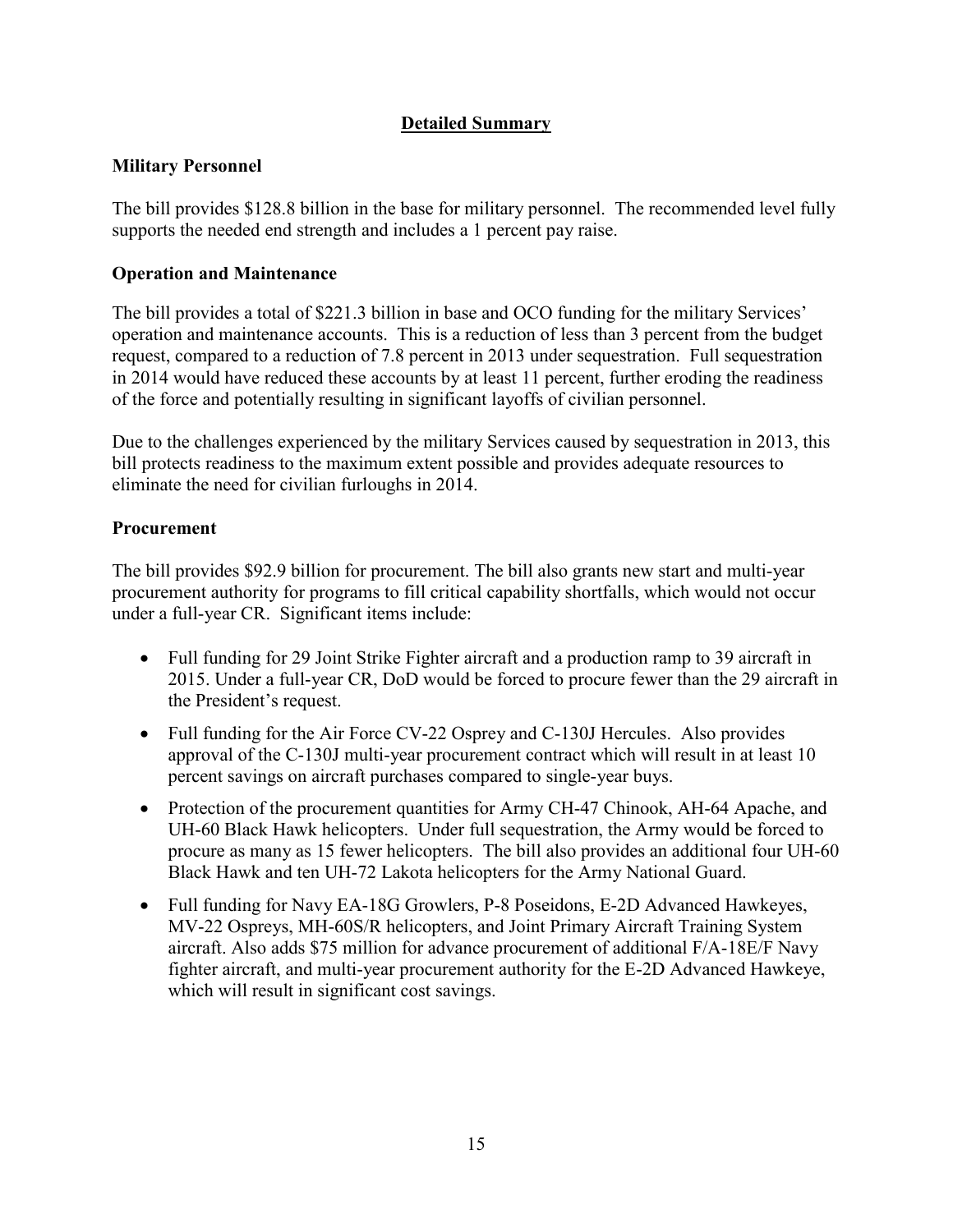## Detailed Summary

### Military Personnel

The bill provides $128.8 billion in the base for military personnel. The recommended level fully supports the needed end strength and includes a 1 percent pay raise.

### Operation and Maintenance

The bill provides a total of $221.3 billion in base and OCO funding for the military Services' operation and maintenance accounts. This is a reduction of less than 3 percent from the budget request, compared to a reduction of 7.8 percent in 2013 under sequestration. Full sequestration in 2014 would have reduced these accounts by at least 11 percent, further eroding the readiness of the force and potentially resulting in significant layoffs of civilian personnel.

Due to the challenges experienced by the military Services caused by sequestration in 2013, this bill protects readiness to the maximum extent possible and provides adequate resources to eliminate the need for civilian furloughs in 2014.

### Procurement

The bill provides $92.9 billion for procurement. The bill also grants new start and multi-year procurement authority for programs to fill critical capability shortfalls, which would not occur under a full-year CR. Significant items include:

- Full funding for 29 Joint Strike Fighter aircraft and a production ramp to 39 aircraft in 2015. Under a full-year CR, DoD would be forced to procure fewer than the 29 aircraft in the President's request.
- Full funding for the Air Force CV-22 Osprey and C-130J Hercules. Also provides approval of the C-130J multi-year procurement contract which will result in at least 10 percent savings on aircraft purchases compared to single-year buys.
- Protection of the procurement quantities for Army CH-47 Chinook, AH-64 Apache, and UH-60 Black Hawk helicopters. Under full sequestration, the Army would be forced to procure as many as 15 fewer helicopters. The bill also provides an additional four UH-60 Black Hawk and ten UH-72 Lakota helicopters for the Army National Guard.
- Full funding for Navy EA-18G Growlers, P-8 Poseidons, E-2D Advanced Hawkeyes, MV-22 Ospreys, MH-60S/R helicopters, and Joint Primary Aircraft Training System aircraft. Also adds $75 million for advance procurement of additional F/A-18E/F Navy fighter aircraft, and multi-year procurement authority for the E-2D Advanced Hawkeye, which will result in significant cost savings.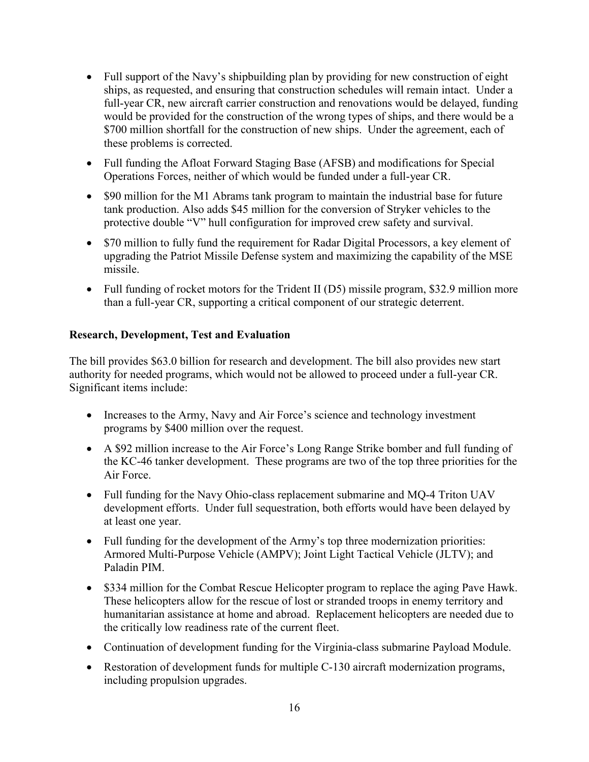- Full support of the Navy's shipbuilding plan by providing for new construction of eight ships, as requested, and ensuring that construction schedules will remain intact. Under a full-year CR, new aircraft carrier construction and renovations would be delayed, funding would be provided for the construction of the wrong types of ships, and there would be a $700 million shortfall for the construction of new ships. Under the agreement, each of these problems is corrected.
- Full funding the Afloat Forward Staging Base (AFSB) and modifications for Special Operations Forces, neither of which would be funded under a full-year CR.
- $90 million for the M1 Abrams tank program to maintain the industrial base for future tank production. Also adds $45 million for the conversion of Stryker vehicles to the protective double "V" hull configuration for improved crew safety and survival.
- $70 million to fully fund the requirement for Radar Digital Processors, a key element of upgrading the Patriot Missile Defense system and maximizing the capability of the MSE missile.
- Full funding of rocket motors for the Trident II (D5) missile program, $32.9 million more than a full-year CR, supporting a critical component of our strategic deterrent.

**Research, Development, Test and Evaluation**

The bill provides $63.0 billion for research and development. The bill also provides new start authority for needed programs, which would not be allowed to proceed under a full-year CR. Significant items include:

- Increases to the Army, Navy and Air Force's science and technology investment programs by $400 million over the request.
- A $92 million increase to the Air Force's Long Range Strike bomber and full funding of the KC-46 tanker development. These programs are two of the top three priorities for the Air Force.
- Full funding for the Navy Ohio-class replacement submarine and MQ-4 Triton UAV development efforts. Under full sequestration, both efforts would have been delayed by at least one year.
- Full funding for the development of the Army's top three modernization priorities: Armored Multi-Purpose Vehicle (AMPV); Joint Light Tactical Vehicle (JLTV); and Paladin PIM.
- $334 million for the Combat Rescue Helicopter program to replace the aging Pave Hawk. These helicopters allow for the rescue of lost or stranded troops in enemy territory and humanitarian assistance at home and abroad. Replacement helicopters are needed due to the critically low readiness rate of the current fleet.
- Continuation of development funding for the Virginia-class submarine Payload Module.
- Restoration of development funds for multiple C-130 aircraft modernization programs, including propulsion upgrades.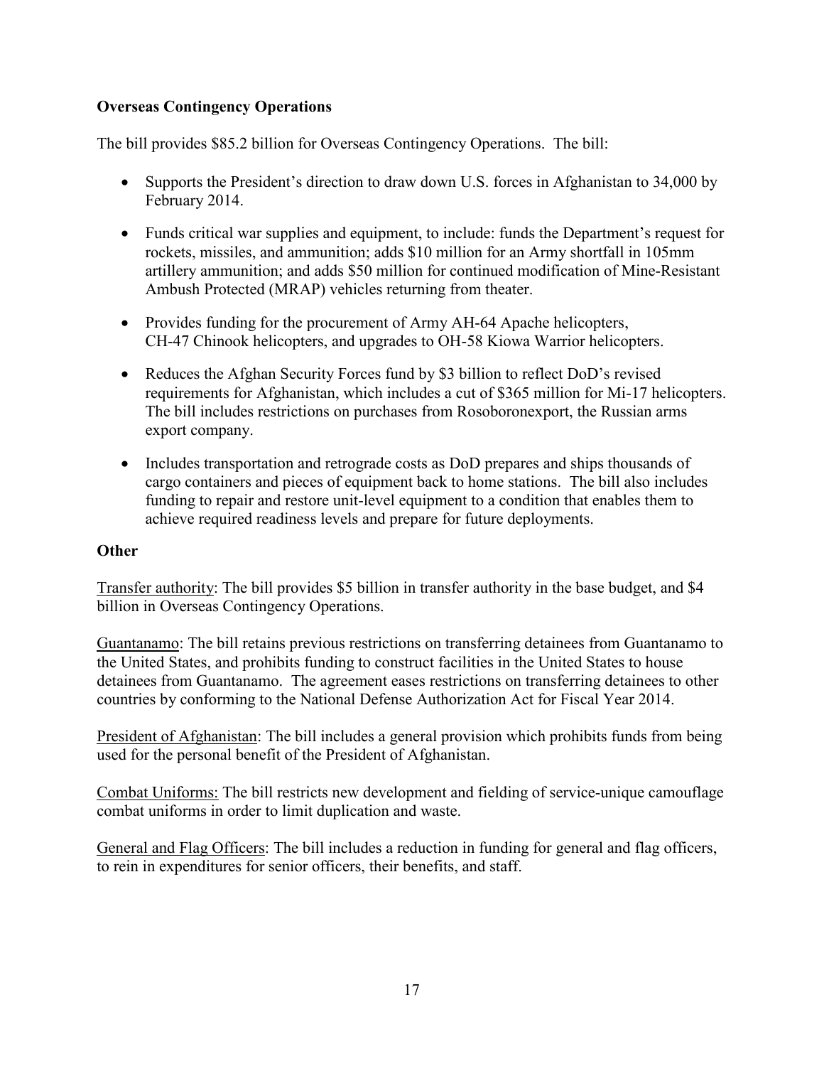**Overseas Contingency Operations**

The bill provides $85.2 billion for Overseas Contingency Operations. The bill:

- Supports the President's direction to draw down U.S. forces in Afghanistan to 34,000 by February 2014.
- Funds critical war supplies and equipment, to include: funds the Department's request for rockets, missiles, and ammunition; adds $10 million for an Army shortfall in 105mm artillery ammunition; and adds $50 million for continued modification of Mine-Resistant Ambush Protected (MRAP) vehicles returning from theater.
- Provides funding for the procurement of Army AH-64 Apache helicopters, CH-47 Chinook helicopters, and upgrades to OH-58 Kiowa Warrior helicopters.
- Reduces the Afghan Security Forces fund by $3 billion to reflect DoD's revised requirements for Afghanistan, which includes a cut of $365 million for Mi-17 helicopters. The bill includes restrictions on purchases from Rosoboronexport, the Russian arms export company.
- Includes transportation and retrograde costs as DoD prepares and ships thousands of cargo containers and pieces of equipment back to home stations. The bill also includes funding to repair and restore unit-level equipment to a condition that enables them to achieve required readiness levels and prepare for future deployments.

**Other**

<u>Transfer authority</u>: The bill provides $5 billion in transfer authority in the base budget, and $4 billion in Overseas Contingency Operations.

<u>Guantanamo</u>: The bill retains previous restrictions on transferring detainees from Guantanamo to the United States, and prohibits funding to construct facilities in the United States to house detainees from Guantanamo. The agreement eases restrictions on transferring detainees to other countries by conforming to the National Defense Authorization Act for Fiscal Year 2014.

<u>President of Afghanistan</u>: The bill includes a general provision which prohibits funds from being used for the personal benefit of the President of Afghanistan.

<u>Combat Uniforms:</u> The bill restricts new development and fielding of service-unique camouflage combat uniforms in order to limit duplication and waste.

<u>General and Flag Officers</u>: The bill includes a reduction in funding for general and flag officers, to rein in expenditures for senior officers, their benefits, and staff.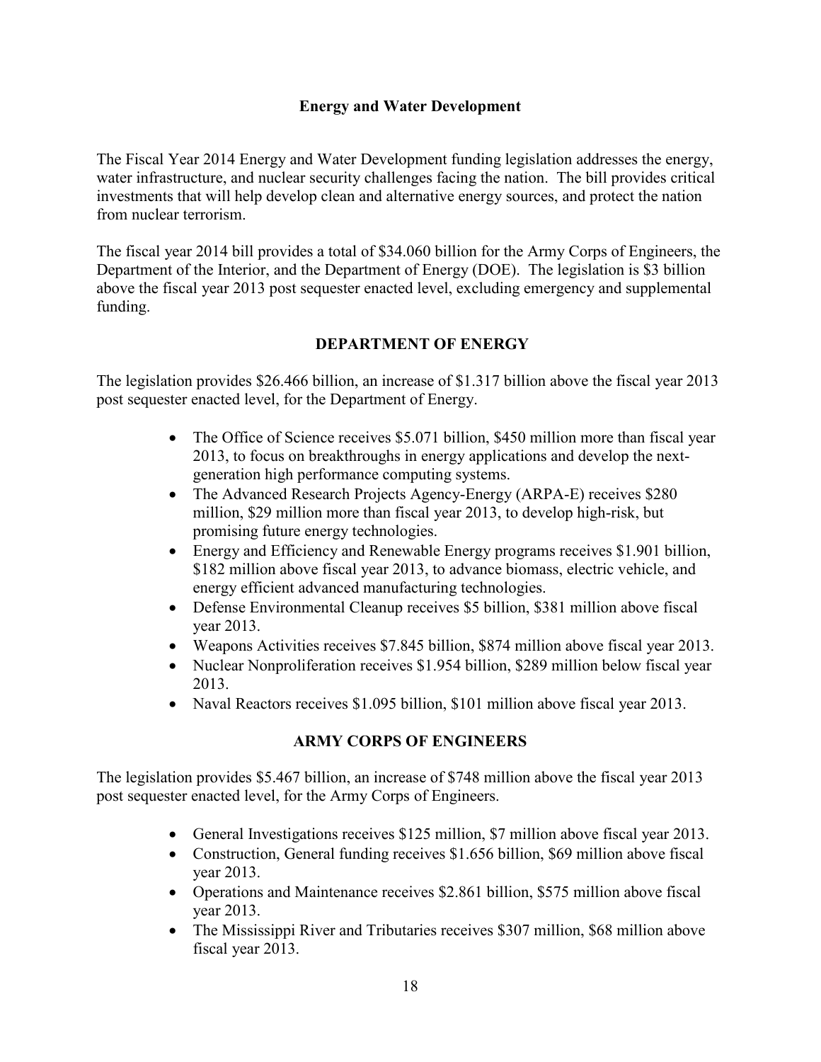## Energy and Water Development

The Fiscal Year 2014 Energy and Water Development funding legislation addresses the energy, water infrastructure, and nuclear security challenges facing the nation. The bill provides critical investments that will help develop clean and alternative energy sources, and protect the nation from nuclear terrorism.

The fiscal year 2014 bill provides a total of $34.060 billion for the Army Corps of Engineers, the Department of the Interior, and the Department of Energy (DOE). The legislation is $3 billion above the fiscal year 2013 post sequester enacted level, excluding emergency and supplemental funding.

### DEPARTMENT OF ENERGY

The legislation provides $26.466 billion, an increase of $1.317 billion above the fiscal year 2013 post sequester enacted level, for the Department of Energy.

- The Office of Science receives $5.071 billion, $450 million more than fiscal year 2013, to focus on breakthroughs in energy applications and develop the next-generation high performance computing systems.
- The Advanced Research Projects Agency-Energy (ARPA-E) receives $280 million, $29 million more than fiscal year 2013, to develop high-risk, but promising future energy technologies.
- Energy and Efficiency and Renewable Energy programs receives $1.901 billion, $182 million above fiscal year 2013, to advance biomass, electric vehicle, and energy efficient advanced manufacturing technologies.
- Defense Environmental Cleanup receives $5 billion, $381 million above fiscal year 2013.
- Weapons Activities receives $7.845 billion, $874 million above fiscal year 2013.
- Nuclear Nonproliferation receives $1.954 billion, $289 million below fiscal year 2013.
- Naval Reactors receives $1.095 billion, $101 million above fiscal year 2013.

### ARMY CORPS OF ENGINEERS

The legislation provides $5.467 billion, an increase of $748 million above the fiscal year 2013 post sequester enacted level, for the Army Corps of Engineers.

- General Investigations receives $125 million, $7 million above fiscal year 2013.
- Construction, General funding receives $1.656 billion, $69 million above fiscal year 2013.
- Operations and Maintenance receives $2.861 billion, $575 million above fiscal year 2013.
- The Mississippi River and Tributaries receives $307 million, $68 million above fiscal year 2013.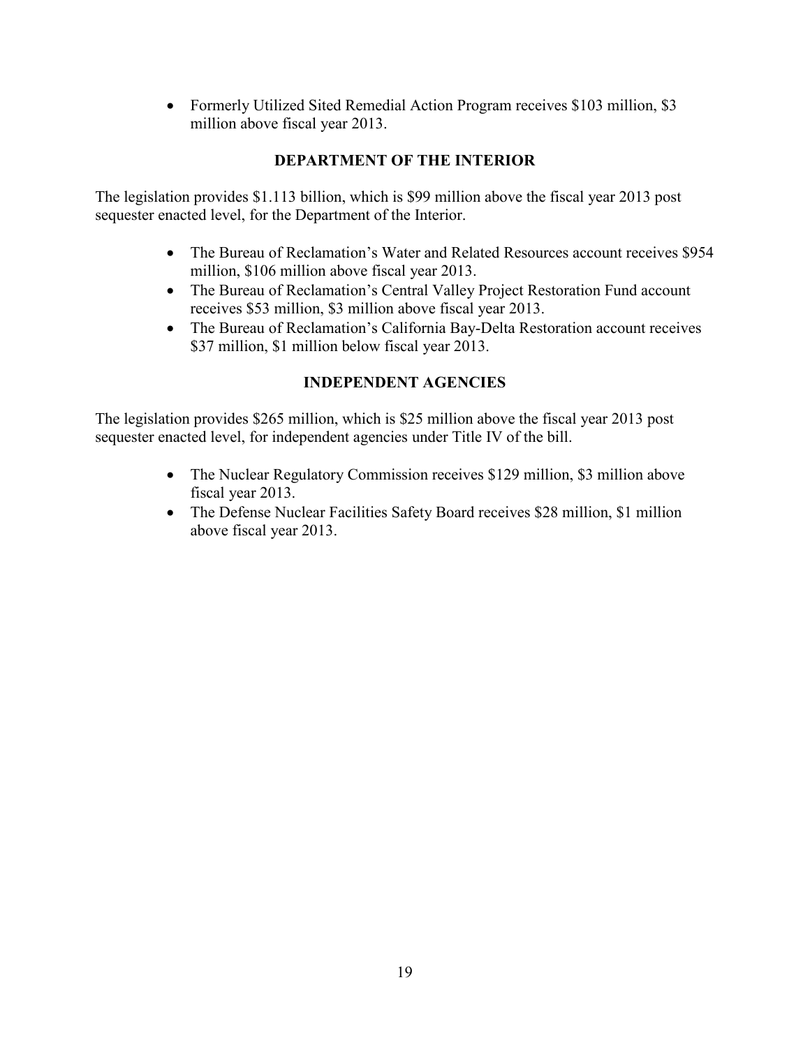- Formerly Utilized Sited Remedial Action Program receives $103 million, $3 million above fiscal year 2013.

## DEPARTMENT OF THE INTERIOR

The legislation provides $1.113 billion, which is $99 million above the fiscal year 2013 post sequester enacted level, for the Department of the Interior.

- The Bureau of Reclamation's Water and Related Resources account receives $954 million, $106 million above fiscal year 2013.
- The Bureau of Reclamation's Central Valley Project Restoration Fund account receives $53 million, $3 million above fiscal year 2013.
- The Bureau of Reclamation's California Bay-Delta Restoration account receives $37 million, $1 million below fiscal year 2013.

## INDEPENDENT AGENCIES

The legislation provides $265 million, which is $25 million above the fiscal year 2013 post sequester enacted level, for independent agencies under Title IV of the bill.

- The Nuclear Regulatory Commission receives $129 million, $3 million above fiscal year 2013.
- The Defense Nuclear Facilities Safety Board receives $28 million, $1 million above fiscal year 2013.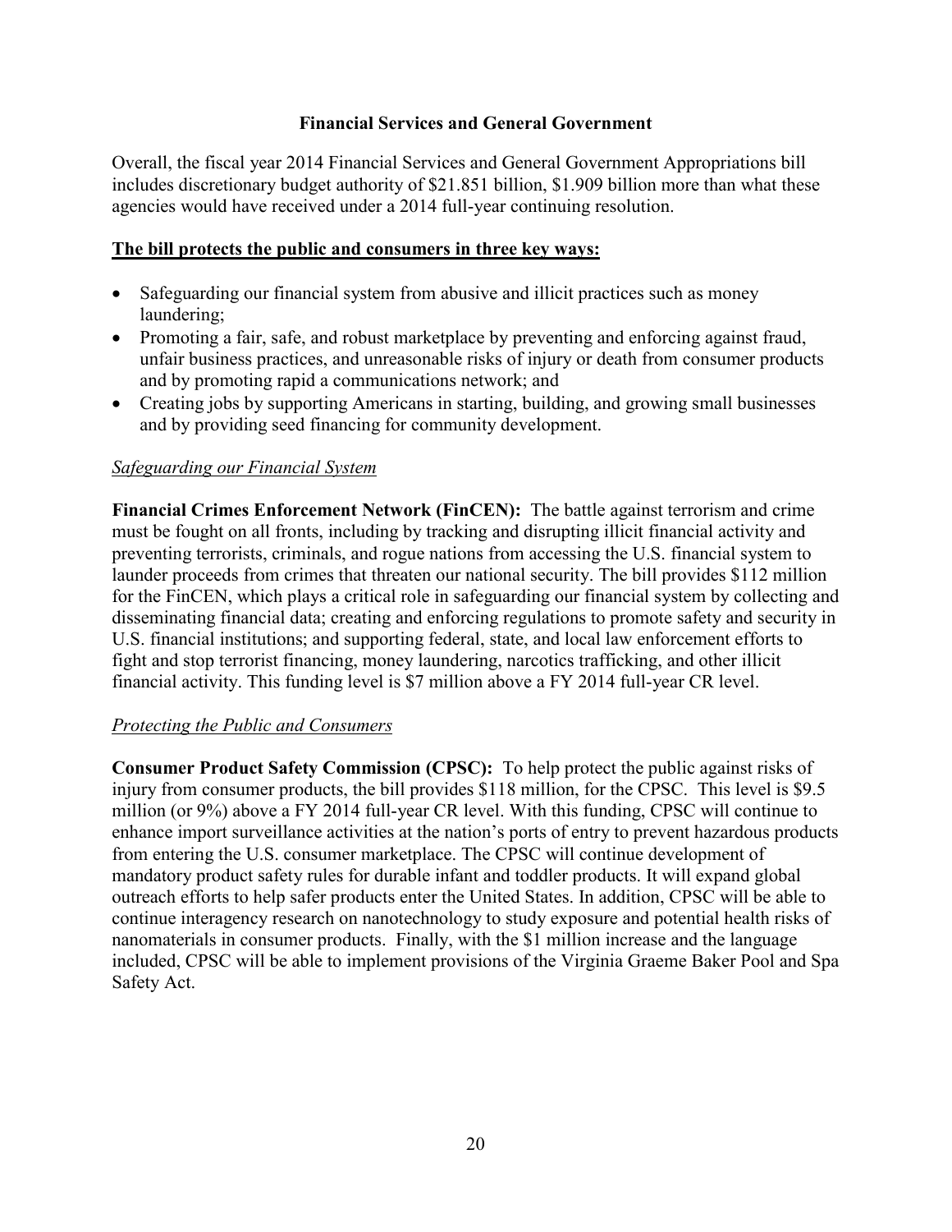## Financial Services and General Government

Overall, the fiscal year 2014 Financial Services and General Government Appropriations bill includes discretionary budget authority of $21.851 billion, $1.909 billion more than what these agencies would have received under a 2014 full-year continuing resolution.

**The bill protects the public and consumers in three key ways:**

- Safeguarding our financial system from abusive and illicit practices such as money laundering;
- Promoting a fair, safe, and robust marketplace by preventing and enforcing against fraud, unfair business practices, and unreasonable risks of injury or death from consumer products and by promoting rapid a communications network; and
- Creating jobs by supporting Americans in starting, building, and growing small businesses and by providing seed financing for community development.

*Safeguarding our Financial System*

**Financial Crimes Enforcement Network (FinCEN):** The battle against terrorism and crime must be fought on all fronts, including by tracking and disrupting illicit financial activity and preventing terrorists, criminals, and rogue nations from accessing the U.S. financial system to launder proceeds from crimes that threaten our national security. The bill provides $112 million for the FinCEN, which plays a critical role in safeguarding our financial system by collecting and disseminating financial data; creating and enforcing regulations to promote safety and security in U.S. financial institutions; and supporting federal, state, and local law enforcement efforts to fight and stop terrorist financing, money laundering, narcotics trafficking, and other illicit financial activity. This funding level is $7 million above a FY 2014 full-year CR level.

*Protecting the Public and Consumers*

**Consumer Product Safety Commission (CPSC):** To help protect the public against risks of injury from consumer products, the bill provides $118 million, for the CPSC. This level is $9.5 million (or 9%) above a FY 2014 full-year CR level. With this funding, CPSC will continue to enhance import surveillance activities at the nation's ports of entry to prevent hazardous products from entering the U.S. consumer marketplace. The CPSC will continue development of mandatory product safety rules for durable infant and toddler products. It will expand global outreach efforts to help safer products enter the United States. In addition, CPSC will be able to continue interagency research on nanotechnology to study exposure and potential health risks of nanomaterials in consumer products. Finally, with the $1 million increase and the language included, CPSC will be able to implement provisions of the Virginia Graeme Baker Pool and Spa Safety Act.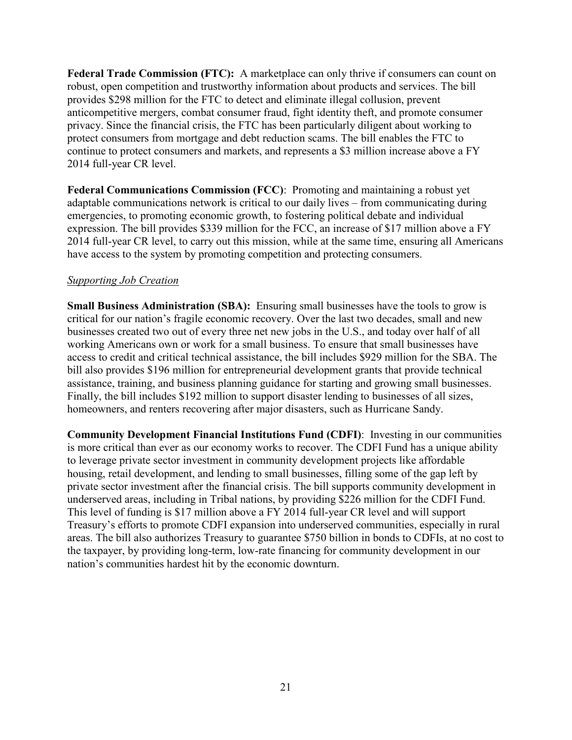**Federal Trade Commission (FTC):** A marketplace can only thrive if consumers can count on robust, open competition and trustworthy information about products and services. The bill provides $298 million for the FTC to detect and eliminate illegal collusion, prevent anticompetitive mergers, combat consumer fraud, fight identity theft, and promote consumer privacy. Since the financial crisis, the FTC has been particularly diligent about working to protect consumers from mortgage and debt reduction scams. The bill enables the FTC to continue to protect consumers and markets, and represents a $3 million increase above a FY 2014 full-year CR level.

**Federal Communications Commission (FCC)**: Promoting and maintaining a robust yet adaptable communications network is critical to our daily lives – from communicating during emergencies, to promoting economic growth, to fostering political debate and individual expression. The bill provides $339 million for the FCC, an increase of $17 million above a FY 2014 full-year CR level, to carry out this mission, while at the same time, ensuring all Americans have access to the system by promoting competition and protecting consumers.

*Supporting Job Creation*

**Small Business Administration (SBA):** Ensuring small businesses have the tools to grow is critical for our nation's fragile economic recovery. Over the last two decades, small and new businesses created two out of every three net new jobs in the U.S., and today over half of all working Americans own or work for a small business. To ensure that small businesses have access to credit and critical technical assistance, the bill includes $929 million for the SBA. The bill also provides $196 million for entrepreneurial development grants that provide technical assistance, training, and business planning guidance for starting and growing small businesses. Finally, the bill includes $192 million to support disaster lending to businesses of all sizes, homeowners, and renters recovering after major disasters, such as Hurricane Sandy.

**Community Development Financial Institutions Fund (CDFI)**: Investing in our communities is more critical than ever as our economy works to recover. The CDFI Fund has a unique ability to leverage private sector investment in community development projects like affordable housing, retail development, and lending to small businesses, filling some of the gap left by private sector investment after the financial crisis. The bill supports community development in underserved areas, including in Tribal nations, by providing $226 million for the CDFI Fund. This level of funding is $17 million above a FY 2014 full-year CR level and will support Treasury's efforts to promote CDFI expansion into underserved communities, especially in rural areas. The bill also authorizes Treasury to guarantee $750 billion in bonds to CDFIs, at no cost to the taxpayer, by providing long-term, low-rate financing for community development in our nation's communities hardest hit by the economic downturn.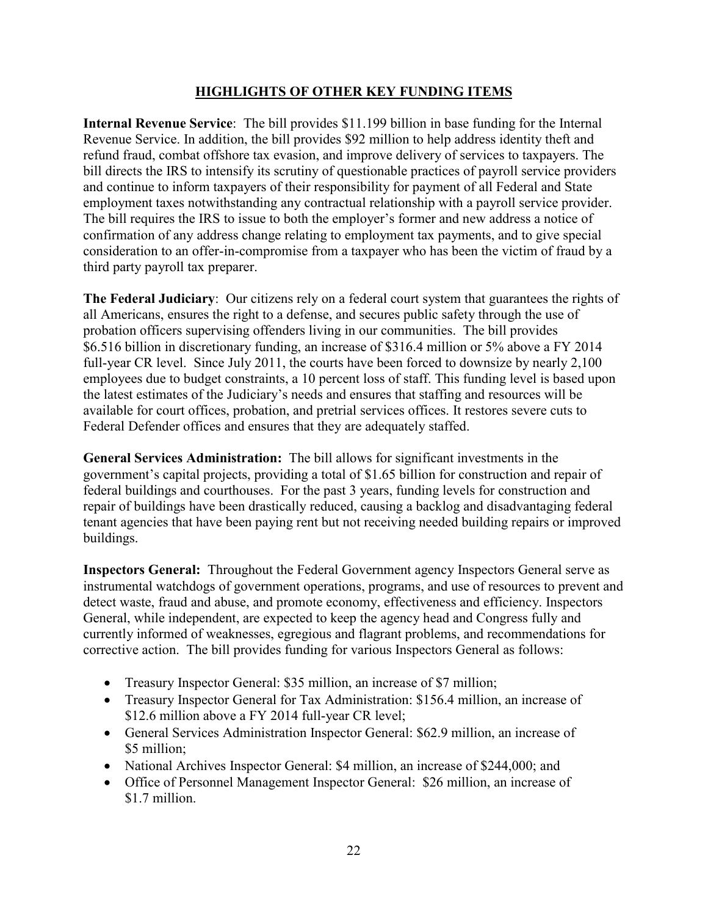## HIGHLIGHTS OF OTHER KEY FUNDING ITEMS

**Internal Revenue Service**: The bill provides $11.199 billion in base funding for the Internal Revenue Service. In addition, the bill provides $92 million to help address identity theft and refund fraud, combat offshore tax evasion, and improve delivery of services to taxpayers. The bill directs the IRS to intensify its scrutiny of questionable practices of payroll service providers and continue to inform taxpayers of their responsibility for payment of all Federal and State employment taxes notwithstanding any contractual relationship with a payroll service provider. The bill requires the IRS to issue to both the employer's former and new address a notice of confirmation of any address change relating to employment tax payments, and to give special consideration to an offer-in-compromise from a taxpayer who has been the victim of fraud by a third party payroll tax preparer.

**The Federal Judiciary**: Our citizens rely on a federal court system that guarantees the rights of all Americans, ensures the right to a defense, and secures public safety through the use of probation officers supervising offenders living in our communities. The bill provides $6.516 billion in discretionary funding, an increase of $316.4 million or 5% above a FY 2014 full-year CR level. Since July 2011, the courts have been forced to downsize by nearly 2,100 employees due to budget constraints, a 10 percent loss of staff. This funding level is based upon the latest estimates of the Judiciary's needs and ensures that staffing and resources will be available for court offices, probation, and pretrial services offices. It restores severe cuts to Federal Defender offices and ensures that they are adequately staffed.

**General Services Administration:** The bill allows for significant investments in the government's capital projects, providing a total of $1.65 billion for construction and repair of federal buildings and courthouses. For the past 3 years, funding levels for construction and repair of buildings have been drastically reduced, causing a backlog and disadvantaging federal tenant agencies that have been paying rent but not receiving needed building repairs or improved buildings.

**Inspectors General:** Throughout the Federal Government agency Inspectors General serve as instrumental watchdogs of government operations, programs, and use of resources to prevent and detect waste, fraud and abuse, and promote economy, effectiveness and efficiency. Inspectors General, while independent, are expected to keep the agency head and Congress fully and currently informed of weaknesses, egregious and flagrant problems, and recommendations for corrective action. The bill provides funding for various Inspectors General as follows:

- Treasury Inspector General: $35 million, an increase of $7 million;
- Treasury Inspector General for Tax Administration: $156.4 million, an increase of $12.6 million above a FY 2014 full-year CR level;
- General Services Administration Inspector General: $62.9 million, an increase of $5 million;
- National Archives Inspector General: $4 million, an increase of $244,000; and
- Office of Personnel Management Inspector General: $26 million, an increase of $1.7 million.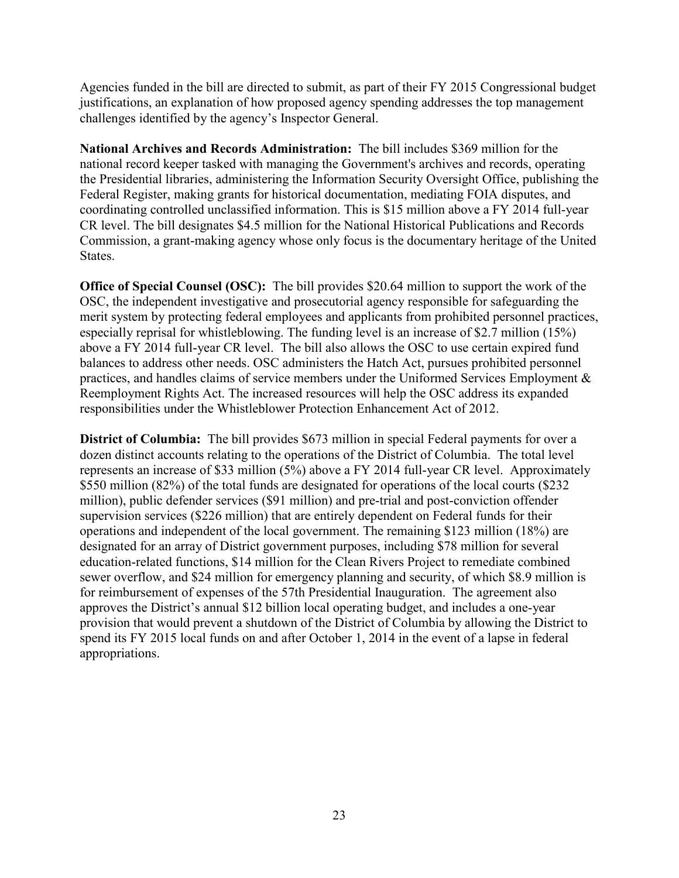Agencies funded in the bill are directed to submit, as part of their FY 2015 Congressional budget justifications, an explanation of how proposed agency spending addresses the top management challenges identified by the agency's Inspector General.

**National Archives and Records Administration:** The bill includes $369 million for the national record keeper tasked with managing the Government's archives and records, operating the Presidential libraries, administering the Information Security Oversight Office, publishing the Federal Register, making grants for historical documentation, mediating FOIA disputes, and coordinating controlled unclassified information. This is $15 million above a FY 2014 full-year CR level. The bill designates $4.5 million for the National Historical Publications and Records Commission, a grant-making agency whose only focus is the documentary heritage of the United States.

**Office of Special Counsel (OSC):** The bill provides $20.64 million to support the work of the OSC, the independent investigative and prosecutorial agency responsible for safeguarding the merit system by protecting federal employees and applicants from prohibited personnel practices, especially reprisal for whistleblowing. The funding level is an increase of $2.7 million (15%) above a FY 2014 full-year CR level. The bill also allows the OSC to use certain expired fund balances to address other needs. OSC administers the Hatch Act, pursues prohibited personnel practices, and handles claims of service members under the Uniformed Services Employment & Reemployment Rights Act. The increased resources will help the OSC address its expanded responsibilities under the Whistleblower Protection Enhancement Act of 2012.

**District of Columbia:** The bill provides $673 million in special Federal payments for over a dozen distinct accounts relating to the operations of the District of Columbia. The total level represents an increase of $33 million (5%) above a FY 2014 full-year CR level. Approximately $550 million (82%) of the total funds are designated for operations of the local courts ($232 million), public defender services ($91 million) and pre-trial and post-conviction offender supervision services ($226 million) that are entirely dependent on Federal funds for their operations and independent of the local government. The remaining $123 million (18%) are designated for an array of District government purposes, including $78 million for several education-related functions, $14 million for the Clean Rivers Project to remediate combined sewer overflow, and $24 million for emergency planning and security, of which $8.9 million is for reimbursement of expenses of the 57th Presidential Inauguration. The agreement also approves the District's annual $12 billion local operating budget, and includes a one-year provision that would prevent a shutdown of the District of Columbia by allowing the District to spend its FY 2015 local funds on and after October 1, 2014 in the event of a lapse in federal appropriations.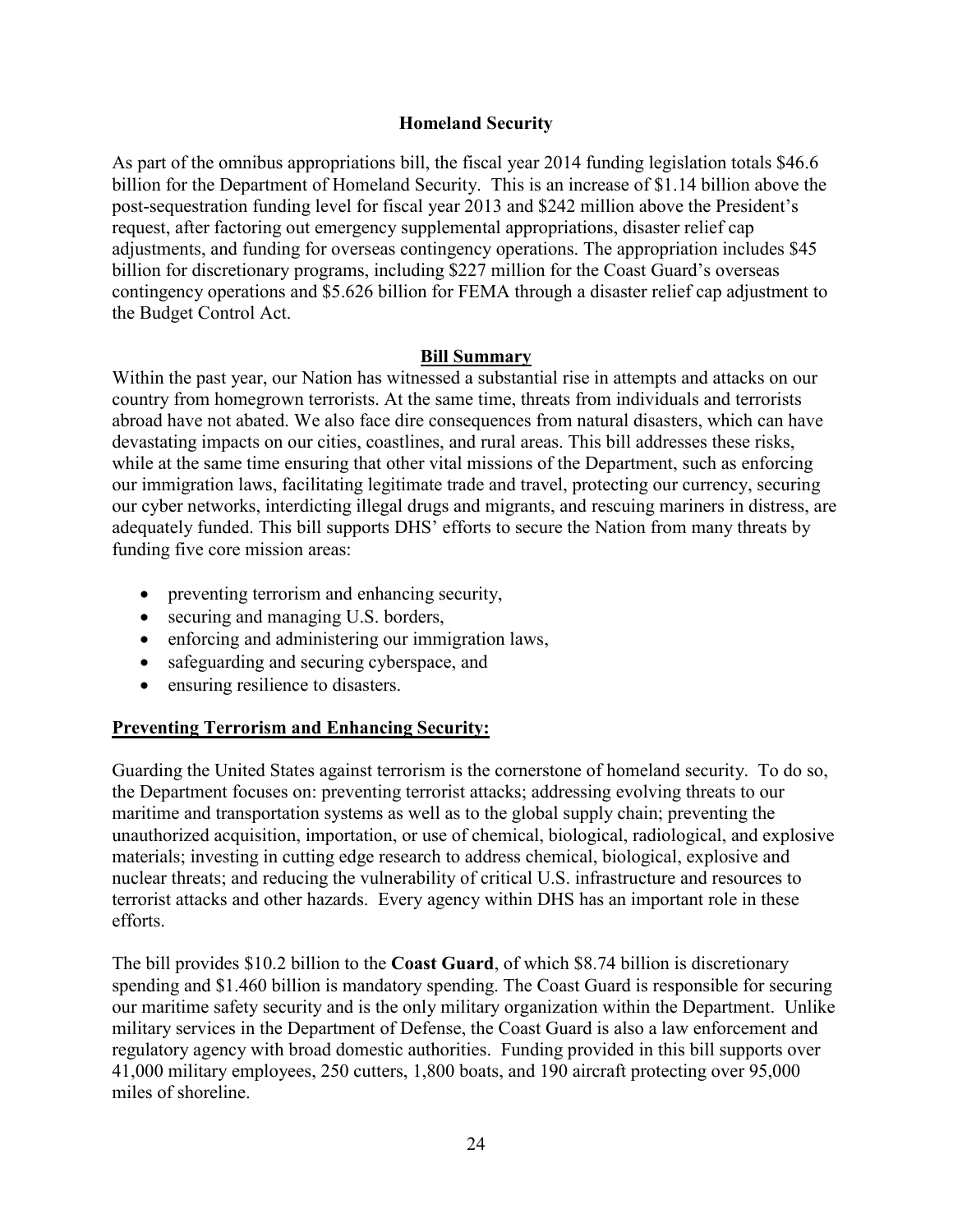## Homeland Security

As part of the omnibus appropriations bill, the fiscal year 2014 funding legislation totals $46.6 billion for the Department of Homeland Security. This is an increase of $1.14 billion above the post-sequestration funding level for fiscal year 2013 and $242 million above the President's request, after factoring out emergency supplemental appropriations, disaster relief cap adjustments, and funding for overseas contingency operations. The appropriation includes $45 billion for discretionary programs, including $227 million for the Coast Guard's overseas contingency operations and $5.626 billion for FEMA through a disaster relief cap adjustment to the Budget Control Act.

### Bill Summary

Within the past year, our Nation has witnessed a substantial rise in attempts and attacks on our country from homegrown terrorists. At the same time, threats from individuals and terrorists abroad have not abated. We also face dire consequences from natural disasters, which can have devastating impacts on our cities, coastlines, and rural areas. This bill addresses these risks, while at the same time ensuring that other vital missions of the Department, such as enforcing our immigration laws, facilitating legitimate trade and travel, protecting our currency, securing our cyber networks, interdicting illegal drugs and migrants, and rescuing mariners in distress, are adequately funded. This bill supports DHS' efforts to secure the Nation from many threats by funding five core mission areas:

- preventing terrorism and enhancing security,
- securing and managing U.S. borders,
- enforcing and administering our immigration laws,
- safeguarding and securing cyberspace, and
- ensuring resilience to disasters.

### Preventing Terrorism and Enhancing Security:

Guarding the United States against terrorism is the cornerstone of homeland security. To do so, the Department focuses on: preventing terrorist attacks; addressing evolving threats to our maritime and transportation systems as well as to the global supply chain; preventing the unauthorized acquisition, importation, or use of chemical, biological, radiological, and explosive materials; investing in cutting edge research to address chemical, biological, explosive and nuclear threats; and reducing the vulnerability of critical U.S. infrastructure and resources to terrorist attacks and other hazards. Every agency within DHS has an important role in these efforts.

The bill provides $10.2 billion to the **Coast Guard**, of which $8.74 billion is discretionary spending and $1.460 billion is mandatory spending. The Coast Guard is responsible for securing our maritime safety security and is the only military organization within the Department. Unlike military services in the Department of Defense, the Coast Guard is also a law enforcement and regulatory agency with broad domestic authorities. Funding provided in this bill supports over 41,000 military employees, 250 cutters, 1,800 boats, and 190 aircraft protecting over 95,000 miles of shoreline.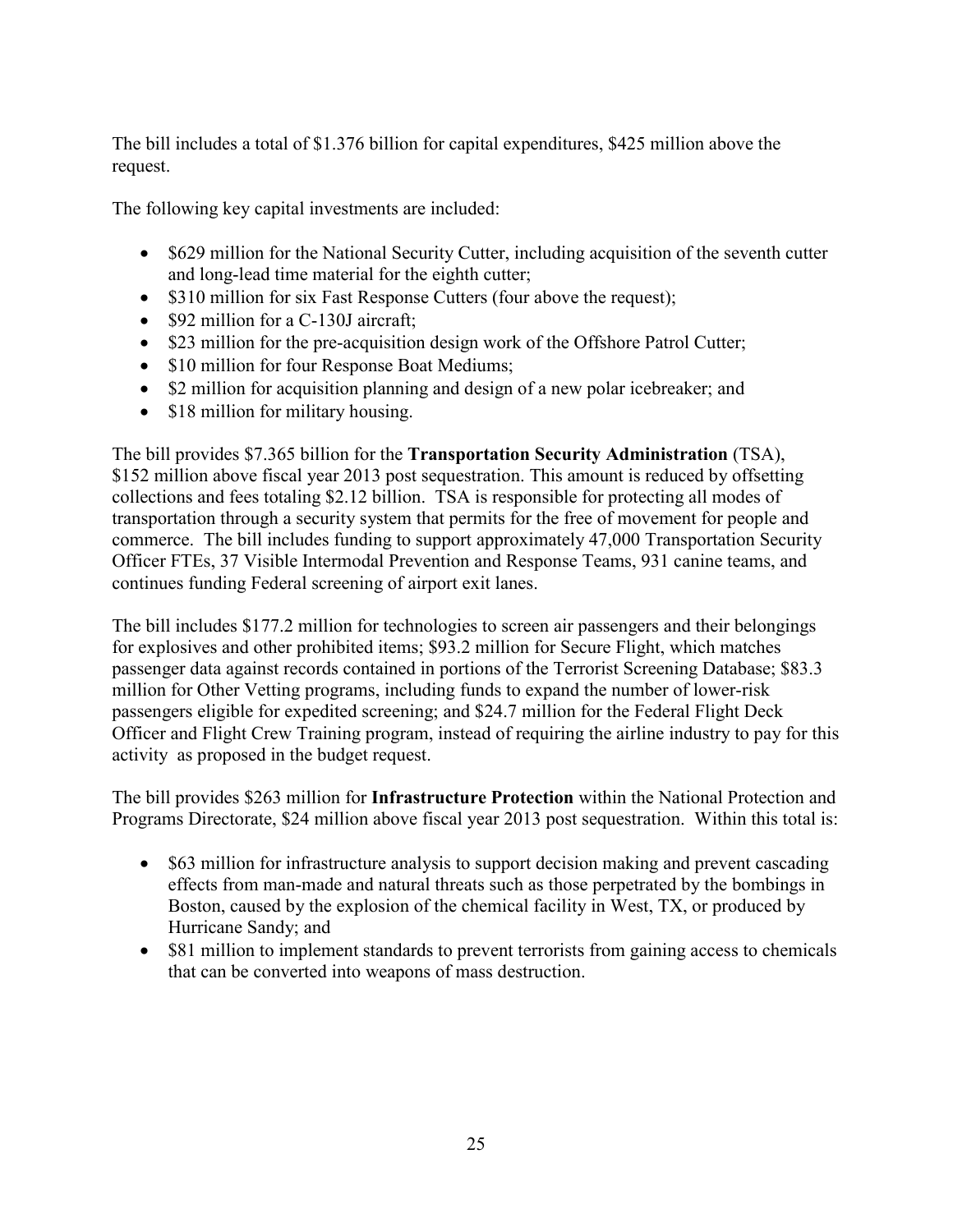The bill includes a total of $1.376 billion for capital expenditures, $425 million above the request.

The following key capital investments are included:

- $629 million for the National Security Cutter, including acquisition of the seventh cutter and long-lead time material for the eighth cutter;
- $310 million for six Fast Response Cutters (four above the request);
- $92 million for a C-130J aircraft;
- $23 million for the pre-acquisition design work of the Offshore Patrol Cutter;
- $10 million for four Response Boat Mediums;
- $2 million for acquisition planning and design of a new polar icebreaker; and
- $18 million for military housing.

The bill provides $7.365 billion for the **Transportation Security Administration** (TSA), $152 million above fiscal year 2013 post sequestration. This amount is reduced by offsetting collections and fees totaling $2.12 billion. TSA is responsible for protecting all modes of transportation through a security system that permits for the free of movement for people and commerce. The bill includes funding to support approximately 47,000 Transportation Security Officer FTEs, 37 Visible Intermodal Prevention and Response Teams, 931 canine teams, and continues funding Federal screening of airport exit lanes.

The bill includes $177.2 million for technologies to screen air passengers and their belongings for explosives and other prohibited items; $93.2 million for Secure Flight, which matches passenger data against records contained in portions of the Terrorist Screening Database; $83.3 million for Other Vetting programs, including funds to expand the number of lower-risk passengers eligible for expedited screening; and $24.7 million for the Federal Flight Deck Officer and Flight Crew Training program, instead of requiring the airline industry to pay for this activity as proposed in the budget request.

The bill provides $263 million for **Infrastructure Protection** within the National Protection and Programs Directorate, $24 million above fiscal year 2013 post sequestration. Within this total is:

- $63 million for infrastructure analysis to support decision making and prevent cascading effects from man-made and natural threats such as those perpetrated by the bombings in Boston, caused by the explosion of the chemical facility in West, TX, or produced by Hurricane Sandy; and
- $81 million to implement standards to prevent terrorists from gaining access to chemicals that can be converted into weapons of mass destruction.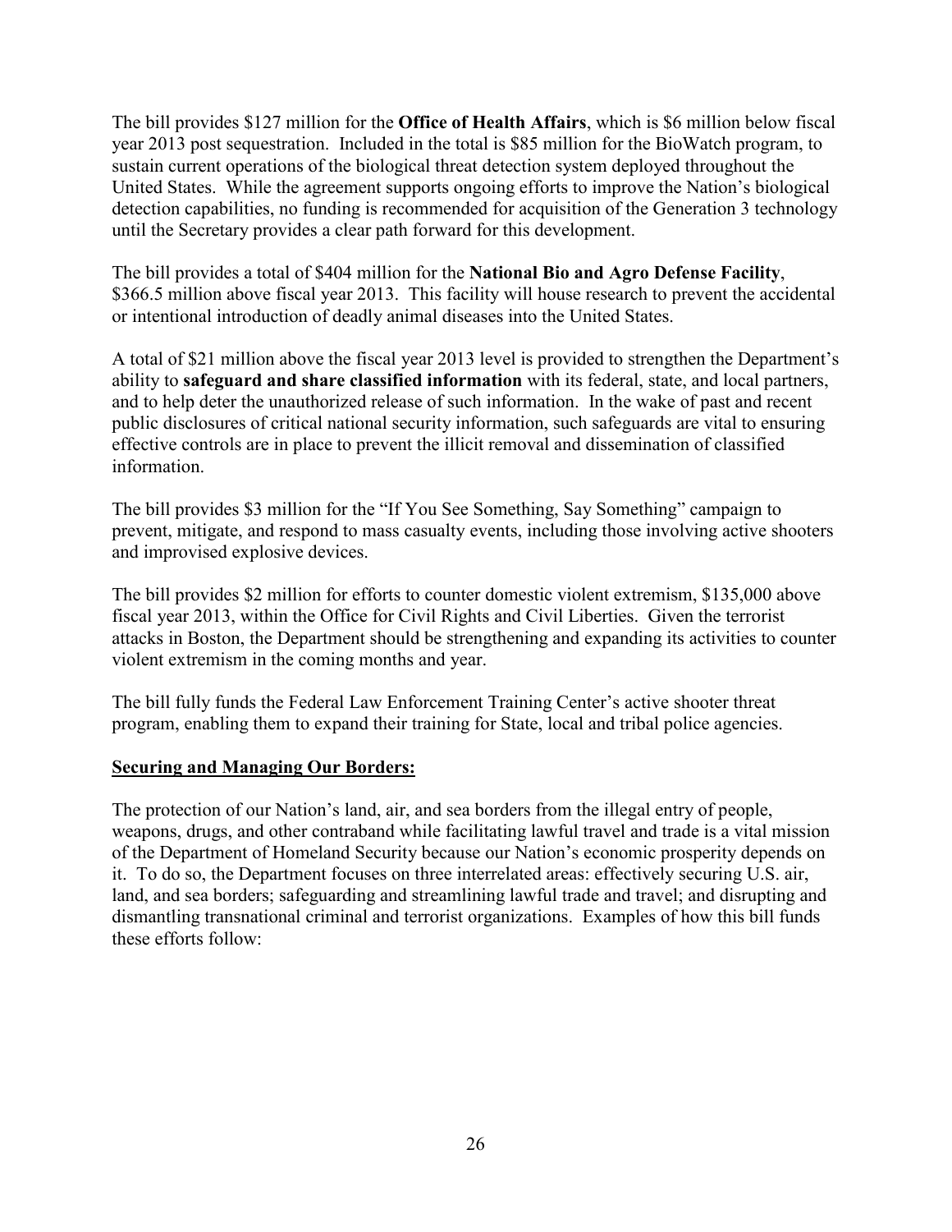The bill provides $127 million for the **Office of Health Affairs**, which is $6 million below fiscal year 2013 post sequestration. Included in the total is $85 million for the BioWatch program, to sustain current operations of the biological threat detection system deployed throughout the United States. While the agreement supports ongoing efforts to improve the Nation's biological detection capabilities, no funding is recommended for acquisition of the Generation 3 technology until the Secretary provides a clear path forward for this development.

The bill provides a total of $404 million for the **National Bio and Agro Defense Facility**, $366.5 million above fiscal year 2013. This facility will house research to prevent the accidental or intentional introduction of deadly animal diseases into the United States.

A total of $21 million above the fiscal year 2013 level is provided to strengthen the Department's ability to **safeguard and share classified information** with its federal, state, and local partners, and to help deter the unauthorized release of such information. In the wake of past and recent public disclosures of critical national security information, such safeguards are vital to ensuring effective controls are in place to prevent the illicit removal and dissemination of classified information.

The bill provides $3 million for the "If You See Something, Say Something" campaign to prevent, mitigate, and respond to mass casualty events, including those involving active shooters and improvised explosive devices.

The bill provides $2 million for efforts to counter domestic violent extremism, $135,000 above fiscal year 2013, within the Office for Civil Rights and Civil Liberties. Given the terrorist attacks in Boston, the Department should be strengthening and expanding its activities to counter violent extremism in the coming months and year.

The bill fully funds the Federal Law Enforcement Training Center's active shooter threat program, enabling them to expand their training for State, local and tribal police agencies.

**Securing and Managing Our Borders:**

The protection of our Nation's land, air, and sea borders from the illegal entry of people, weapons, drugs, and other contraband while facilitating lawful travel and trade is a vital mission of the Department of Homeland Security because our Nation's economic prosperity depends on it. To do so, the Department focuses on three interrelated areas: effectively securing U.S. air, land, and sea borders; safeguarding and streamlining lawful trade and travel; and disrupting and dismantling transnational criminal and terrorist organizations. Examples of how this bill funds these efforts follow: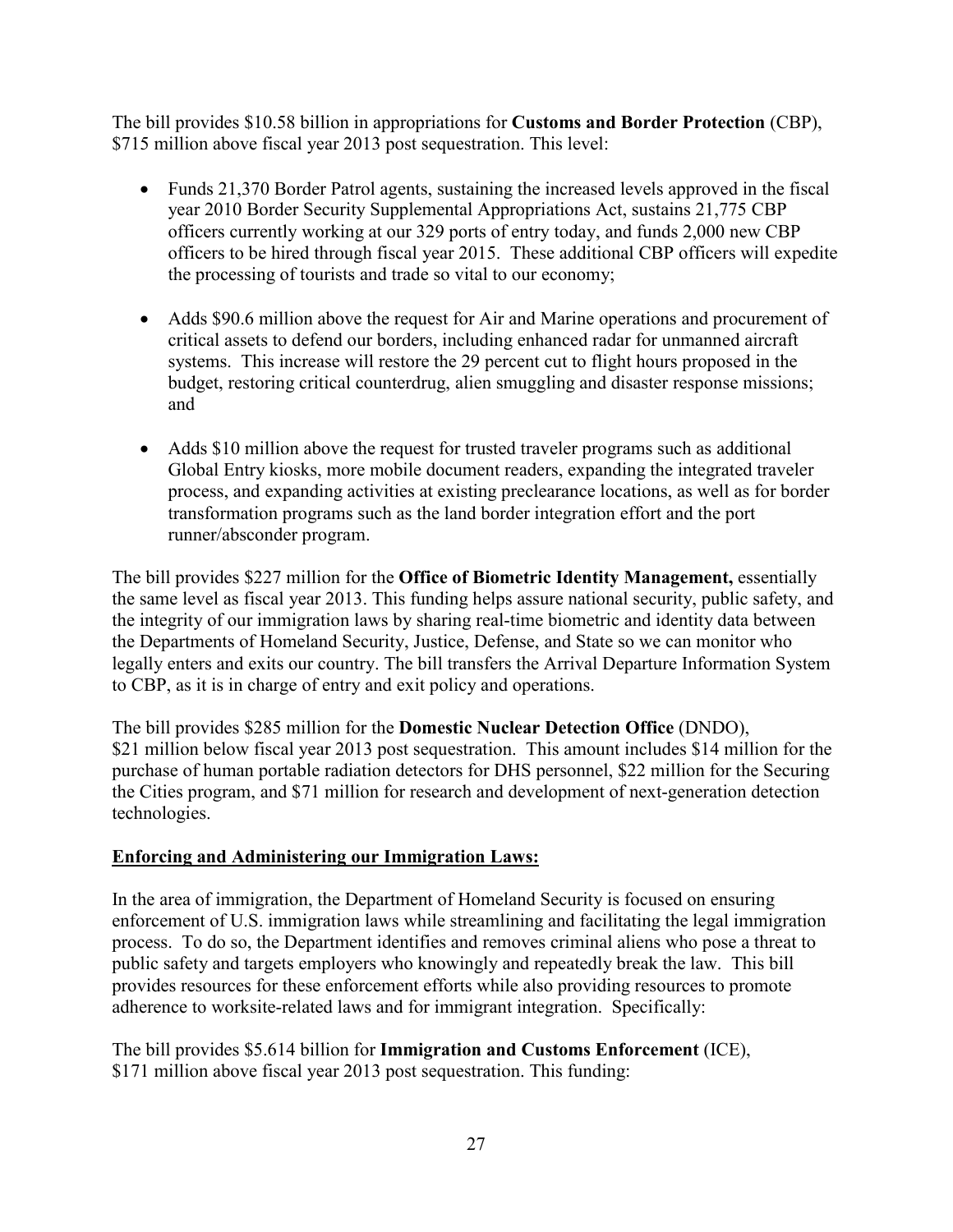The bill provides $10.58 billion in appropriations for **Customs and Border Protection** (CBP), $715 million above fiscal year 2013 post sequestration. This level:

- Funds 21,370 Border Patrol agents, sustaining the increased levels approved in the fiscal year 2010 Border Security Supplemental Appropriations Act, sustains 21,775 CBP officers currently working at our 329 ports of entry today, and funds 2,000 new CBP officers to be hired through fiscal year 2015. These additional CBP officers will expedite the processing of tourists and trade so vital to our economy;

- Adds $90.6 million above the request for Air and Marine operations and procurement of critical assets to defend our borders, including enhanced radar for unmanned aircraft systems. This increase will restore the 29 percent cut to flight hours proposed in the budget, restoring critical counterdrug, alien smuggling and disaster response missions; and

- Adds $10 million above the request for trusted traveler programs such as additional Global Entry kiosks, more mobile document readers, expanding the integrated traveler process, and expanding activities at existing preclearance locations, as well as for border transformation programs such as the land border integration effort and the port runner/absconder program.

The bill provides $227 million for the **Office of Biometric Identity Management,** essentially the same level as fiscal year 2013. This funding helps assure national security, public safety, and the integrity of our immigration laws by sharing real-time biometric and identity data between the Departments of Homeland Security, Justice, Defense, and State so we can monitor who legally enters and exits our country. The bill transfers the Arrival Departure Information System to CBP, as it is in charge of entry and exit policy and operations.

The bill provides $285 million for the **Domestic Nuclear Detection Office** (DNDO), $21 million below fiscal year 2013 post sequestration. This amount includes $14 million for the purchase of human portable radiation detectors for DHS personnel, $22 million for the Securing the Cities program, and $71 million for research and development of next-generation detection technologies.

**Enforcing and Administering our Immigration Laws:**

In the area of immigration, the Department of Homeland Security is focused on ensuring enforcement of U.S. immigration laws while streamlining and facilitating the legal immigration process. To do so, the Department identifies and removes criminal aliens who pose a threat to public safety and targets employers who knowingly and repeatedly break the law. This bill provides resources for these enforcement efforts while also providing resources to promote adherence to worksite-related laws and for immigrant integration. Specifically:

The bill provides $5.614 billion for **Immigration and Customs Enforcement** (ICE), $171 million above fiscal year 2013 post sequestration. This funding: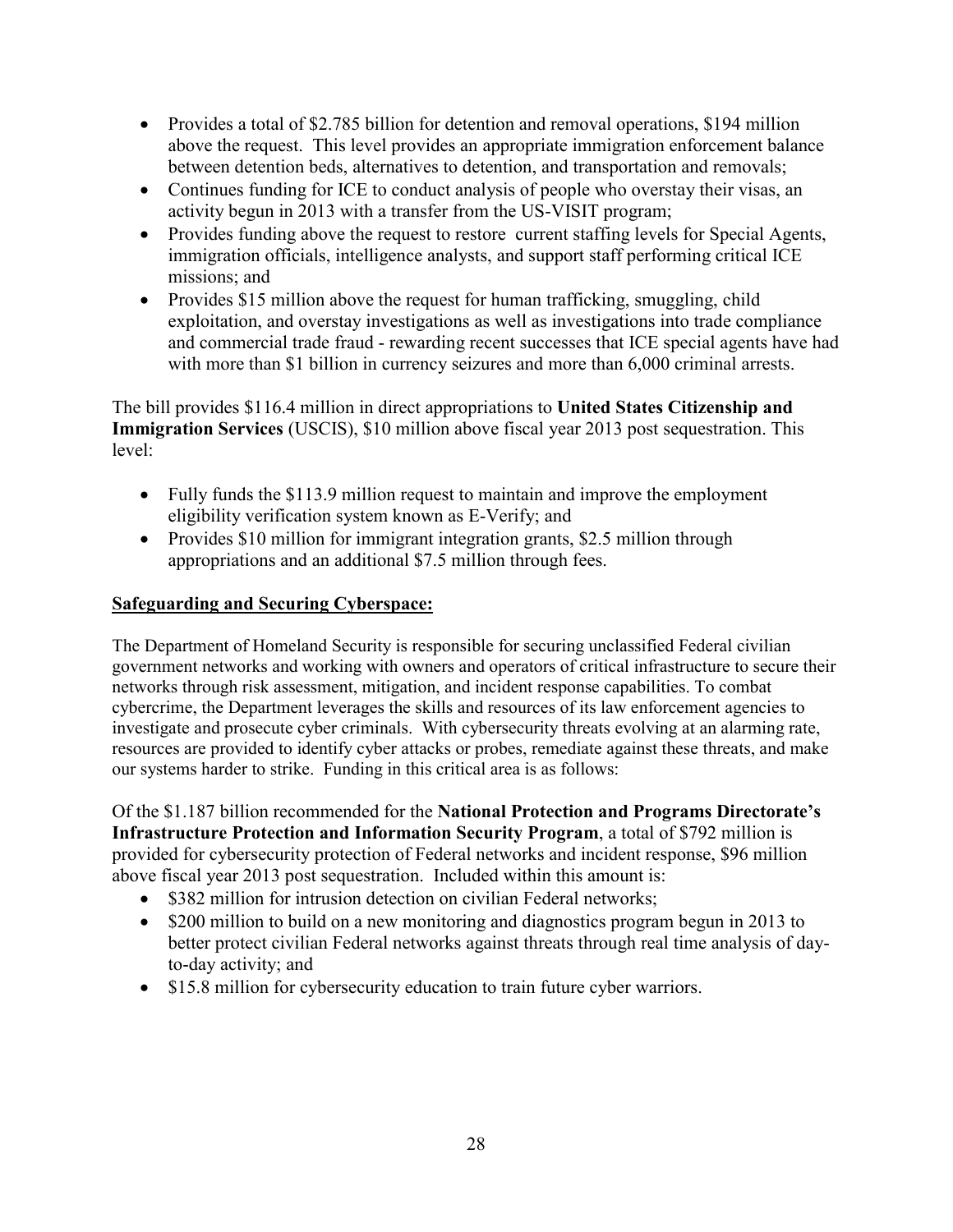- Provides a total of $2.785 billion for detention and removal operations, $194 million above the request. This level provides an appropriate immigration enforcement balance between detention beds, alternatives to detention, and transportation and removals;
- Continues funding for ICE to conduct analysis of people who overstay their visas, an activity begun in 2013 with a transfer from the US-VISIT program;
- Provides funding above the request to restore current staffing levels for Special Agents, immigration officials, intelligence analysts, and support staff performing critical ICE missions; and
- Provides $15 million above the request for human trafficking, smuggling, child exploitation, and overstay investigations as well as investigations into trade compliance and commercial trade fraud - rewarding recent successes that ICE special agents have had with more than $1 billion in currency seizures and more than 6,000 criminal arrests.

The bill provides $116.4 million in direct appropriations to **United States Citizenship and Immigration Services** (USCIS), $10 million above fiscal year 2013 post sequestration. This level:

- Fully funds the $113.9 million request to maintain and improve the employment eligibility verification system known as E-Verify; and
- Provides $10 million for immigrant integration grants, $2.5 million through appropriations and an additional $7.5 million through fees.

**Safeguarding and Securing Cyberspace:**

The Department of Homeland Security is responsible for securing unclassified Federal civilian government networks and working with owners and operators of critical infrastructure to secure their networks through risk assessment, mitigation, and incident response capabilities. To combat cybercrime, the Department leverages the skills and resources of its law enforcement agencies to investigate and prosecute cyber criminals. With cybersecurity threats evolving at an alarming rate, resources are provided to identify cyber attacks or probes, remediate against these threats, and make our systems harder to strike. Funding in this critical area is as follows:

Of the $1.187 billion recommended for the **National Protection and Programs Directorate's Infrastructure Protection and Information Security Program**, a total of $792 million is provided for cybersecurity protection of Federal networks and incident response, $96 million above fiscal year 2013 post sequestration. Included within this amount is:

- $382 million for intrusion detection on civilian Federal networks;
- $200 million to build on a new monitoring and diagnostics program begun in 2013 to better protect civilian Federal networks against threats through real time analysis of day-to-day activity; and
- $15.8 million for cybersecurity education to train future cyber warriors.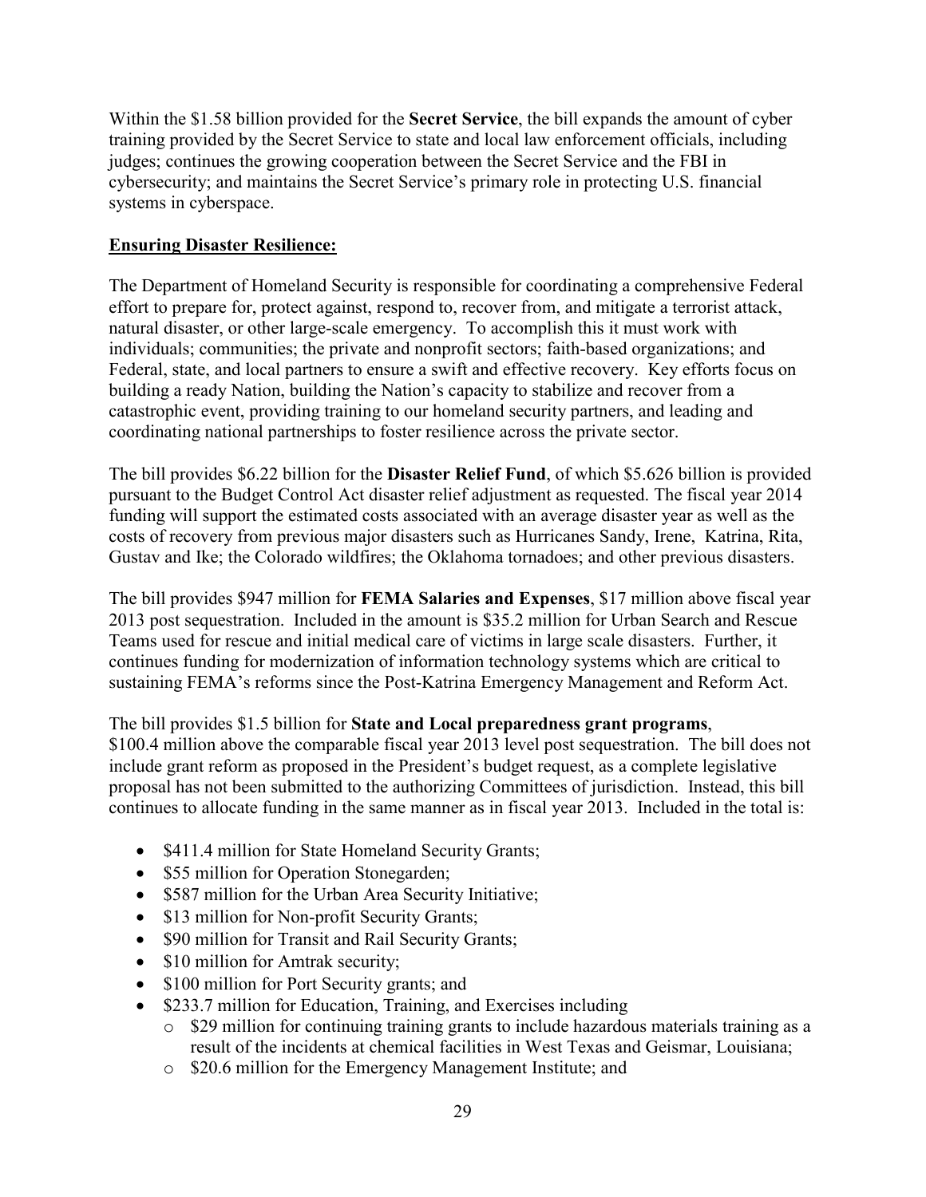Within the $1.58 billion provided for the **Secret Service**, the bill expands the amount of cyber training provided by the Secret Service to state and local law enforcement officials, including judges; continues the growing cooperation between the Secret Service and the FBI in cybersecurity; and maintains the Secret Service's primary role in protecting U.S. financial systems in cyberspace.

**Ensuring Disaster Resilience:**

The Department of Homeland Security is responsible for coordinating a comprehensive Federal effort to prepare for, protect against, respond to, recover from, and mitigate a terrorist attack, natural disaster, or other large-scale emergency. To accomplish this it must work with individuals; communities; the private and nonprofit sectors; faith-based organizations; and Federal, state, and local partners to ensure a swift and effective recovery. Key efforts focus on building a ready Nation, building the Nation's capacity to stabilize and recover from a catastrophic event, providing training to our homeland security partners, and leading and coordinating national partnerships to foster resilience across the private sector.

The bill provides $6.22 billion for the **Disaster Relief Fund**, of which $5.626 billion is provided pursuant to the Budget Control Act disaster relief adjustment as requested. The fiscal year 2014 funding will support the estimated costs associated with an average disaster year as well as the costs of recovery from previous major disasters such as Hurricanes Sandy, Irene, Katrina, Rita, Gustav and Ike; the Colorado wildfires; the Oklahoma tornadoes; and other previous disasters.

The bill provides $947 million for **FEMA Salaries and Expenses**, $17 million above fiscal year 2013 post sequestration. Included in the amount is $35.2 million for Urban Search and Rescue Teams used for rescue and initial medical care of victims in large scale disasters. Further, it continues funding for modernization of information technology systems which are critical to sustaining FEMA's reforms since the Post-Katrina Emergency Management and Reform Act.

The bill provides $1.5 billion for **State and Local preparedness grant programs**, $100.4 million above the comparable fiscal year 2013 level post sequestration. The bill does not include grant reform as proposed in the President's budget request, as a complete legislative proposal has not been submitted to the authorizing Committees of jurisdiction. Instead, this bill continues to allocate funding in the same manner as in fiscal year 2013. Included in the total is:

- $411.4 million for State Homeland Security Grants;
- $55 million for Operation Stonegarden;
- $587 million for the Urban Area Security Initiative;
- $13 million for Non-profit Security Grants;
- $90 million for Transit and Rail Security Grants;
- $10 million for Amtrak security;
- $100 million for Port Security grants; and
- $233.7 million for Education, Training, and Exercises including
    - $29 million for continuing training grants to include hazardous materials training as a result of the incidents at chemical facilities in West Texas and Geismar, Louisiana;
    - $20.6 million for the Emergency Management Institute; and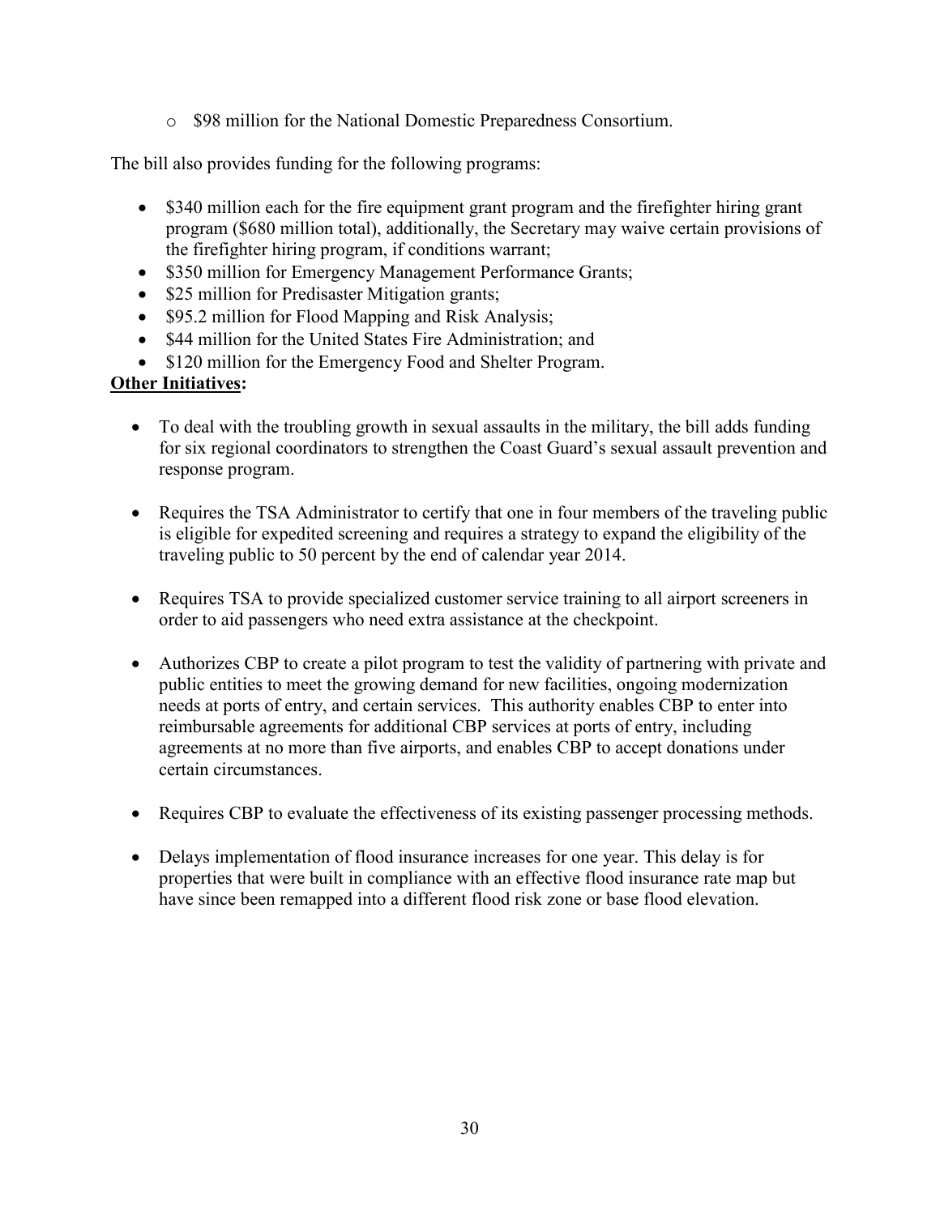- $98 million for the National Domestic Preparedness Consortium.

The bill also provides funding for the following programs:

- $340 million each for the fire equipment grant program and the firefighter hiring grant program ($680 million total), additionally, the Secretary may waive certain provisions of the firefighter hiring program, if conditions warrant;
- $350 million for Emergency Management Performance Grants;
- $25 million for Predisaster Mitigation grants;
- $95.2 million for Flood Mapping and Risk Analysis;
- $44 million for the United States Fire Administration; and
- $120 million for the Emergency Food and Shelter Program.

**Other Initiatives:**

- To deal with the troubling growth in sexual assaults in the military, the bill adds funding for six regional coordinators to strengthen the Coast Guard's sexual assault prevention and response program.

- Requires the TSA Administrator to certify that one in four members of the traveling public is eligible for expedited screening and requires a strategy to expand the eligibility of the traveling public to 50 percent by the end of calendar year 2014.

- Requires TSA to provide specialized customer service training to all airport screeners in order to aid passengers who need extra assistance at the checkpoint.

- Authorizes CBP to create a pilot program to test the validity of partnering with private and public entities to meet the growing demand for new facilities, ongoing modernization needs at ports of entry, and certain services. This authority enables CBP to enter into reimbursable agreements for additional CBP services at ports of entry, including agreements at no more than five airports, and enables CBP to accept donations under certain circumstances.

- Requires CBP to evaluate the effectiveness of its existing passenger processing methods.

- Delays implementation of flood insurance increases for one year. This delay is for properties that were built in compliance with an effective flood insurance rate map but have since been remapped into a different flood risk zone or base flood elevation.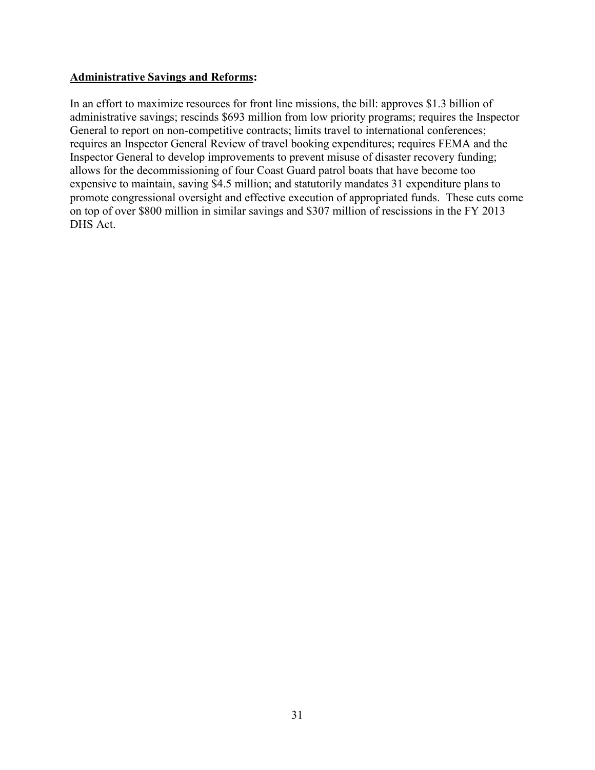**Administrative Savings and Reforms:**

In an effort to maximize resources for front line missions, the bill: approves $1.3 billion of administrative savings; rescinds $693 million from low priority programs; requires the Inspector General to report on non-competitive contracts; limits travel to international conferences; requires an Inspector General Review of travel booking expenditures; requires FEMA and the Inspector General to develop improvements to prevent misuse of disaster recovery funding; allows for the decommissioning of four Coast Guard patrol boats that have become too expensive to maintain, saving $4.5 million; and statutorily mandates 31 expenditure plans to promote congressional oversight and effective execution of appropriated funds. These cuts come on top of over $800 million in similar savings and $307 million of rescissions in the FY 2013 DHS Act.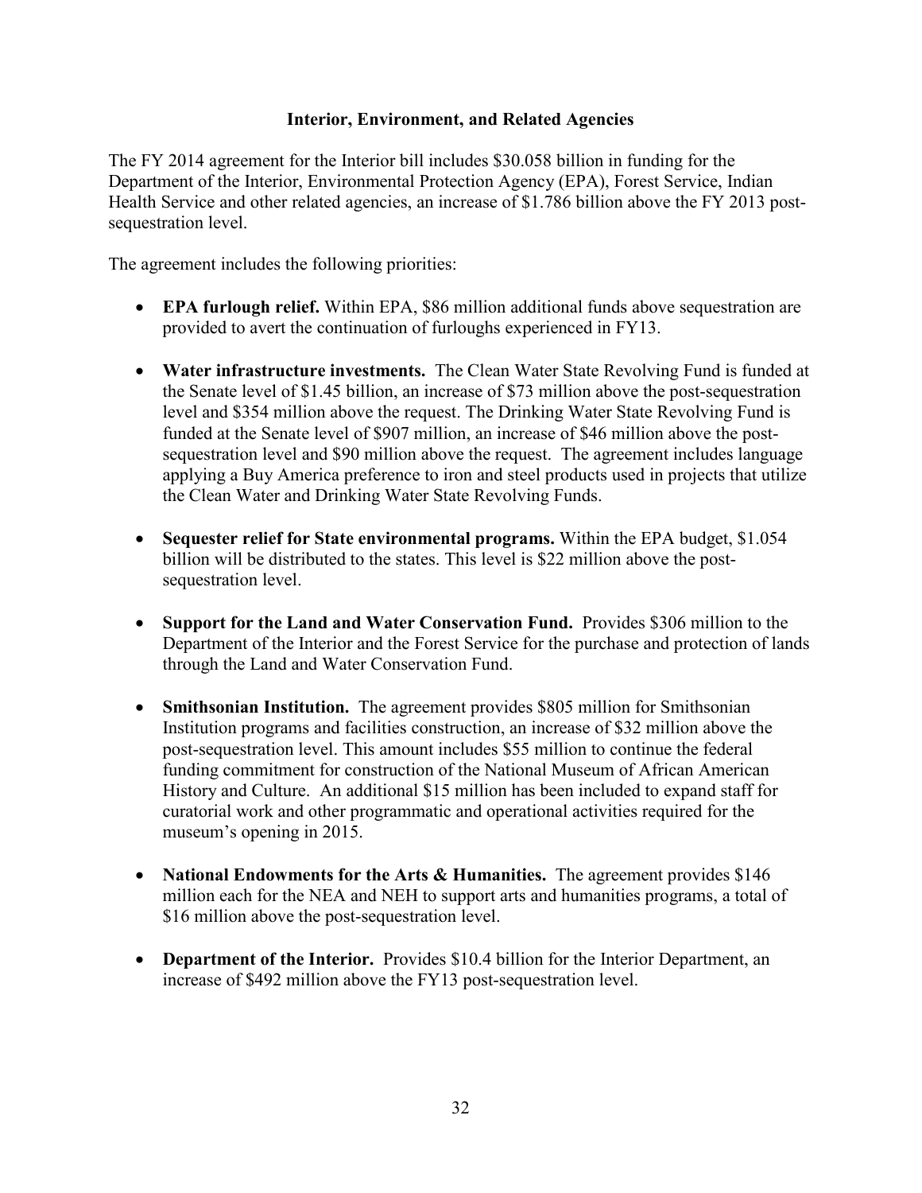## Interior, Environment, and Related Agencies

The FY 2014 agreement for the Interior bill includes $30.058 billion in funding for the Department of the Interior, Environmental Protection Agency (EPA), Forest Service, Indian Health Service and other related agencies, an increase of $1.786 billion above the FY 2013 post-sequestration level.

The agreement includes the following priorities:

- **EPA furlough relief.** Within EPA, $86 million additional funds above sequestration are provided to avert the continuation of furloughs experienced in FY13.

- **Water infrastructure investments.** The Clean Water State Revolving Fund is funded at the Senate level of $1.45 billion, an increase of $73 million above the post-sequestration level and $354 million above the request. The Drinking Water State Revolving Fund is funded at the Senate level of $907 million, an increase of $46 million above the post-sequestration level and $90 million above the request. The agreement includes language applying a Buy America preference to iron and steel products used in projects that utilize the Clean Water and Drinking Water State Revolving Funds.

- **Sequester relief for State environmental programs.** Within the EPA budget, $1.054 billion will be distributed to the states. This level is $22 million above the post-sequestration level.

- **Support for the Land and Water Conservation Fund.** Provides $306 million to the Department of the Interior and the Forest Service for the purchase and protection of lands through the Land and Water Conservation Fund.

- **Smithsonian Institution.** The agreement provides $805 million for Smithsonian Institution programs and facilities construction, an increase of $32 million above the post-sequestration level. This amount includes $55 million to continue the federal funding commitment for construction of the National Museum of African American History and Culture. An additional $15 million has been included to expand staff for curatorial work and other programmatic and operational activities required for the museum's opening in 2015.

- **National Endowments for the Arts & Humanities.** The agreement provides $146 million each for the NEA and NEH to support arts and humanities programs, a total of $16 million above the post-sequestration level.

- **Department of the Interior.** Provides $10.4 billion for the Interior Department, an increase of $492 million above the FY13 post-sequestration level.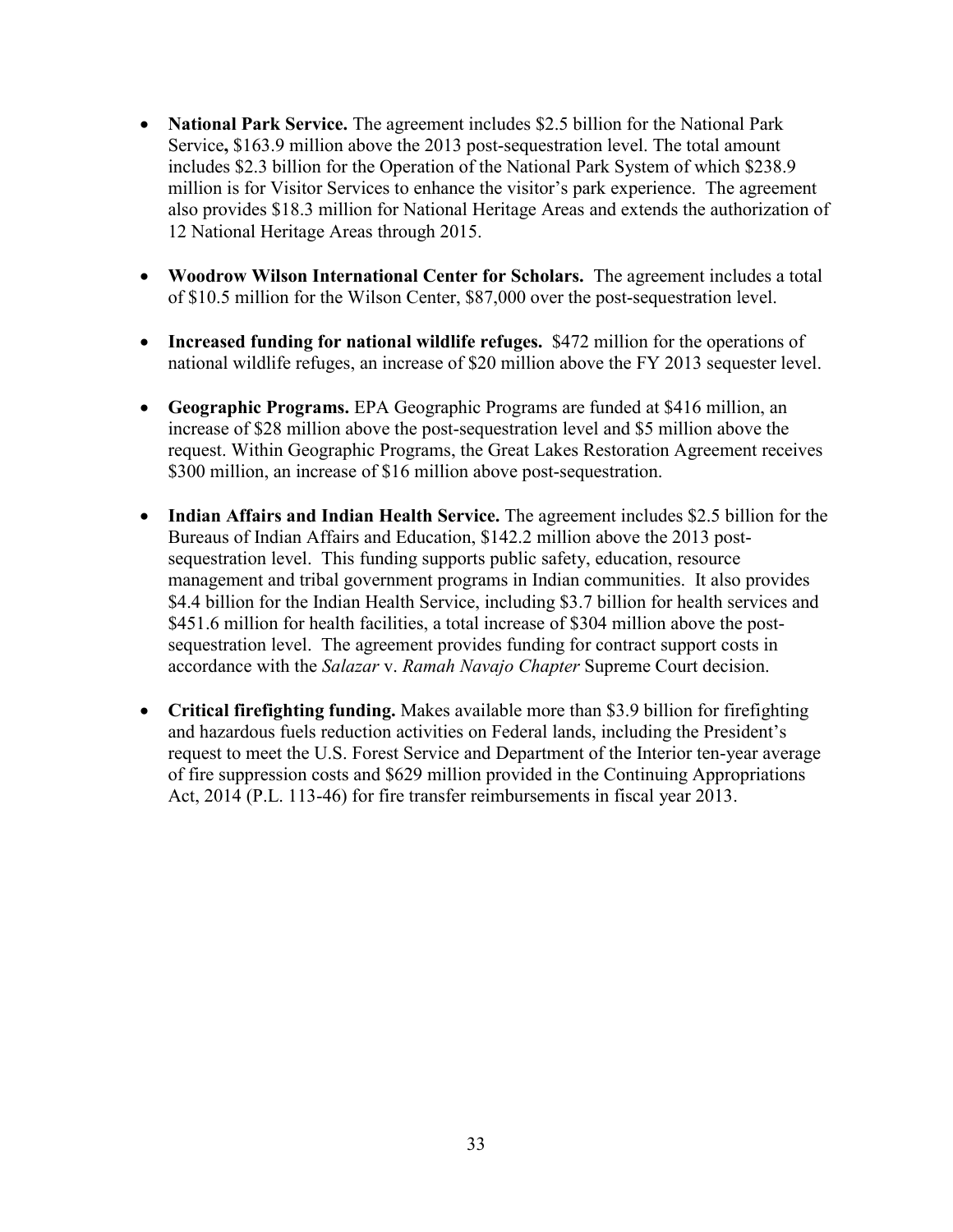- **National Park Service.** The agreement includes $2.5 billion for the National Park Service**,** $163.9 million above the 2013 post-sequestration level. The total amount includes $2.3 billion for the Operation of the National Park System of which $238.9 million is for Visitor Services to enhance the visitor's park experience. The agreement also provides $18.3 million for National Heritage Areas and extends the authorization of 12 National Heritage Areas through 2015.

- **Woodrow Wilson International Center for Scholars.** The agreement includes a total of $10.5 million for the Wilson Center, $87,000 over the post-sequestration level.

- **Increased funding for national wildlife refuges.** $472 million for the operations of national wildlife refuges, an increase of $20 million above the FY 2013 sequester level.

- **Geographic Programs.** EPA Geographic Programs are funded at $416 million, an increase of $28 million above the post-sequestration level and $5 million above the request. Within Geographic Programs, the Great Lakes Restoration Agreement receives $300 million, an increase of $16 million above post-sequestration.

- **Indian Affairs and Indian Health Service.** The agreement includes $2.5 billion for the Bureaus of Indian Affairs and Education, $142.2 million above the 2013 post-sequestration level. This funding supports public safety, education, resource management and tribal government programs in Indian communities. It also provides $4.4 billion for the Indian Health Service, including $3.7 billion for health services and $451.6 million for health facilities, a total increase of $304 million above the post-sequestration level. The agreement provides funding for contract support costs in accordance with the *Salazar* v. *Ramah Navajo Chapter* Supreme Court decision.

- **Critical firefighting funding.** Makes available more than $3.9 billion for firefighting and hazardous fuels reduction activities on Federal lands, including the President's request to meet the U.S. Forest Service and Department of the Interior ten-year average of fire suppression costs and $629 million provided in the Continuing Appropriations Act, 2014 (P.L. 113-46) for fire transfer reimbursements in fiscal year 2013.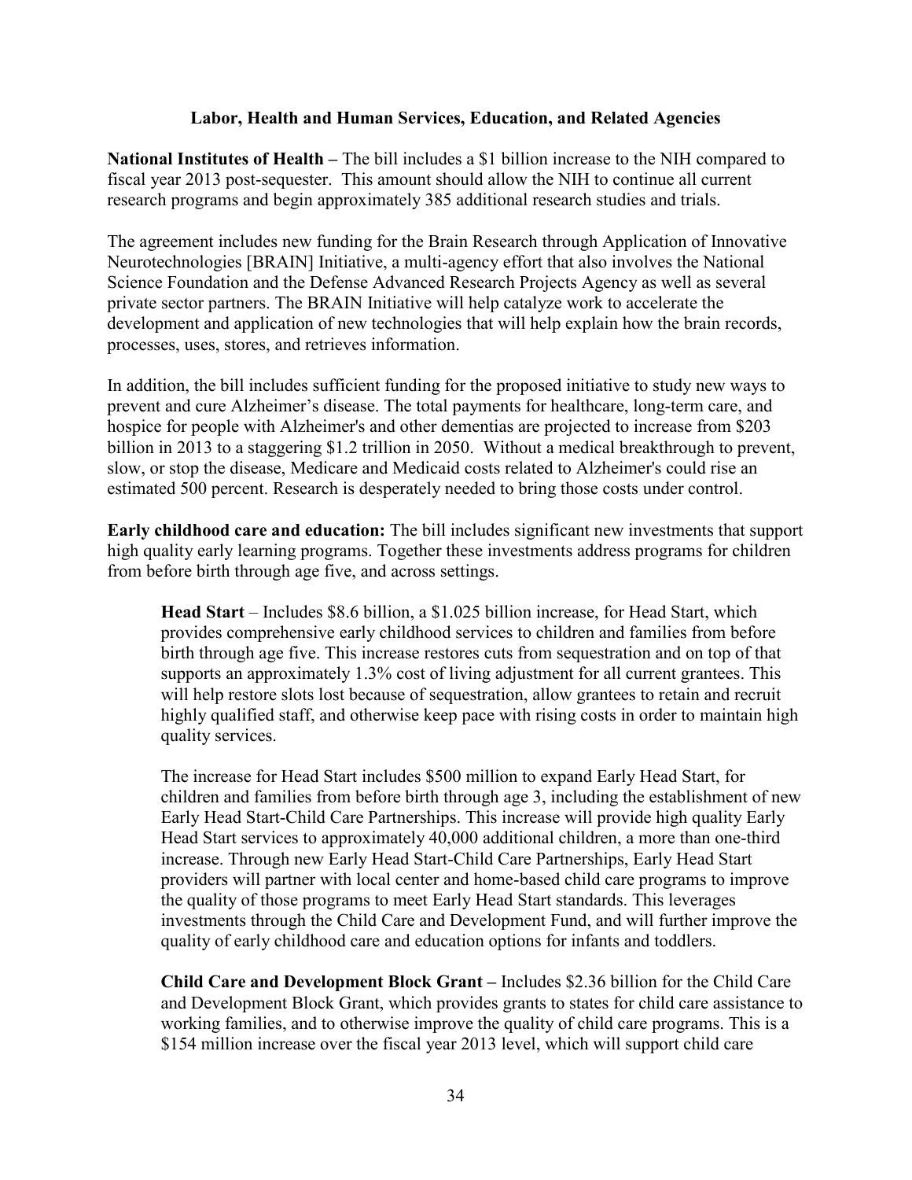## Labor, Health and Human Services, Education, and Related Agencies

**National Institutes of Health –** The bill includes a $1 billion increase to the NIH compared to fiscal year 2013 post-sequester. This amount should allow the NIH to continue all current research programs and begin approximately 385 additional research studies and trials.

The agreement includes new funding for the Brain Research through Application of Innovative Neurotechnologies [BRAIN] Initiative, a multi-agency effort that also involves the National Science Foundation and the Defense Advanced Research Projects Agency as well as several private sector partners. The BRAIN Initiative will help catalyze work to accelerate the development and application of new technologies that will help explain how the brain records, processes, uses, stores, and retrieves information.

In addition, the bill includes sufficient funding for the proposed initiative to study new ways to prevent and cure Alzheimer's disease. The total payments for healthcare, long-term care, and hospice for people with Alzheimer's and other dementias are projected to increase from $203 billion in 2013 to a staggering $1.2 trillion in 2050. Without a medical breakthrough to prevent, slow, or stop the disease, Medicare and Medicaid costs related to Alzheimer's could rise an estimated 500 percent. Research is desperately needed to bring those costs under control.

**Early childhood care and education:** The bill includes significant new investments that support high quality early learning programs. Together these investments address programs for children from before birth through age five, and across settings.

> **Head Start** – Includes $8.6 billion, a $1.025 billion increase, for Head Start, which provides comprehensive early childhood services to children and families from before birth through age five. This increase restores cuts from sequestration and on top of that supports an approximately 1.3% cost of living adjustment for all current grantees. This will help restore slots lost because of sequestration, allow grantees to retain and recruit highly qualified staff, and otherwise keep pace with rising costs in order to maintain high quality services.
>
> The increase for Head Start includes $500 million to expand Early Head Start, for children and families from before birth through age 3, including the establishment of new Early Head Start-Child Care Partnerships. This increase will provide high quality Early Head Start services to approximately 40,000 additional children, a more than one-third increase. Through new Early Head Start-Child Care Partnerships, Early Head Start providers will partner with local center and home-based child care programs to improve the quality of those programs to meet Early Head Start standards. This leverages investments through the Child Care and Development Fund, and will further improve the quality of early childhood care and education options for infants and toddlers.
>
> **Child Care and Development Block Grant –** Includes $2.36 billion for the Child Care and Development Block Grant, which provides grants to states for child care assistance to working families, and to otherwise improve the quality of child care programs. This is a $154 million increase over the fiscal year 2013 level, which will support child care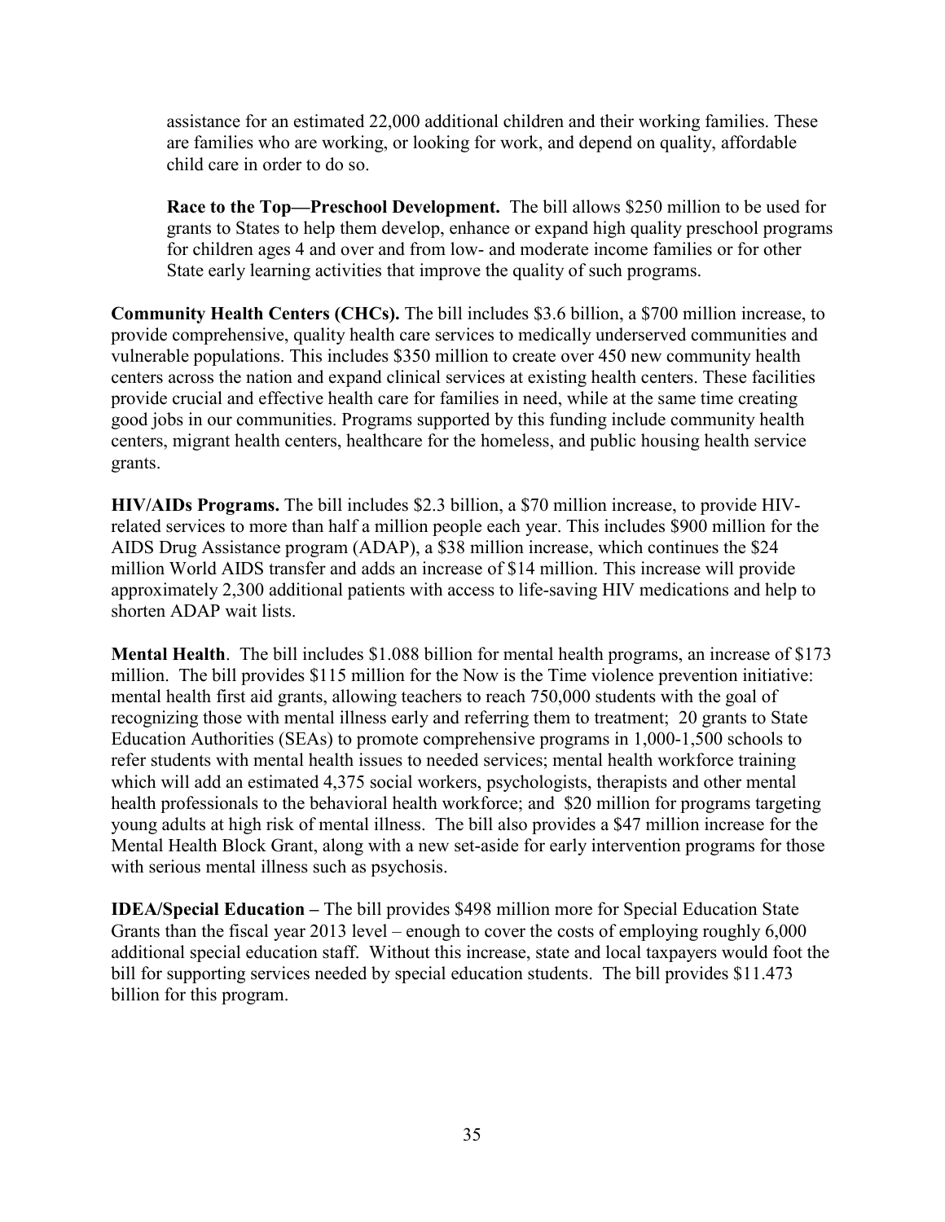assistance for an estimated 22,000 additional children and their working families. These are families who are working, or looking for work, and depend on quality, affordable child care in order to do so.

**Race to the Top—Preschool Development.** The bill allows $250 million to be used for grants to States to help them develop, enhance or expand high quality preschool programs for children ages 4 and over and from low- and moderate income families or for other State early learning activities that improve the quality of such programs.

**Community Health Centers (CHCs).** The bill includes $3.6 billion, a $700 million increase, to provide comprehensive, quality health care services to medically underserved communities and vulnerable populations. This includes $350 million to create over 450 new community health centers across the nation and expand clinical services at existing health centers. These facilities provide crucial and effective health care for families in need, while at the same time creating good jobs in our communities. Programs supported by this funding include community health centers, migrant health centers, healthcare for the homeless, and public housing health service grants.

**HIV/AIDs Programs.** The bill includes $2.3 billion, a $70 million increase, to provide HIV-related services to more than half a million people each year. This includes $900 million for the AIDS Drug Assistance program (ADAP), a $38 million increase, which continues the $24 million World AIDS transfer and adds an increase of $14 million. This increase will provide approximately 2,300 additional patients with access to life-saving HIV medications and help to shorten ADAP wait lists.

**Mental Health**. The bill includes $1.088 billion for mental health programs, an increase of $173 million. The bill provides $115 million for the Now is the Time violence prevention initiative: mental health first aid grants, allowing teachers to reach 750,000 students with the goal of recognizing those with mental illness early and referring them to treatment; 20 grants to State Education Authorities (SEAs) to promote comprehensive programs in 1,000-1,500 schools to refer students with mental health issues to needed services; mental health workforce training which will add an estimated 4,375 social workers, psychologists, therapists and other mental health professionals to the behavioral health workforce; and $20 million for programs targeting young adults at high risk of mental illness. The bill also provides a $47 million increase for the Mental Health Block Grant, along with a new set-aside for early intervention programs for those with serious mental illness such as psychosis.

**IDEA/Special Education –** The bill provides $498 million more for Special Education State Grants than the fiscal year 2013 level – enough to cover the costs of employing roughly 6,000 additional special education staff. Without this increase, state and local taxpayers would foot the bill for supporting services needed by special education students. The bill provides $11.473 billion for this program.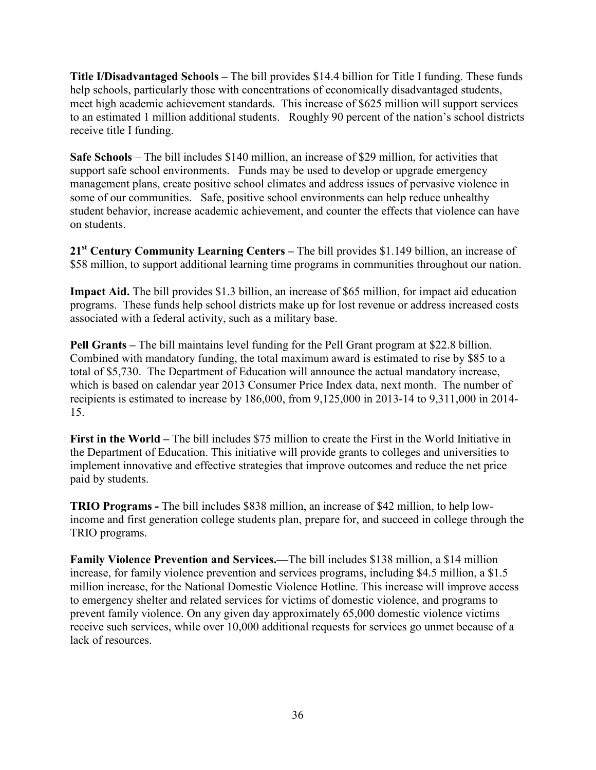**Title I/Disadvantaged Schools –** The bill provides $14.4 billion for Title I funding. These funds help schools, particularly those with concentrations of economically disadvantaged students, meet high academic achievement standards. This increase of $625 million will support services to an estimated 1 million additional students. Roughly 90 percent of the nation's school districts receive title I funding.

**Safe Schools** – The bill includes $140 million, an increase of $29 million, for activities that support safe school environments. Funds may be used to develop or upgrade emergency management plans, create positive school climates and address issues of pervasive violence in some of our communities. Safe, positive school environments can help reduce unhealthy student behavior, increase academic achievement, and counter the effects that violence can have on students.

**21st Century Community Learning Centers –** The bill provides $1.149 billion, an increase of $58 million, to support additional learning time programs in communities throughout our nation.

**Impact Aid.** The bill provides $1.3 billion, an increase of $65 million, for impact aid education programs. These funds help school districts make up for lost revenue or address increased costs associated with a federal activity, such as a military base.

**Pell Grants –** The bill maintains level funding for the Pell Grant program at $22.8 billion. Combined with mandatory funding, the total maximum award is estimated to rise by $85 to a total of $5,730. The Department of Education will announce the actual mandatory increase, which is based on calendar year 2013 Consumer Price Index data, next month. The number of recipients is estimated to increase by 186,000, from 9,125,000 in 2013-14 to 9,311,000 in 2014-15.

**First in the World –** The bill includes $75 million to create the First in the World Initiative in the Department of Education. This initiative will provide grants to colleges and universities to implement innovative and effective strategies that improve outcomes and reduce the net price paid by students.

**TRIO Programs -** The bill includes $838 million, an increase of $42 million, to help low-income and first generation college students plan, prepare for, and succeed in college through the TRIO programs.

**Family Violence Prevention and Services.—**The bill includes $138 million, a $14 million increase, for family violence prevention and services programs, including $4.5 million, a $1.5 million increase, for the National Domestic Violence Hotline. This increase will improve access to emergency shelter and related services for victims of domestic violence, and programs to prevent family violence. On any given day approximately 65,000 domestic violence victims receive such services, while over 10,000 additional requests for services go unmet because of a lack of resources.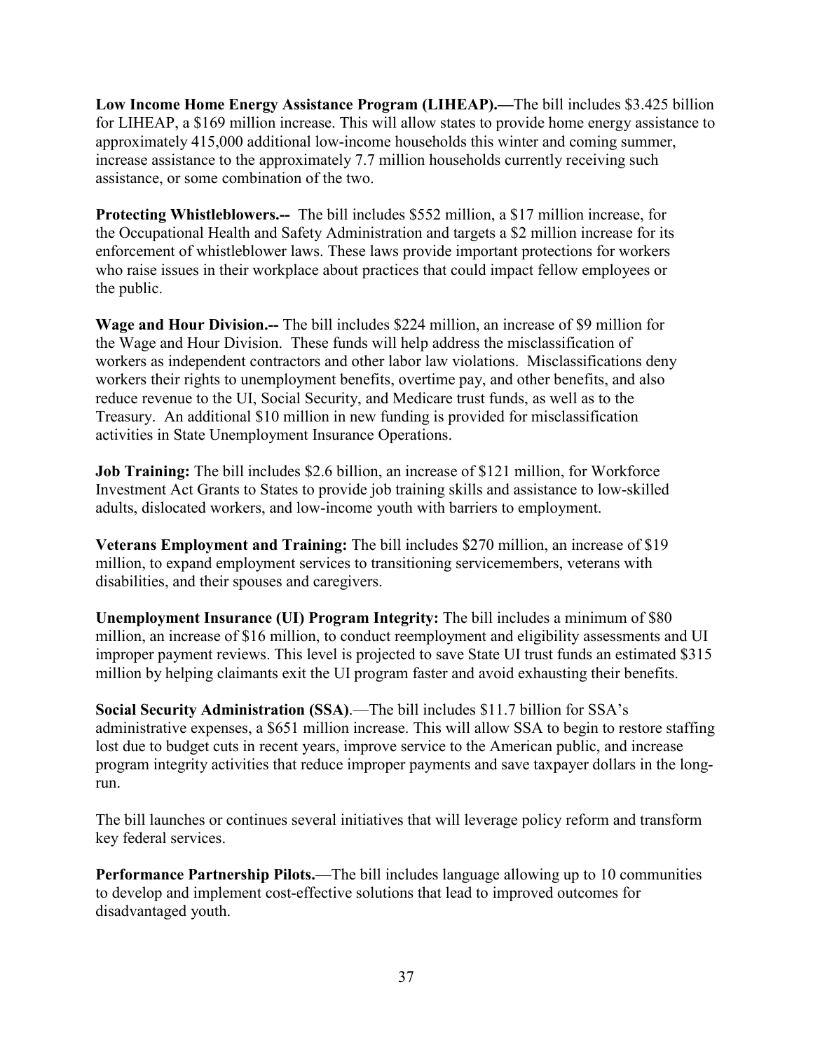**Low Income Home Energy Assistance Program (LIHEAP).—**The bill includes $3.425 billion for LIHEAP, a $169 million increase. This will allow states to provide home energy assistance to approximately 415,000 additional low-income households this winter and coming summer, increase assistance to the approximately 7.7 million households currently receiving such assistance, or some combination of the two.

**Protecting Whistleblowers.--** The bill includes $552 million, a $17 million increase, for the Occupational Health and Safety Administration and targets a $2 million increase for its enforcement of whistleblower laws. These laws provide important protections for workers who raise issues in their workplace about practices that could impact fellow employees or the public.

**Wage and Hour Division.--** The bill includes $224 million, an increase of $9 million for the Wage and Hour Division. These funds will help address the misclassification of workers as independent contractors and other labor law violations. Misclassifications deny workers their rights to unemployment benefits, overtime pay, and other benefits, and also reduce revenue to the UI, Social Security, and Medicare trust funds, as well as to the Treasury. An additional $10 million in new funding is provided for misclassification activities in State Unemployment Insurance Operations.

**Job Training:** The bill includes $2.6 billion, an increase of $121 million, for Workforce Investment Act Grants to States to provide job training skills and assistance to low-skilled adults, dislocated workers, and low-income youth with barriers to employment.

**Veterans Employment and Training:** The bill includes $270 million, an increase of $19 million, to expand employment services to transitioning servicemembers, veterans with disabilities, and their spouses and caregivers.

**Unemployment Insurance (UI) Program Integrity:** The bill includes a minimum of $80 million, an increase of $16 million, to conduct reemployment and eligibility assessments and UI improper payment reviews. This level is projected to save State UI trust funds an estimated $315 million by helping claimants exit the UI program faster and avoid exhausting their benefits.

**Social Security Administration (SSA)**.—The bill includes $11.7 billion for SSA's administrative expenses, a $651 million increase. This will allow SSA to begin to restore staffing lost due to budget cuts in recent years, improve service to the American public, and increase program integrity activities that reduce improper payments and save taxpayer dollars in the long-run.

The bill launches or continues several initiatives that will leverage policy reform and transform key federal services.

**Performance Partnership Pilots.**—The bill includes language allowing up to 10 communities to develop and implement cost-effective solutions that lead to improved outcomes for disadvantaged youth.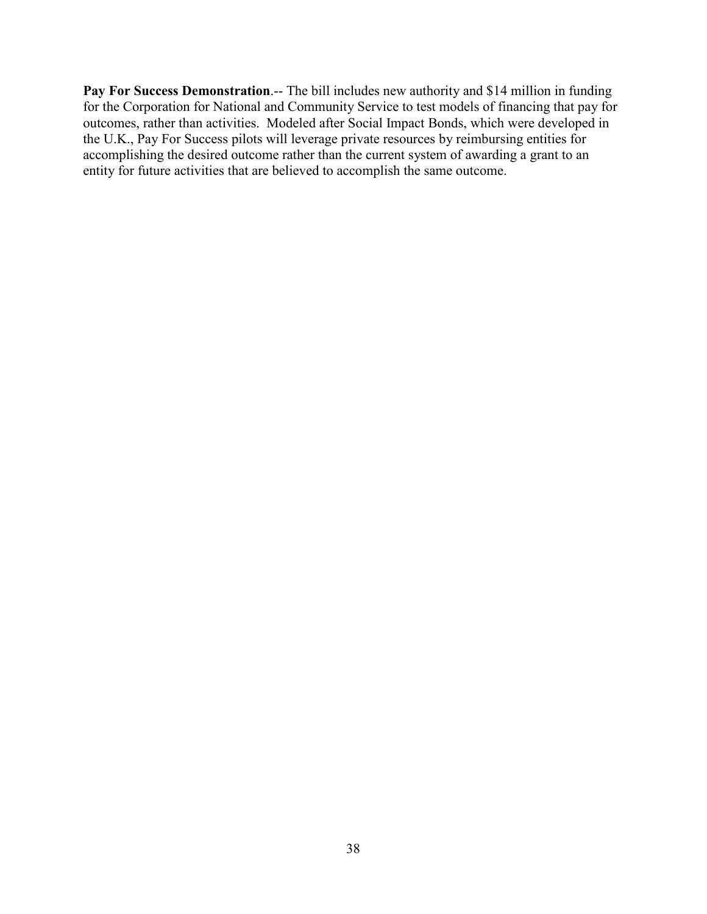**Pay For Success Demonstration**.-- The bill includes new authority and $14 million in funding for the Corporation for National and Community Service to test models of financing that pay for outcomes, rather than activities. Modeled after Social Impact Bonds, which were developed in the U.K., Pay For Success pilots will leverage private resources by reimbursing entities for accomplishing the desired outcome rather than the current system of awarding a grant to an entity for future activities that are believed to accomplish the same outcome.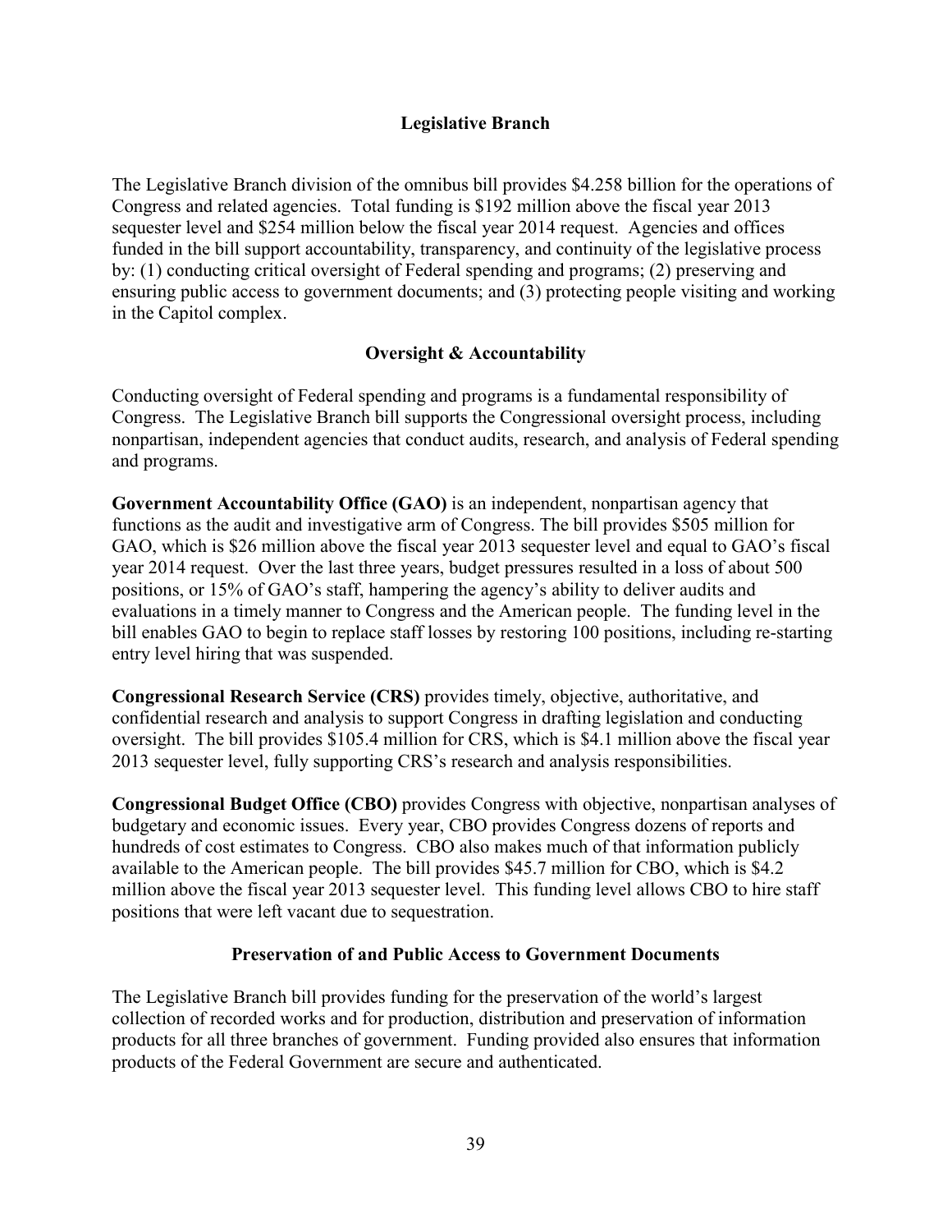## Legislative Branch

The Legislative Branch division of the omnibus bill provides $4.258 billion for the operations of Congress and related agencies. Total funding is $192 million above the fiscal year 2013 sequester level and $254 million below the fiscal year 2014 request. Agencies and offices funded in the bill support accountability, transparency, and continuity of the legislative process by: (1) conducting critical oversight of Federal spending and programs; (2) preserving and ensuring public access to government documents; and (3) protecting people visiting and working in the Capitol complex.

### Oversight & Accountability

Conducting oversight of Federal spending and programs is a fundamental responsibility of Congress. The Legislative Branch bill supports the Congressional oversight process, including nonpartisan, independent agencies that conduct audits, research, and analysis of Federal spending and programs.

**Government Accountability Office (GAO)** is an independent, nonpartisan agency that functions as the audit and investigative arm of Congress. The bill provides $505 million for GAO, which is $26 million above the fiscal year 2013 sequester level and equal to GAO's fiscal year 2014 request. Over the last three years, budget pressures resulted in a loss of about 500 positions, or 15% of GAO's staff, hampering the agency's ability to deliver audits and evaluations in a timely manner to Congress and the American people. The funding level in the bill enables GAO to begin to replace staff losses by restoring 100 positions, including re-starting entry level hiring that was suspended.

**Congressional Research Service (CRS)** provides timely, objective, authoritative, and confidential research and analysis to support Congress in drafting legislation and conducting oversight. The bill provides $105.4 million for CRS, which is $4.1 million above the fiscal year 2013 sequester level, fully supporting CRS's research and analysis responsibilities.

**Congressional Budget Office (CBO)** provides Congress with objective, nonpartisan analyses of budgetary and economic issues. Every year, CBO provides Congress dozens of reports and hundreds of cost estimates to Congress. CBO also makes much of that information publicly available to the American people. The bill provides $45.7 million for CBO, which is $4.2 million above the fiscal year 2013 sequester level. This funding level allows CBO to hire staff positions that were left vacant due to sequestration.

### Preservation of and Public Access to Government Documents

The Legislative Branch bill provides funding for the preservation of the world's largest collection of recorded works and for production, distribution and preservation of information products for all three branches of government. Funding provided also ensures that information products of the Federal Government are secure and authenticated.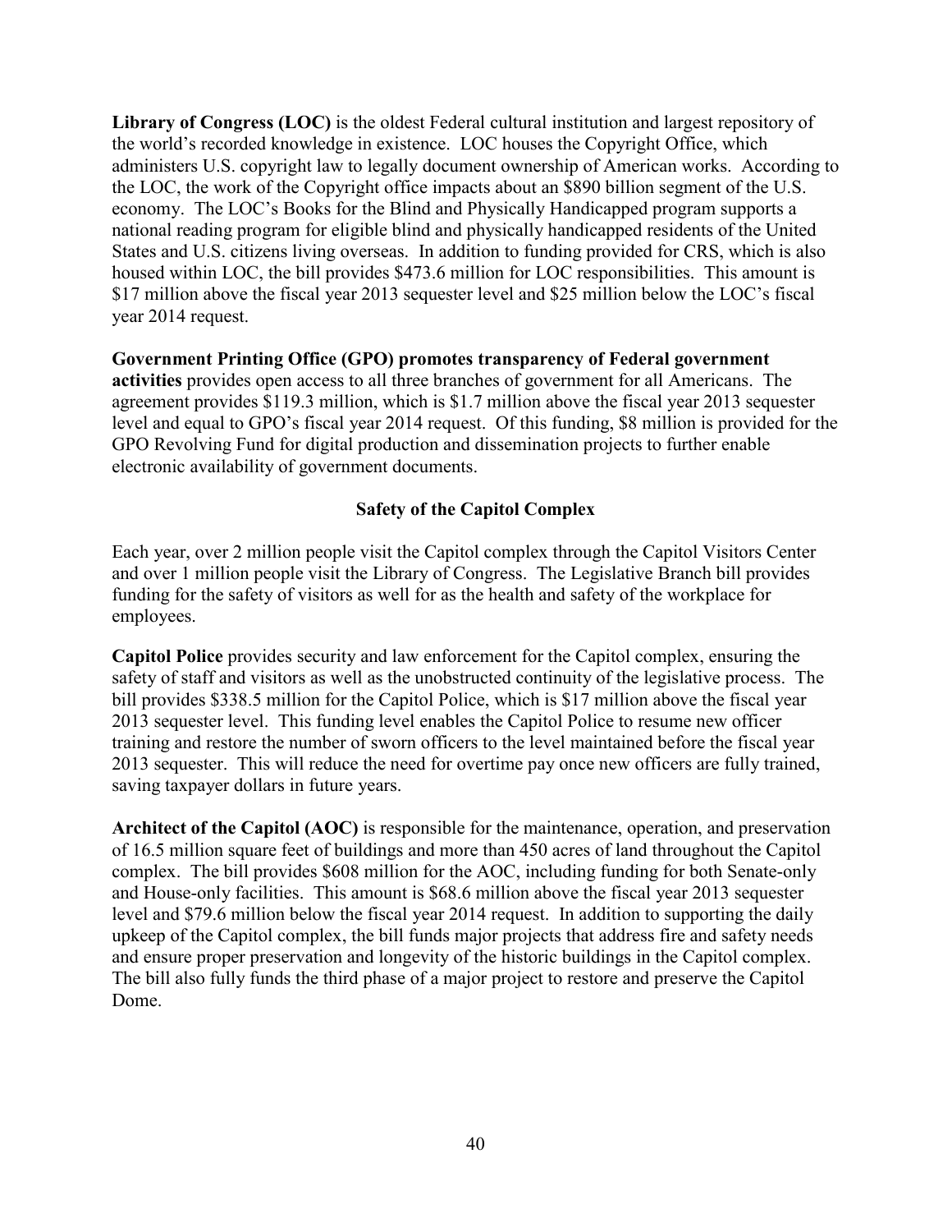**Library of Congress (LOC)** is the oldest Federal cultural institution and largest repository of the world's recorded knowledge in existence. LOC houses the Copyright Office, which administers U.S. copyright law to legally document ownership of American works. According to the LOC, the work of the Copyright office impacts about an $890 billion segment of the U.S. economy. The LOC's Books for the Blind and Physically Handicapped program supports a national reading program for eligible blind and physically handicapped residents of the United States and U.S. citizens living overseas. In addition to funding provided for CRS, which is also housed within LOC, the bill provides $473.6 million for LOC responsibilities. This amount is $17 million above the fiscal year 2013 sequester level and $25 million below the LOC's fiscal year 2014 request.

**Government Printing Office (GPO) promotes transparency of Federal government activities** provides open access to all three branches of government for all Americans. The agreement provides $119.3 million, which is $1.7 million above the fiscal year 2013 sequester level and equal to GPO's fiscal year 2014 request. Of this funding, $8 million is provided for the GPO Revolving Fund for digital production and dissemination projects to further enable electronic availability of government documents.

### Safety of the Capitol Complex

Each year, over 2 million people visit the Capitol complex through the Capitol Visitors Center and over 1 million people visit the Library of Congress. The Legislative Branch bill provides funding for the safety of visitors as well for as the health and safety of the workplace for employees.

**Capitol Police** provides security and law enforcement for the Capitol complex, ensuring the safety of staff and visitors as well as the unobstructed continuity of the legislative process. The bill provides $338.5 million for the Capitol Police, which is $17 million above the fiscal year 2013 sequester level. This funding level enables the Capitol Police to resume new officer training and restore the number of sworn officers to the level maintained before the fiscal year 2013 sequester. This will reduce the need for overtime pay once new officers are fully trained, saving taxpayer dollars in future years.

**Architect of the Capitol (AOC)** is responsible for the maintenance, operation, and preservation of 16.5 million square feet of buildings and more than 450 acres of land throughout the Capitol complex. The bill provides $608 million for the AOC, including funding for both Senate-only and House-only facilities. This amount is $68.6 million above the fiscal year 2013 sequester level and $79.6 million below the fiscal year 2014 request. In addition to supporting the daily upkeep of the Capitol complex, the bill funds major projects that address fire and safety needs and ensure proper preservation and longevity of the historic buildings in the Capitol complex. The bill also fully funds the third phase of a major project to restore and preserve the Capitol Dome.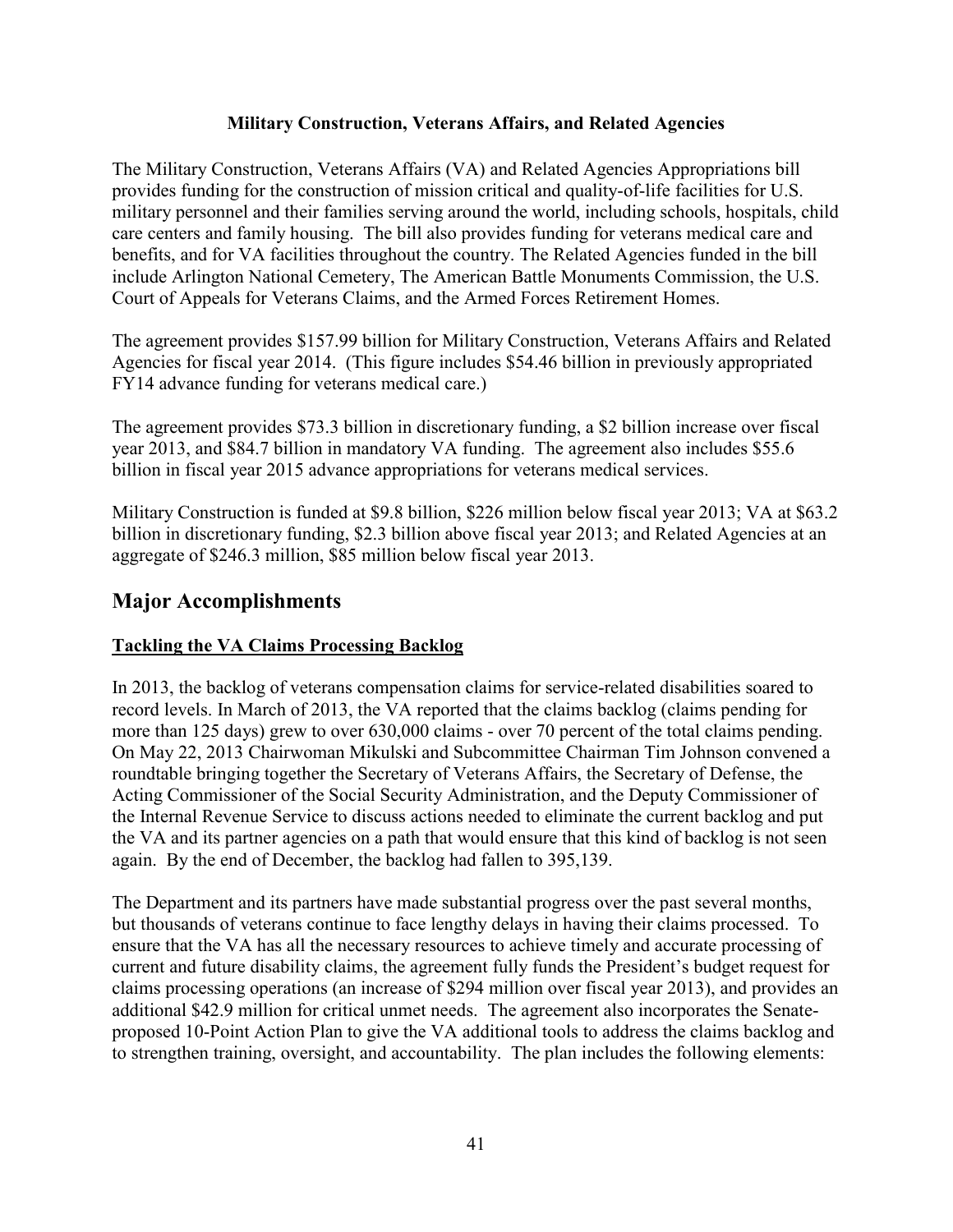**Military Construction, Veterans Affairs, and Related Agencies**

The Military Construction, Veterans Affairs (VA) and Related Agencies Appropriations bill provides funding for the construction of mission critical and quality-of-life facilities for U.S. military personnel and their families serving around the world, including schools, hospitals, child care centers and family housing. The bill also provides funding for veterans medical care and benefits, and for VA facilities throughout the country. The Related Agencies funded in the bill include Arlington National Cemetery, The American Battle Monuments Commission, the U.S. Court of Appeals for Veterans Claims, and the Armed Forces Retirement Homes.

The agreement provides $157.99 billion for Military Construction, Veterans Affairs and Related Agencies for fiscal year 2014. (This figure includes $54.46 billion in previously appropriated FY14 advance funding for veterans medical care.)

The agreement provides $73.3 billion in discretionary funding, a $2 billion increase over fiscal year 2013, and $84.7 billion in mandatory VA funding. The agreement also includes $55.6 billion in fiscal year 2015 advance appropriations for veterans medical services.

Military Construction is funded at $9.8 billion, $226 million below fiscal year 2013; VA at $63.2 billion in discretionary funding, $2.3 billion above fiscal year 2013; and Related Agencies at an aggregate of $246.3 million, $85 million below fiscal year 2013.

## Major Accomplishments

**Tackling the VA Claims Processing Backlog**

In 2013, the backlog of veterans compensation claims for service-related disabilities soared to record levels. In March of 2013, the VA reported that the claims backlog (claims pending for more than 125 days) grew to over 630,000 claims - over 70 percent of the total claims pending. On May 22, 2013 Chairwoman Mikulski and Subcommittee Chairman Tim Johnson convened a roundtable bringing together the Secretary of Veterans Affairs, the Secretary of Defense, the Acting Commissioner of the Social Security Administration, and the Deputy Commissioner of the Internal Revenue Service to discuss actions needed to eliminate the current backlog and put the VA and its partner agencies on a path that would ensure that this kind of backlog is not seen again. By the end of December, the backlog had fallen to 395,139.

The Department and its partners have made substantial progress over the past several months, but thousands of veterans continue to face lengthy delays in having their claims processed. To ensure that the VA has all the necessary resources to achieve timely and accurate processing of current and future disability claims, the agreement fully funds the President's budget request for claims processing operations (an increase of $294 million over fiscal year 2013), and provides an additional $42.9 million for critical unmet needs. The agreement also incorporates the Senate-proposed 10-Point Action Plan to give the VA additional tools to address the claims backlog and to strengthen training, oversight, and accountability. The plan includes the following elements: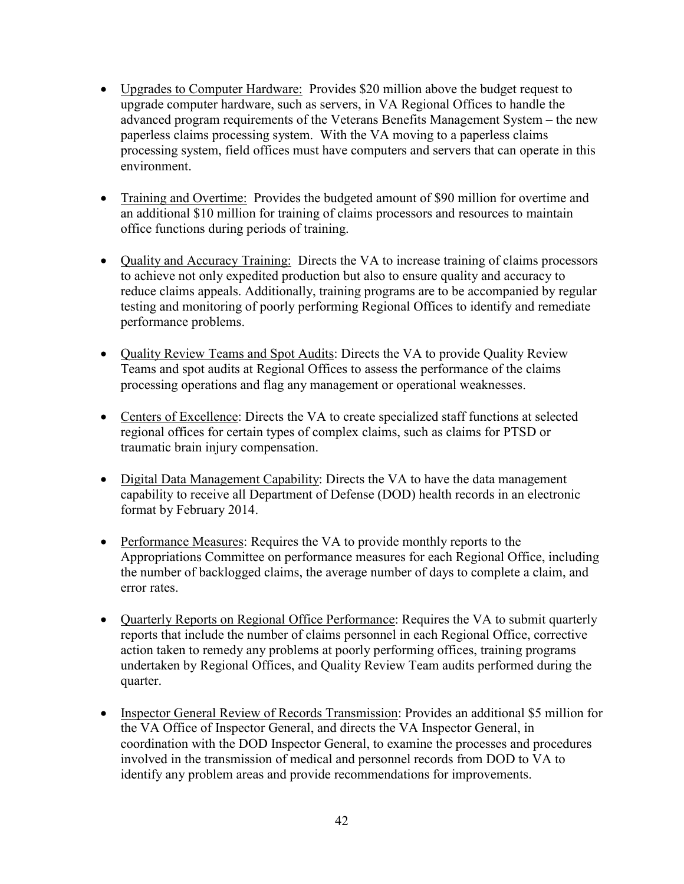- Upgrades to Computer Hardware: Provides $20 million above the budget request to upgrade computer hardware, such as servers, in VA Regional Offices to handle the advanced program requirements of the Veterans Benefits Management System – the new paperless claims processing system. With the VA moving to a paperless claims processing system, field offices must have computers and servers that can operate in this environment.

- Training and Overtime: Provides the budgeted amount of $90 million for overtime and an additional $10 million for training of claims processors and resources to maintain office functions during periods of training.

- Quality and Accuracy Training: Directs the VA to increase training of claims processors to achieve not only expedited production but also to ensure quality and accuracy to reduce claims appeals. Additionally, training programs are to be accompanied by regular testing and monitoring of poorly performing Regional Offices to identify and remediate performance problems.

- Quality Review Teams and Spot Audits: Directs the VA to provide Quality Review Teams and spot audits at Regional Offices to assess the performance of the claims processing operations and flag any management or operational weaknesses.

- Centers of Excellence: Directs the VA to create specialized staff functions at selected regional offices for certain types of complex claims, such as claims for PTSD or traumatic brain injury compensation.

- Digital Data Management Capability: Directs the VA to have the data management capability to receive all Department of Defense (DOD) health records in an electronic format by February 2014.

- Performance Measures: Requires the VA to provide monthly reports to the Appropriations Committee on performance measures for each Regional Office, including the number of backlogged claims, the average number of days to complete a claim, and error rates.

- Quarterly Reports on Regional Office Performance: Requires the VA to submit quarterly reports that include the number of claims personnel in each Regional Office, corrective action taken to remedy any problems at poorly performing offices, training programs undertaken by Regional Offices, and Quality Review Team audits performed during the quarter.

- Inspector General Review of Records Transmission: Provides an additional $5 million for the VA Office of Inspector General, and directs the VA Inspector General, in coordination with the DOD Inspector General, to examine the processes and procedures involved in the transmission of medical and personnel records from DOD to VA to identify any problem areas and provide recommendations for improvements.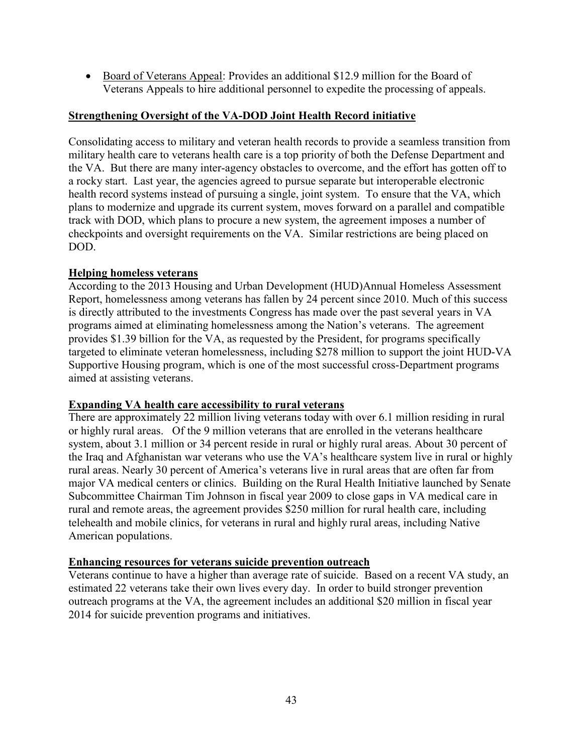- Board of Veterans Appeal: Provides an additional $12.9 million for the Board of Veterans Appeals to hire additional personnel to expedite the processing of appeals.

**Strengthening Oversight of the VA-DOD Joint Health Record initiative**

Consolidating access to military and veteran health records to provide a seamless transition from military health care to veterans health care is a top priority of both the Defense Department and the VA. But there are many inter-agency obstacles to overcome, and the effort has gotten off to a rocky start. Last year, the agencies agreed to pursue separate but interoperable electronic health record systems instead of pursuing a single, joint system. To ensure that the VA, which plans to modernize and upgrade its current system, moves forward on a parallel and compatible track with DOD, which plans to procure a new system, the agreement imposes a number of checkpoints and oversight requirements on the VA. Similar restrictions are being placed on DOD.

**Helping homeless veterans**

According to the 2013 Housing and Urban Development (HUD)Annual Homeless Assessment Report, homelessness among veterans has fallen by 24 percent since 2010. Much of this success is directly attributed to the investments Congress has made over the past several years in VA programs aimed at eliminating homelessness among the Nation's veterans. The agreement provides $1.39 billion for the VA, as requested by the President, for programs specifically targeted to eliminate veteran homelessness, including $278 million to support the joint HUD-VA Supportive Housing program, which is one of the most successful cross-Department programs aimed at assisting veterans.

**Expanding VA health care accessibility to rural veterans**

There are approximately 22 million living veterans today with over 6.1 million residing in rural or highly rural areas. Of the 9 million veterans that are enrolled in the veterans healthcare system, about 3.1 million or 34 percent reside in rural or highly rural areas. About 30 percent of the Iraq and Afghanistan war veterans who use the VA's healthcare system live in rural or highly rural areas. Nearly 30 percent of America's veterans live in rural areas that are often far from major VA medical centers or clinics. Building on the Rural Health Initiative launched by Senate Subcommittee Chairman Tim Johnson in fiscal year 2009 to close gaps in VA medical care in rural and remote areas, the agreement provides $250 million for rural health care, including telehealth and mobile clinics, for veterans in rural and highly rural areas, including Native American populations.

**Enhancing resources for veterans suicide prevention outreach**

Veterans continue to have a higher than average rate of suicide. Based on a recent VA study, an estimated 22 veterans take their own lives every day. In order to build stronger prevention outreach programs at the VA, the agreement includes an additional $20 million in fiscal year 2014 for suicide prevention programs and initiatives.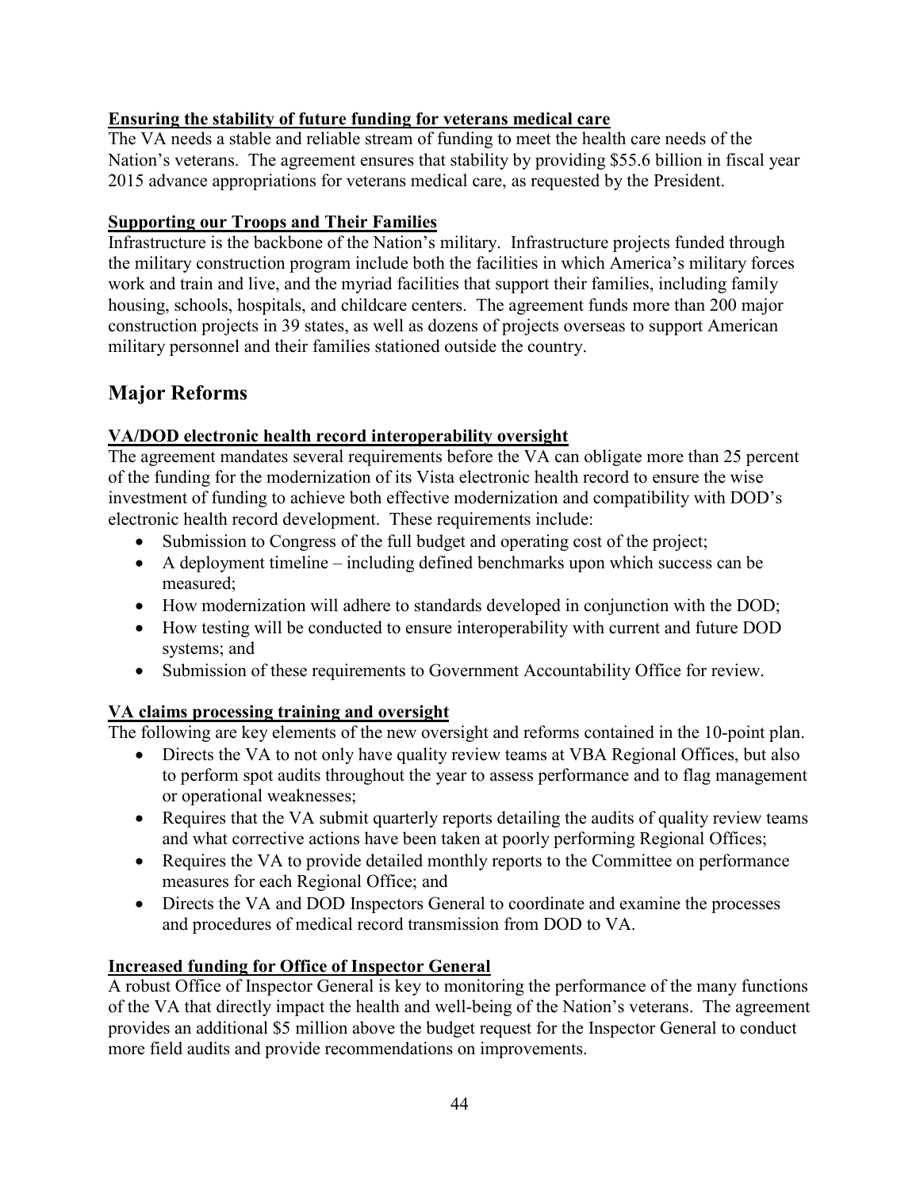**Ensuring the stability of future funding for veterans medical care**

The VA needs a stable and reliable stream of funding to meet the health care needs of the Nation's veterans. The agreement ensures that stability by providing $55.6 billion in fiscal year 2015 advance appropriations for veterans medical care, as requested by the President.

**Supporting our Troops and Their Families**

Infrastructure is the backbone of the Nation's military. Infrastructure projects funded through the military construction program include both the facilities in which America's military forces work and train and live, and the myriad facilities that support their families, including family housing, schools, hospitals, and childcare centers. The agreement funds more than 200 major construction projects in 39 states, as well as dozens of projects overseas to support American military personnel and their families stationed outside the country.

## Major Reforms

**VA/DOD electronic health record interoperability oversight**

The agreement mandates several requirements before the VA can obligate more than 25 percent of the funding for the modernization of its Vista electronic health record to ensure the wise investment of funding to achieve both effective modernization and compatibility with DOD's electronic health record development. These requirements include:

- Submission to Congress of the full budget and operating cost of the project;
- A deployment timeline – including defined benchmarks upon which success can be measured;
- How modernization will adhere to standards developed in conjunction with the DOD;
- How testing will be conducted to ensure interoperability with current and future DOD systems; and
- Submission of these requirements to Government Accountability Office for review.

**VA claims processing training and oversight**

The following are key elements of the new oversight and reforms contained in the 10-point plan.

- Directs the VA to not only have quality review teams at VBA Regional Offices, but also to perform spot audits throughout the year to assess performance and to flag management or operational weaknesses;
- Requires that the VA submit quarterly reports detailing the audits of quality review teams and what corrective actions have been taken at poorly performing Regional Offices;
- Requires the VA to provide detailed monthly reports to the Committee on performance measures for each Regional Office; and
- Directs the VA and DOD Inspectors General to coordinate and examine the processes and procedures of medical record transmission from DOD to VA.

**Increased funding for Office of Inspector General**

A robust Office of Inspector General is key to monitoring the performance of the many functions of the VA that directly impact the health and well-being of the Nation's veterans. The agreement provides an additional $5 million above the budget request for the Inspector General to conduct more field audits and provide recommendations on improvements.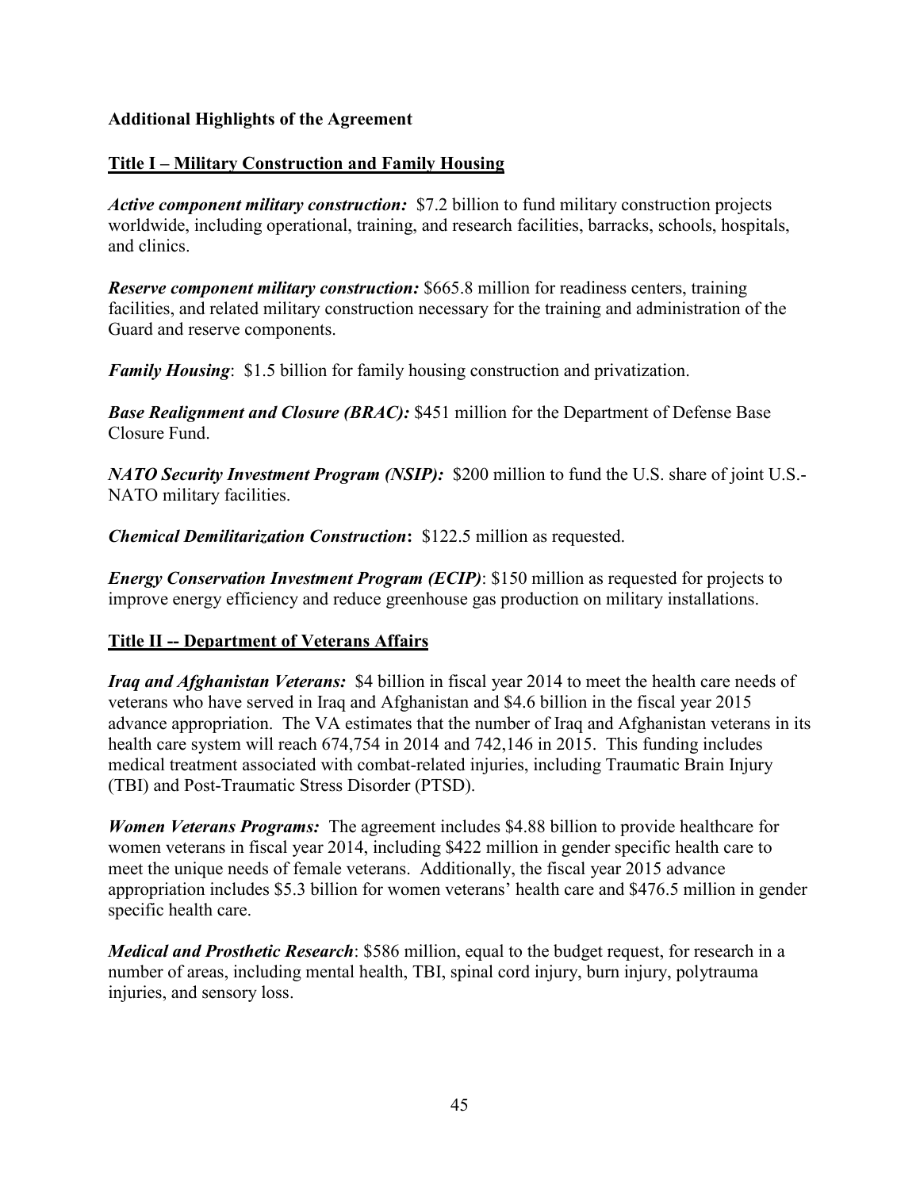**Additional Highlights of the Agreement**

**Title I – Military Construction and Family Housing**

***Active component military construction:*** $7.2 billion to fund military construction projects worldwide, including operational, training, and research facilities, barracks, schools, hospitals, and clinics.

***Reserve component military construction:*** $665.8 million for readiness centers, training facilities, and related military construction necessary for the training and administration of the Guard and reserve components.

***Family Housing***: $1.5 billion for family housing construction and privatization.

***Base Realignment and Closure (BRAC):*** $451 million for the Department of Defense Base Closure Fund.

***NATO Security Investment Program (NSIP):*** $200 million to fund the U.S. share of joint U.S.-NATO military facilities.

***Chemical Demilitarization Construction*:** $122.5 million as requested.

***Energy Conservation Investment Program (ECIP)***: $150 million as requested for projects to improve energy efficiency and reduce greenhouse gas production on military installations.

**Title II -- Department of Veterans Affairs**

***Iraq and Afghanistan Veterans:*** $4 billion in fiscal year 2014 to meet the health care needs of veterans who have served in Iraq and Afghanistan and $4.6 billion in the fiscal year 2015 advance appropriation. The VA estimates that the number of Iraq and Afghanistan veterans in its health care system will reach 674,754 in 2014 and 742,146 in 2015. This funding includes medical treatment associated with combat-related injuries, including Traumatic Brain Injury (TBI) and Post-Traumatic Stress Disorder (PTSD).

***Women Veterans Programs:*** The agreement includes $4.88 billion to provide healthcare for women veterans in fiscal year 2014, including $422 million in gender specific health care to meet the unique needs of female veterans. Additionally, the fiscal year 2015 advance appropriation includes $5.3 billion for women veterans' health care and $476.5 million in gender specific health care.

***Medical and Prosthetic Research***: $586 million, equal to the budget request, for research in a number of areas, including mental health, TBI, spinal cord injury, burn injury, polytrauma injuries, and sensory loss.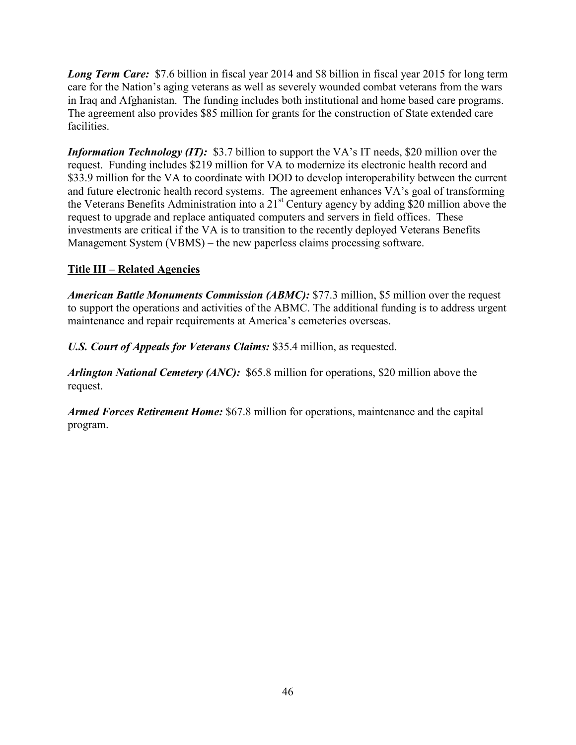***Long Term Care:*** $7.6 billion in fiscal year 2014 and $8 billion in fiscal year 2015 for long term care for the Nation's aging veterans as well as severely wounded combat veterans from the wars in Iraq and Afghanistan. The funding includes both institutional and home based care programs. The agreement also provides $85 million for grants for the construction of State extended care facilities.

***Information Technology (IT):*** $3.7 billion to support the VA's IT needs, $20 million over the request. Funding includes $219 million for VA to modernize its electronic health record and $33.9 million for the VA to coordinate with DOD to develop interoperability between the current and future electronic health record systems. The agreement enhances VA's goal of transforming the Veterans Benefits Administration into a 21st Century agency by adding $20 million above the request to upgrade and replace antiquated computers and servers in field offices. These investments are critical if the VA is to transition to the recently deployed Veterans Benefits Management System (VBMS) – the new paperless claims processing software.

**<u>Title III – Related Agencies</u>**

***American Battle Monuments Commission (ABMC):*** $77.3 million, $5 million over the request to support the operations and activities of the ABMC. The additional funding is to address urgent maintenance and repair requirements at America's cemeteries overseas.

***U.S. Court of Appeals for Veterans Claims:*** $35.4 million, as requested.

***Arlington National Cemetery (ANC):*** $65.8 million for operations, $20 million above the request.

***Armed Forces Retirement Home:*** $67.8 million for operations, maintenance and the capital program.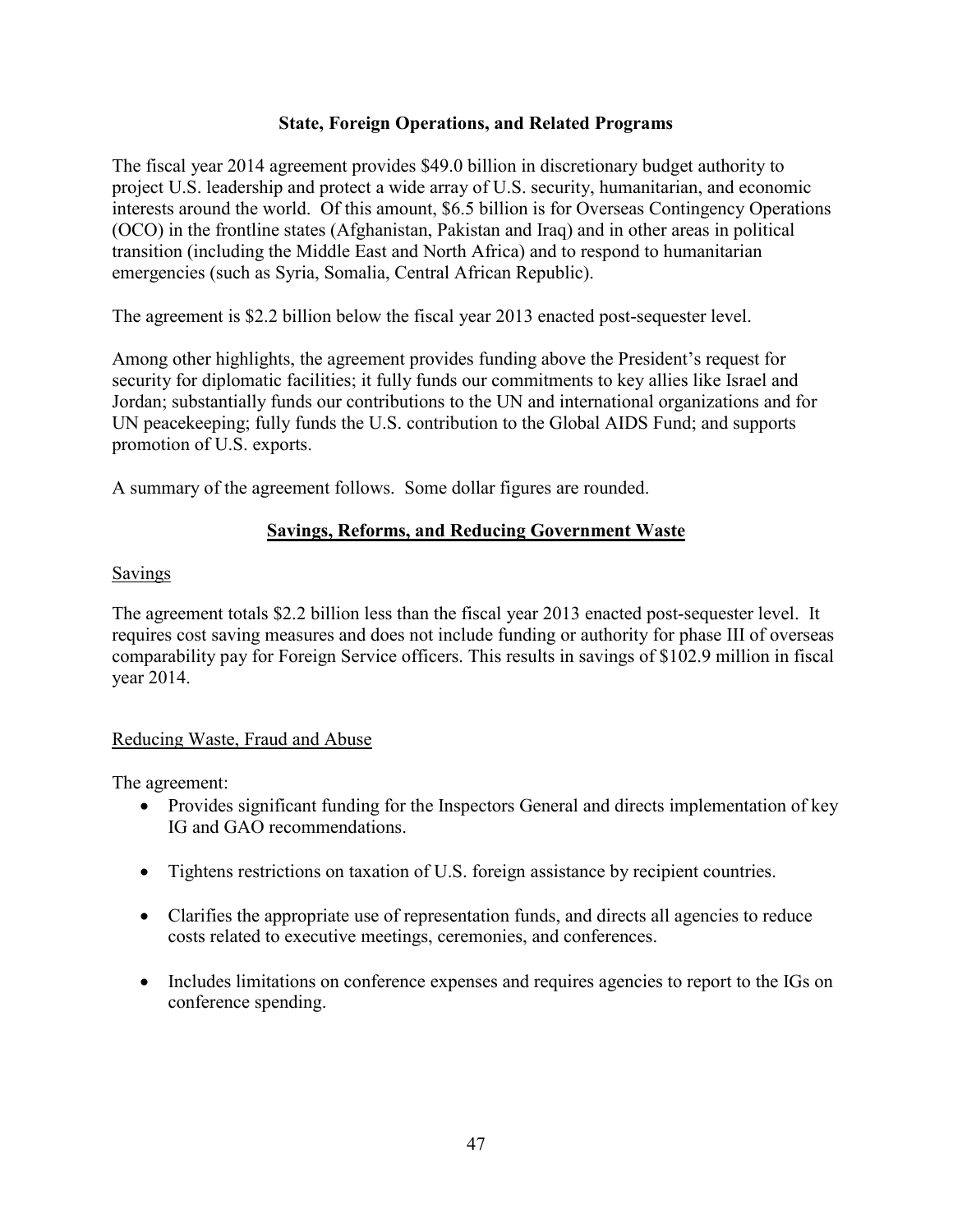## State, Foreign Operations, and Related Programs

The fiscal year 2014 agreement provides $49.0 billion in discretionary budget authority to project U.S. leadership and protect a wide array of U.S. security, humanitarian, and economic interests around the world. Of this amount, $6.5 billion is for Overseas Contingency Operations (OCO) in the frontline states (Afghanistan, Pakistan and Iraq) and in other areas in political transition (including the Middle East and North Africa) and to respond to humanitarian emergencies (such as Syria, Somalia, Central African Republic).

The agreement is $2.2 billion below the fiscal year 2013 enacted post-sequester level.

Among other highlights, the agreement provides funding above the President's request for security for diplomatic facilities; it fully funds our commitments to key allies like Israel and Jordan; substantially funds our contributions to the UN and international organizations and for UN peacekeeping; fully funds the U.S. contribution to the Global AIDS Fund; and supports promotion of U.S. exports.

A summary of the agreement follows. Some dollar figures are rounded.

### Savings, Reforms, and Reducing Government Waste

#### Savings

The agreement totals $2.2 billion less than the fiscal year 2013 enacted post-sequester level. It requires cost saving measures and does not include funding or authority for phase III of overseas comparability pay for Foreign Service officers. This results in savings of $102.9 million in fiscal year 2014.

#### Reducing Waste, Fraud and Abuse

The agreement:

- Provides significant funding for the Inspectors General and directs implementation of key IG and GAO recommendations.
- Tightens restrictions on taxation of U.S. foreign assistance by recipient countries.
- Clarifies the appropriate use of representation funds, and directs all agencies to reduce costs related to executive meetings, ceremonies, and conferences.
- Includes limitations on conference expenses and requires agencies to report to the IGs on conference spending.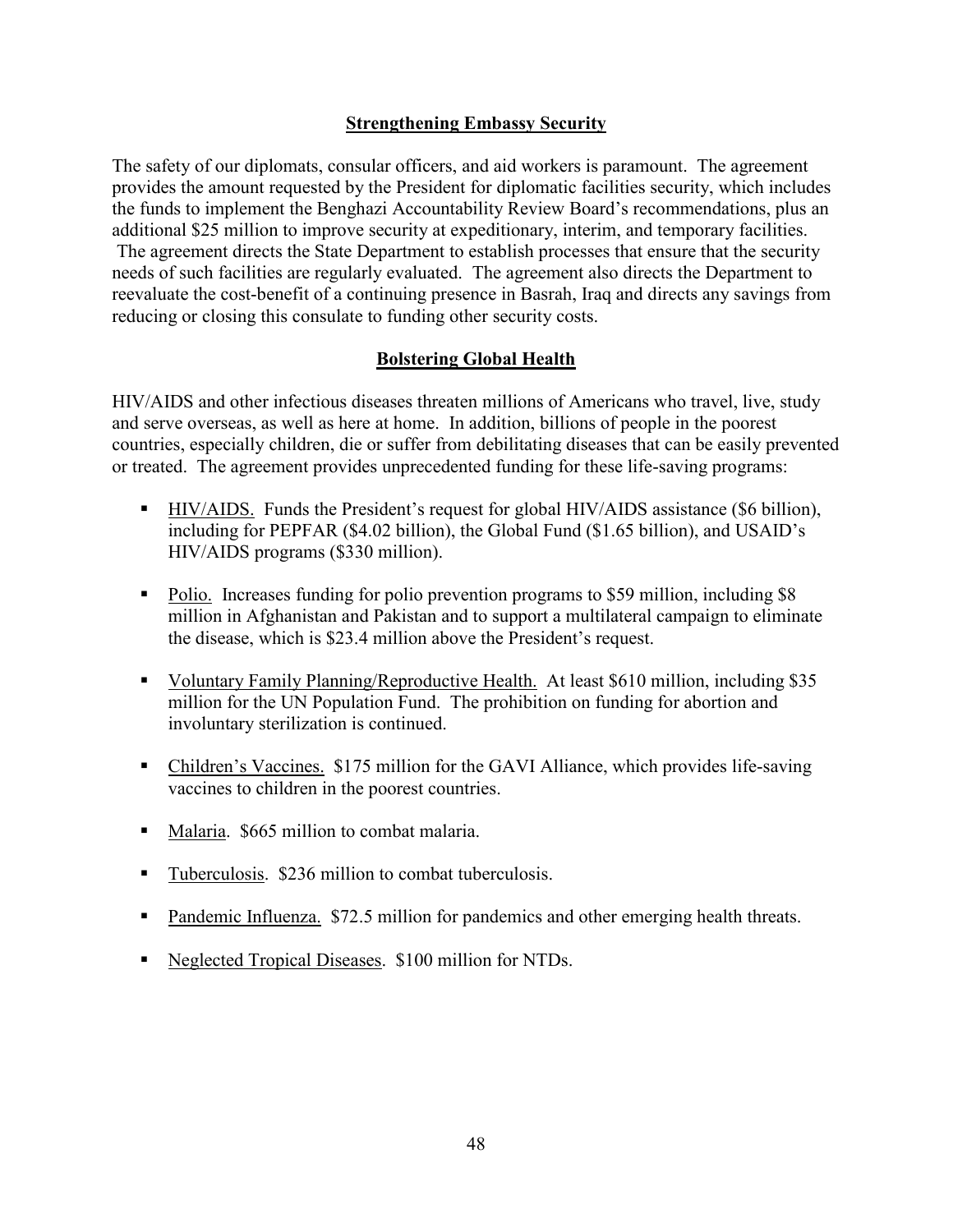## Strengthening Embassy Security

The safety of our diplomats, consular officers, and aid workers is paramount. The agreement provides the amount requested by the President for diplomatic facilities security, which includes the funds to implement the Benghazi Accountability Review Board's recommendations, plus an additional $25 million to improve security at expeditionary, interim, and temporary facilities. The agreement directs the State Department to establish processes that ensure that the security needs of such facilities are regularly evaluated. The agreement also directs the Department to reevaluate the cost-benefit of a continuing presence in Basrah, Iraq and directs any savings from reducing or closing this consulate to funding other security costs.

## Bolstering Global Health

HIV/AIDS and other infectious diseases threaten millions of Americans who travel, live, study and serve overseas, as well as here at home. In addition, billions of people in the poorest countries, especially children, die or suffer from debilitating diseases that can be easily prevented or treated. The agreement provides unprecedented funding for these life-saving programs:

- HIV/AIDS. Funds the President's request for global HIV/AIDS assistance ($6 billion), including for PEPFAR ($4.02 billion), the Global Fund ($1.65 billion), and USAID's HIV/AIDS programs ($330 million).
- Polio. Increases funding for polio prevention programs to $59 million, including $8 million in Afghanistan and Pakistan and to support a multilateral campaign to eliminate the disease, which is $23.4 million above the President's request.
- Voluntary Family Planning/Reproductive Health. At least $610 million, including $35 million for the UN Population Fund. The prohibition on funding for abortion and involuntary sterilization is continued.
- Children's Vaccines. $175 million for the GAVI Alliance, which provides life-saving vaccines to children in the poorest countries.
- Malaria. $665 million to combat malaria.
- Tuberculosis. $236 million to combat tuberculosis.
- Pandemic Influenza. $72.5 million for pandemics and other emerging health threats.
- Neglected Tropical Diseases. $100 million for NTDs.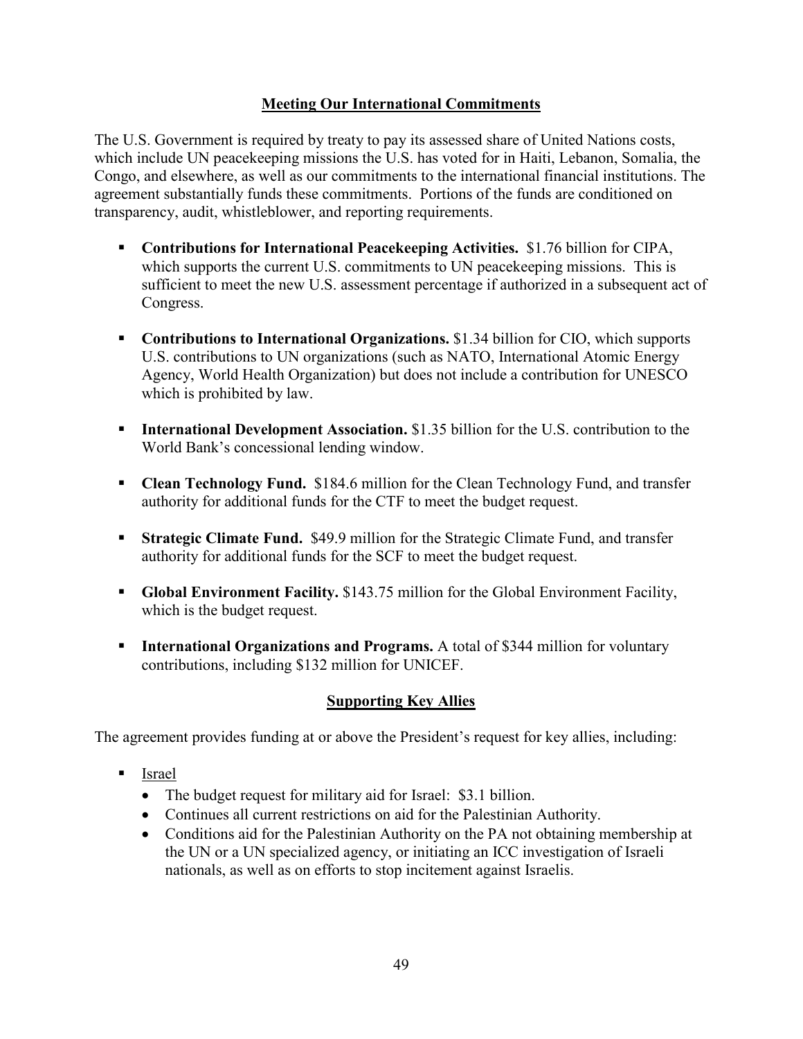## Meeting Our International Commitments

The U.S. Government is required by treaty to pay its assessed share of United Nations costs, which include UN peacekeeping missions the U.S. has voted for in Haiti, Lebanon, Somalia, the Congo, and elsewhere, as well as our commitments to the international financial institutions. The agreement substantially funds these commitments. Portions of the funds are conditioned on transparency, audit, whistleblower, and reporting requirements.

- **Contributions for International Peacekeeping Activities.** $1.76 billion for CIPA, which supports the current U.S. commitments to UN peacekeeping missions. This is sufficient to meet the new U.S. assessment percentage if authorized in a subsequent act of Congress.
- **Contributions to International Organizations.** $1.34 billion for CIO, which supports U.S. contributions to UN organizations (such as NATO, International Atomic Energy Agency, World Health Organization) but does not include a contribution for UNESCO which is prohibited by law.
- **International Development Association.** $1.35 billion for the U.S. contribution to the World Bank's concessional lending window.
- **Clean Technology Fund.** $184.6 million for the Clean Technology Fund, and transfer authority for additional funds for the CTF to meet the budget request.
- **Strategic Climate Fund.** $49.9 million for the Strategic Climate Fund, and transfer authority for additional funds for the SCF to meet the budget request.
- **Global Environment Facility.** $143.75 million for the Global Environment Facility, which is the budget request.
- **International Organizations and Programs.** A total of $344 million for voluntary contributions, including $132 million for UNICEF.

## Supporting Key Allies

The agreement provides funding at or above the President's request for key allies, including:

- Israel
  - The budget request for military aid for Israel: $3.1 billion.
  - Continues all current restrictions on aid for the Palestinian Authority.
  - Conditions aid for the Palestinian Authority on the PA not obtaining membership at the UN or a UN specialized agency, or initiating an ICC investigation of Israeli nationals, as well as on efforts to stop incitement against Israelis.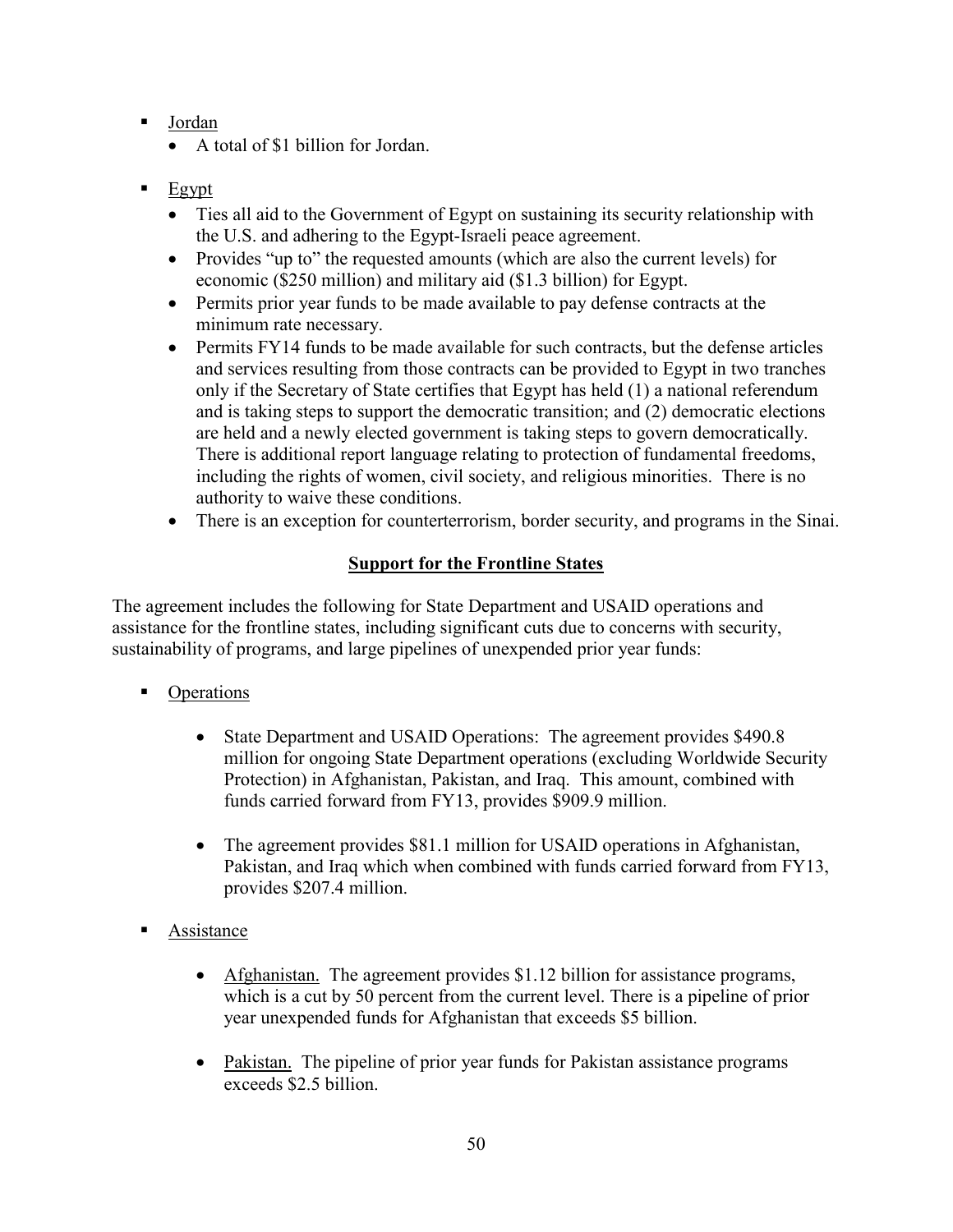- <u>Jordan</u>
  - A total of $1 billion for Jordan.

- <u>Egypt</u>
  - Ties all aid to the Government of Egypt on sustaining its security relationship with the U.S. and adhering to the Egypt-Israeli peace agreement.
  - Provides "up to" the requested amounts (which are also the current levels) for economic ($250 million) and military aid ($1.3 billion) for Egypt.
  - Permits prior year funds to be made available to pay defense contracts at the minimum rate necessary.
  - Permits FY14 funds to be made available for such contracts, but the defense articles and services resulting from those contracts can be provided to Egypt in two tranches only if the Secretary of State certifies that Egypt has held (1) a national referendum and is taking steps to support the democratic transition; and (2) democratic elections are held and a newly elected government is taking steps to govern democratically. There is additional report language relating to protection of fundamental freedoms, including the rights of women, civil society, and religious minorities. There is no authority to waive these conditions.
  - There is an exception for counterterrorism, border security, and programs in the Sinai.

## Support for the Frontline States

The agreement includes the following for State Department and USAID operations and assistance for the frontline states, including significant cuts due to concerns with security, sustainability of programs, and large pipelines of unexpended prior year funds:

- <u>Operations</u>

  - State Department and USAID Operations: The agreement provides $490.8 million for ongoing State Department operations (excluding Worldwide Security Protection) in Afghanistan, Pakistan, and Iraq. This amount, combined with funds carried forward from FY13, provides $909.9 million.

  - The agreement provides $81.1 million for USAID operations in Afghanistan, Pakistan, and Iraq which when combined with funds carried forward from FY13, provides $207.4 million.

- <u>Assistance</u>

  - <u>Afghanistan.</u> The agreement provides $1.12 billion for assistance programs, which is a cut by 50 percent from the current level. There is a pipeline of prior year unexpended funds for Afghanistan that exceeds $5 billion.

  - <u>Pakistan.</u> The pipeline of prior year funds for Pakistan assistance programs exceeds $2.5 billion.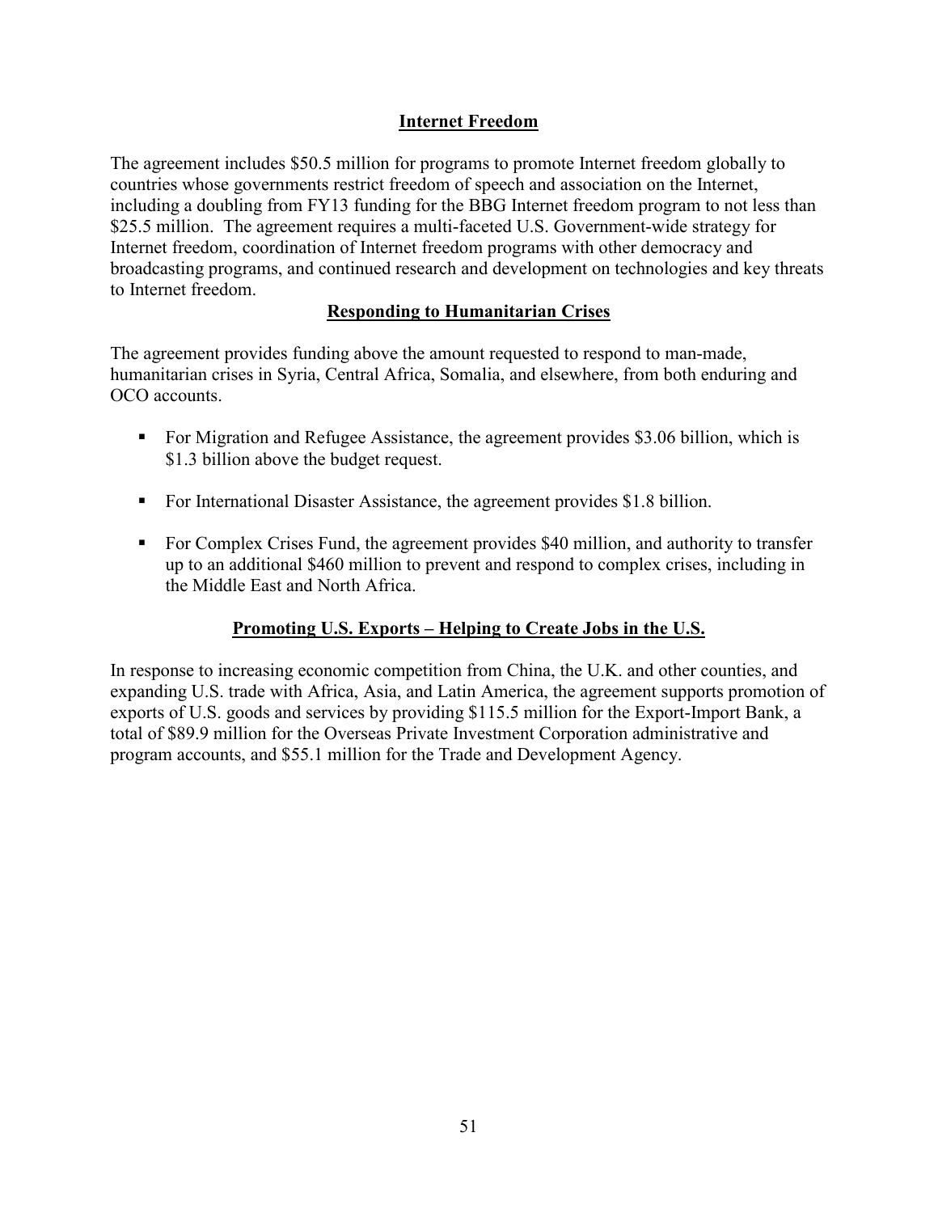## Internet Freedom

The agreement includes $50.5 million for programs to promote Internet freedom globally to countries whose governments restrict freedom of speech and association on the Internet, including a doubling from FY13 funding for the BBG Internet freedom program to not less than $25.5 million. The agreement requires a multi-faceted U.S. Government-wide strategy for Internet freedom, coordination of Internet freedom programs with other democracy and broadcasting programs, and continued research and development on technologies and key threats to Internet freedom.

## Responding to Humanitarian Crises

The agreement provides funding above the amount requested to respond to man-made, humanitarian crises in Syria, Central Africa, Somalia, and elsewhere, from both enduring and OCO accounts.

- For Migration and Refugee Assistance, the agreement provides $3.06 billion, which is $1.3 billion above the budget request.
- For International Disaster Assistance, the agreement provides $1.8 billion.
- For Complex Crises Fund, the agreement provides $40 million, and authority to transfer up to an additional $460 million to prevent and respond to complex crises, including in the Middle East and North Africa.

## Promoting U.S. Exports – Helping to Create Jobs in the U.S.

In response to increasing economic competition from China, the U.K. and other counties, and expanding U.S. trade with Africa, Asia, and Latin America, the agreement supports promotion of exports of U.S. goods and services by providing $115.5 million for the Export-Import Bank, a total of $89.9 million for the Overseas Private Investment Corporation administrative and program accounts, and $55.1 million for the Trade and Development Agency.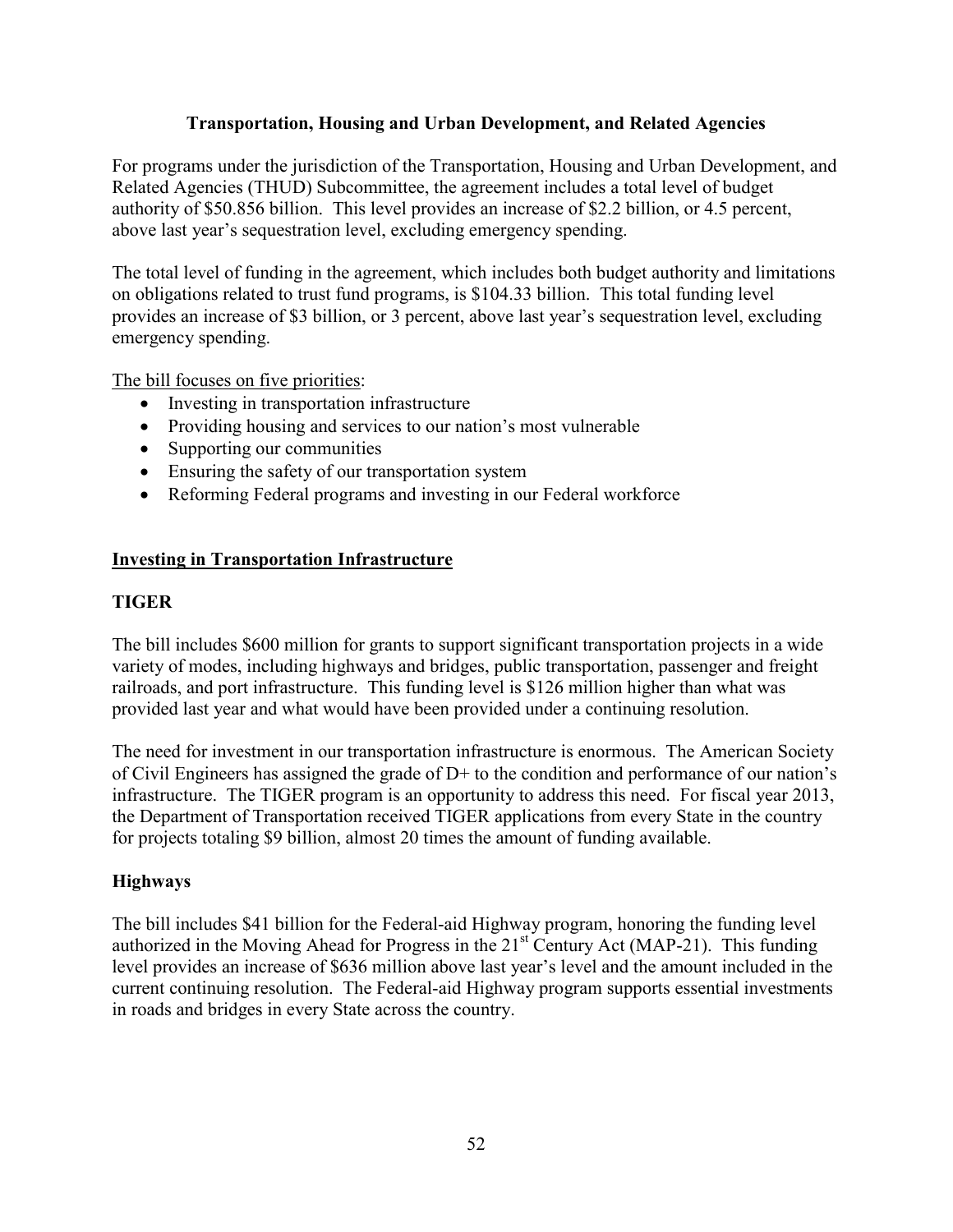## Transportation, Housing and Urban Development, and Related Agencies

For programs under the jurisdiction of the Transportation, Housing and Urban Development, and Related Agencies (THUD) Subcommittee, the agreement includes a total level of budget authority of $50.856 billion. This level provides an increase of $2.2 billion, or 4.5 percent, above last year's sequestration level, excluding emergency spending.

The total level of funding in the agreement, which includes both budget authority and limitations on obligations related to trust fund programs, is $104.33 billion. This total funding level provides an increase of $3 billion, or 3 percent, above last year's sequestration level, excluding emergency spending.

The bill focuses on five priorities:

- Investing in transportation infrastructure
- Providing housing and services to our nation's most vulnerable
- Supporting our communities
- Ensuring the safety of our transportation system
- Reforming Federal programs and investing in our Federal workforce

### Investing in Transportation Infrastructure

#### TIGER

The bill includes $600 million for grants to support significant transportation projects in a wide variety of modes, including highways and bridges, public transportation, passenger and freight railroads, and port infrastructure. This funding level is $126 million higher than what was provided last year and what would have been provided under a continuing resolution.

The need for investment in our transportation infrastructure is enormous. The American Society of Civil Engineers has assigned the grade of D+ to the condition and performance of our nation's infrastructure. The TIGER program is an opportunity to address this need. For fiscal year 2013, the Department of Transportation received TIGER applications from every State in the country for projects totaling $9 billion, almost 20 times the amount of funding available.

#### Highways

The bill includes $41 billion for the Federal-aid Highway program, honoring the funding level authorized in the Moving Ahead for Progress in the 21st Century Act (MAP-21). This funding level provides an increase of $636 million above last year's level and the amount included in the current continuing resolution. The Federal-aid Highway program supports essential investments in roads and bridges in every State across the country.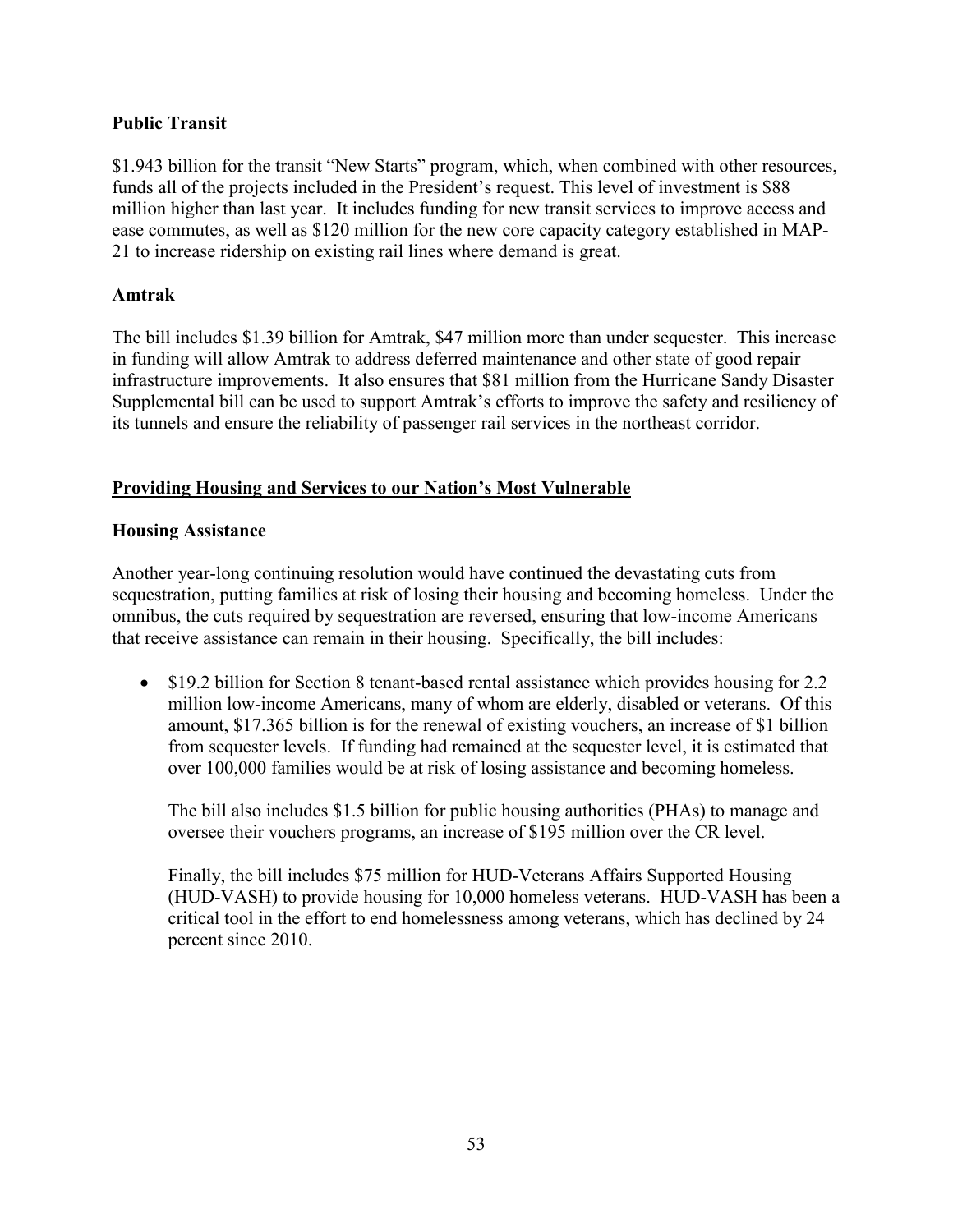**Public Transit**

$1.943 billion for the transit "New Starts" program, which, when combined with other resources, funds all of the projects included in the President's request. This level of investment is $88 million higher than last year. It includes funding for new transit services to improve access and ease commutes, as well as $120 million for the new core capacity category established in MAP-21 to increase ridership on existing rail lines where demand is great.

**Amtrak**

The bill includes $1.39 billion for Amtrak, $47 million more than under sequester. This increase in funding will allow Amtrak to address deferred maintenance and other state of good repair infrastructure improvements. It also ensures that $81 million from the Hurricane Sandy Disaster Supplemental bill can be used to support Amtrak's efforts to improve the safety and resiliency of its tunnels and ensure the reliability of passenger rail services in the northeast corridor.

## Providing Housing and Services to our Nation's Most Vulnerable

**Housing Assistance**

Another year-long continuing resolution would have continued the devastating cuts from sequestration, putting families at risk of losing their housing and becoming homeless. Under the omnibus, the cuts required by sequestration are reversed, ensuring that low-income Americans that receive assistance can remain in their housing. Specifically, the bill includes:

- $19.2 billion for Section 8 tenant-based rental assistance which provides housing for 2.2 million low-income Americans, many of whom are elderly, disabled or veterans. Of this amount, $17.365 billion is for the renewal of existing vouchers, an increase of $1 billion from sequester levels. If funding had remained at the sequester level, it is estimated that over 100,000 families would be at risk of losing assistance and becoming homeless.

  The bill also includes $1.5 billion for public housing authorities (PHAs) to manage and oversee their vouchers programs, an increase of $195 million over the CR level.

  Finally, the bill includes $75 million for HUD-Veterans Affairs Supported Housing (HUD-VASH) to provide housing for 10,000 homeless veterans. HUD-VASH has been a critical tool in the effort to end homelessness among veterans, which has declined by 24 percent since 2010.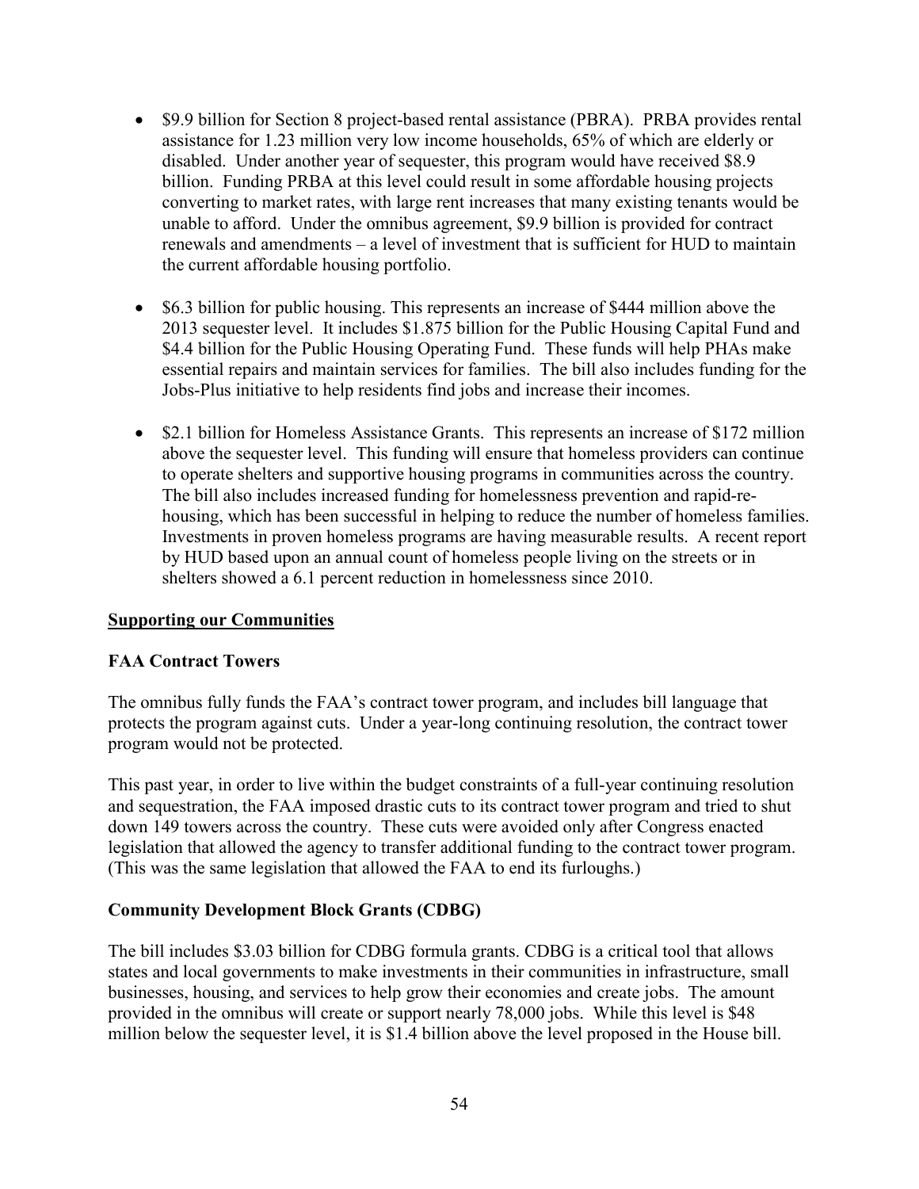- $9.9 billion for Section 8 project-based rental assistance (PBRA). PRBA provides rental assistance for 1.23 million very low income households, 65% of which are elderly or disabled. Under another year of sequester, this program would have received $8.9 billion. Funding PRBA at this level could result in some affordable housing projects converting to market rates, with large rent increases that many existing tenants would be unable to afford. Under the omnibus agreement, $9.9 billion is provided for contract renewals and amendments – a level of investment that is sufficient for HUD to maintain the current affordable housing portfolio.

- $6.3 billion for public housing. This represents an increase of $444 million above the 2013 sequester level. It includes $1.875 billion for the Public Housing Capital Fund and $4.4 billion for the Public Housing Operating Fund. These funds will help PHAs make essential repairs and maintain services for families. The bill also includes funding for the Jobs-Plus initiative to help residents find jobs and increase their incomes.

- $2.1 billion for Homeless Assistance Grants. This represents an increase of $172 million above the sequester level. This funding will ensure that homeless providers can continue to operate shelters and supportive housing programs in communities across the country. The bill also includes increased funding for homelessness prevention and rapid-re-housing, which has been successful in helping to reduce the number of homeless families. Investments in proven homeless programs are having measurable results. A recent report by HUD based upon an annual count of homeless people living on the streets or in shelters showed a 6.1 percent reduction in homelessness since 2010.

<u>**Supporting our Communities**</u>

**FAA Contract Towers**

The omnibus fully funds the FAA's contract tower program, and includes bill language that protects the program against cuts. Under a year-long continuing resolution, the contract tower program would not be protected.

This past year, in order to live within the budget constraints of a full-year continuing resolution and sequestration, the FAA imposed drastic cuts to its contract tower program and tried to shut down 149 towers across the country. These cuts were avoided only after Congress enacted legislation that allowed the agency to transfer additional funding to the contract tower program. (This was the same legislation that allowed the FAA to end its furloughs.)

**Community Development Block Grants (CDBG)**

The bill includes $3.03 billion for CDBG formula grants. CDBG is a critical tool that allows states and local governments to make investments in their communities in infrastructure, small businesses, housing, and services to help grow their economies and create jobs. The amount provided in the omnibus will create or support nearly 78,000 jobs. While this level is $48 million below the sequester level, it is $1.4 billion above the level proposed in the House bill.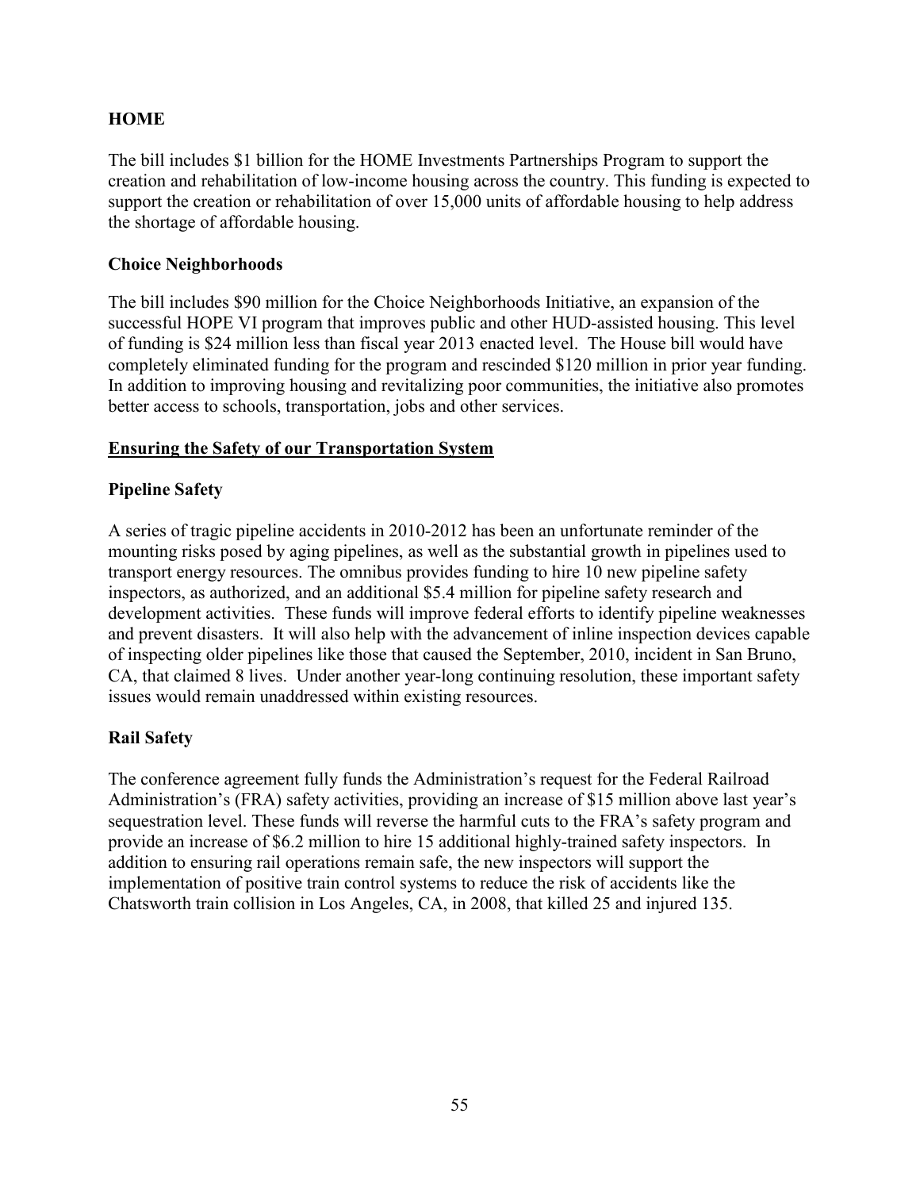**HOME**

The bill includes $1 billion for the HOME Investments Partnerships Program to support the creation and rehabilitation of low-income housing across the country. This funding is expected to support the creation or rehabilitation of over 15,000 units of affordable housing to help address the shortage of affordable housing.

**Choice Neighborhoods**

The bill includes $90 million for the Choice Neighborhoods Initiative, an expansion of the successful HOPE VI program that improves public and other HUD-assisted housing. This level of funding is $24 million less than fiscal year 2013 enacted level. The House bill would have completely eliminated funding for the program and rescinded $120 million in prior year funding. In addition to improving housing and revitalizing poor communities, the initiative also promotes better access to schools, transportation, jobs and other services.

**Ensuring the Safety of our Transportation System**

**Pipeline Safety**

A series of tragic pipeline accidents in 2010-2012 has been an unfortunate reminder of the mounting risks posed by aging pipelines, as well as the substantial growth in pipelines used to transport energy resources. The omnibus provides funding to hire 10 new pipeline safety inspectors, as authorized, and an additional $5.4 million for pipeline safety research and development activities. These funds will improve federal efforts to identify pipeline weaknesses and prevent disasters. It will also help with the advancement of inline inspection devices capable of inspecting older pipelines like those that caused the September, 2010, incident in San Bruno, CA, that claimed 8 lives. Under another year-long continuing resolution, these important safety issues would remain unaddressed within existing resources.

**Rail Safety**

The conference agreement fully funds the Administration's request for the Federal Railroad Administration's (FRA) safety activities, providing an increase of $15 million above last year's sequestration level. These funds will reverse the harmful cuts to the FRA's safety program and provide an increase of $6.2 million to hire 15 additional highly-trained safety inspectors. In addition to ensuring rail operations remain safe, the new inspectors will support the implementation of positive train control systems to reduce the risk of accidents like the Chatsworth train collision in Los Angeles, CA, in 2008, that killed 25 and injured 135.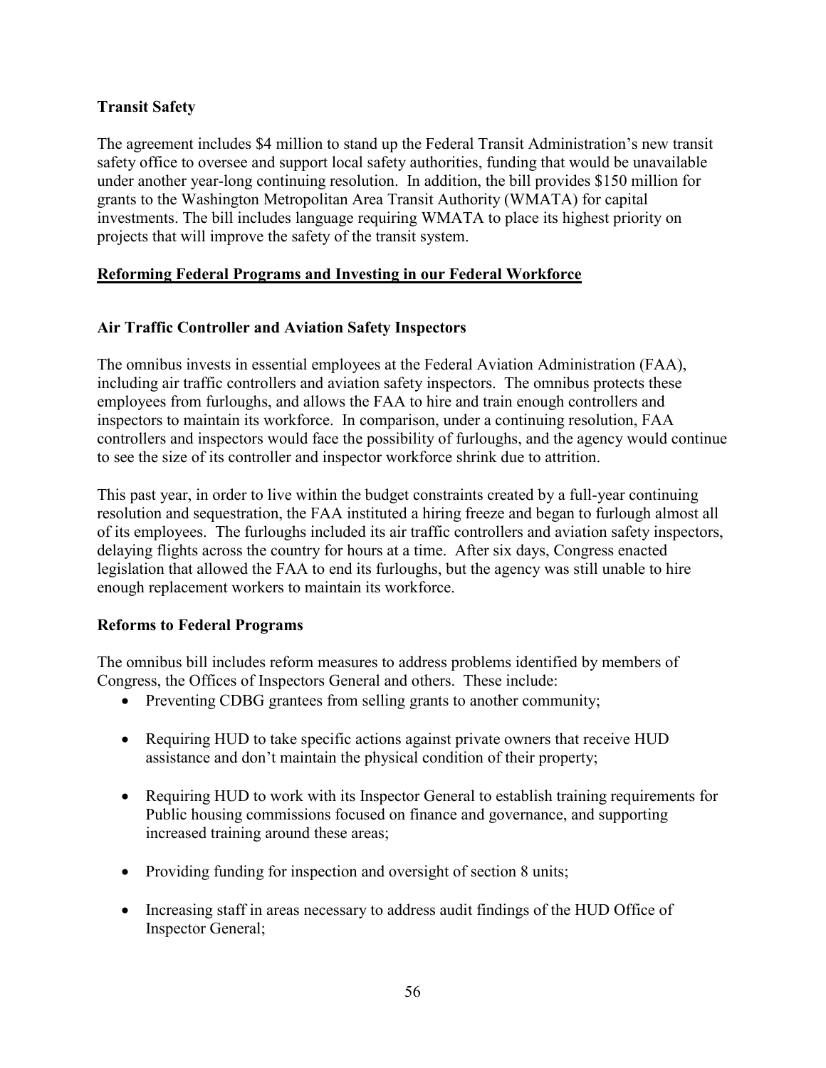### Transit Safety

The agreement includes $4 million to stand up the Federal Transit Administration's new transit safety office to oversee and support local safety authorities, funding that would be unavailable under another year-long continuing resolution. In addition, the bill provides $150 million for grants to the Washington Metropolitan Area Transit Authority (WMATA) for capital investments. The bill includes language requiring WMATA to place its highest priority on projects that will improve the safety of the transit system.

## Reforming Federal Programs and Investing in our Federal Workforce

### Air Traffic Controller and Aviation Safety Inspectors

The omnibus invests in essential employees at the Federal Aviation Administration (FAA), including air traffic controllers and aviation safety inspectors. The omnibus protects these employees from furloughs, and allows the FAA to hire and train enough controllers and inspectors to maintain its workforce. In comparison, under a continuing resolution, FAA controllers and inspectors would face the possibility of furloughs, and the agency would continue to see the size of its controller and inspector workforce shrink due to attrition.

This past year, in order to live within the budget constraints created by a full-year continuing resolution and sequestration, the FAA instituted a hiring freeze and began to furlough almost all of its employees. The furloughs included its air traffic controllers and aviation safety inspectors, delaying flights across the country for hours at a time. After six days, Congress enacted legislation that allowed the FAA to end its furloughs, but the agency was still unable to hire enough replacement workers to maintain its workforce.

### Reforms to Federal Programs

The omnibus bill includes reform measures to address problems identified by members of Congress, the Offices of Inspectors General and others. These include:

- Preventing CDBG grantees from selling grants to another community;
- Requiring HUD to take specific actions against private owners that receive HUD assistance and don't maintain the physical condition of their property;
- Requiring HUD to work with its Inspector General to establish training requirements for Public housing commissions focused on finance and governance, and supporting increased training around these areas;
- Providing funding for inspection and oversight of section 8 units;
- Increasing staff in areas necessary to address audit findings of the HUD Office of Inspector General;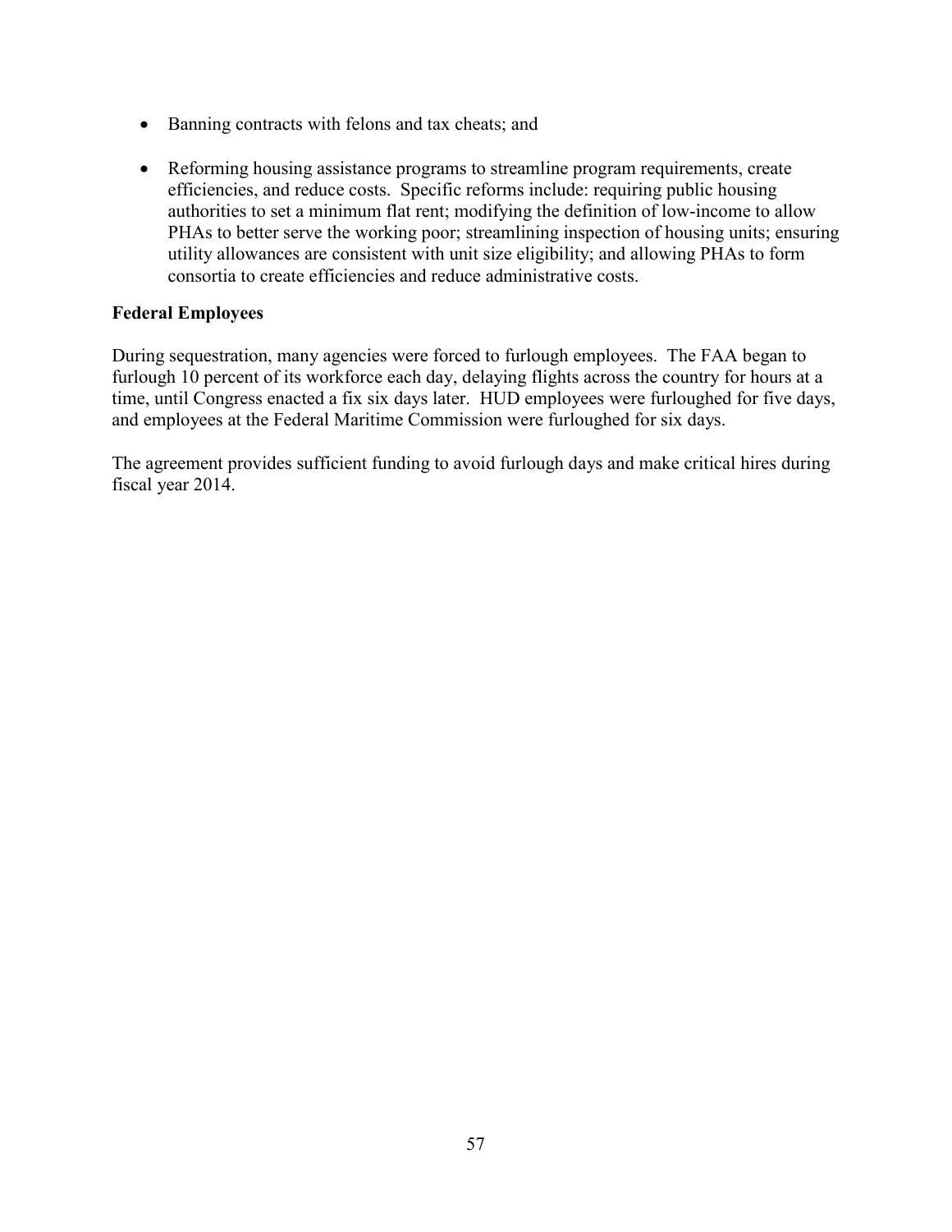- Banning contracts with felons and tax cheats; and
- Reforming housing assistance programs to streamline program requirements, create efficiencies, and reduce costs. Specific reforms include: requiring public housing authorities to set a minimum flat rent; modifying the definition of low-income to allow PHAs to better serve the working poor; streamlining inspection of housing units; ensuring utility allowances are consistent with unit size eligibility; and allowing PHAs to form consortia to create efficiencies and reduce administrative costs.

**Federal Employees**

During sequestration, many agencies were forced to furlough employees. The FAA began to furlough 10 percent of its workforce each day, delaying flights across the country for hours at a time, until Congress enacted a fix six days later. HUD employees were furloughed for five days, and employees at the Federal Maritime Commission were furloughed for six days.

The agreement provides sufficient funding to avoid furlough days and make critical hires during fiscal year 2014.